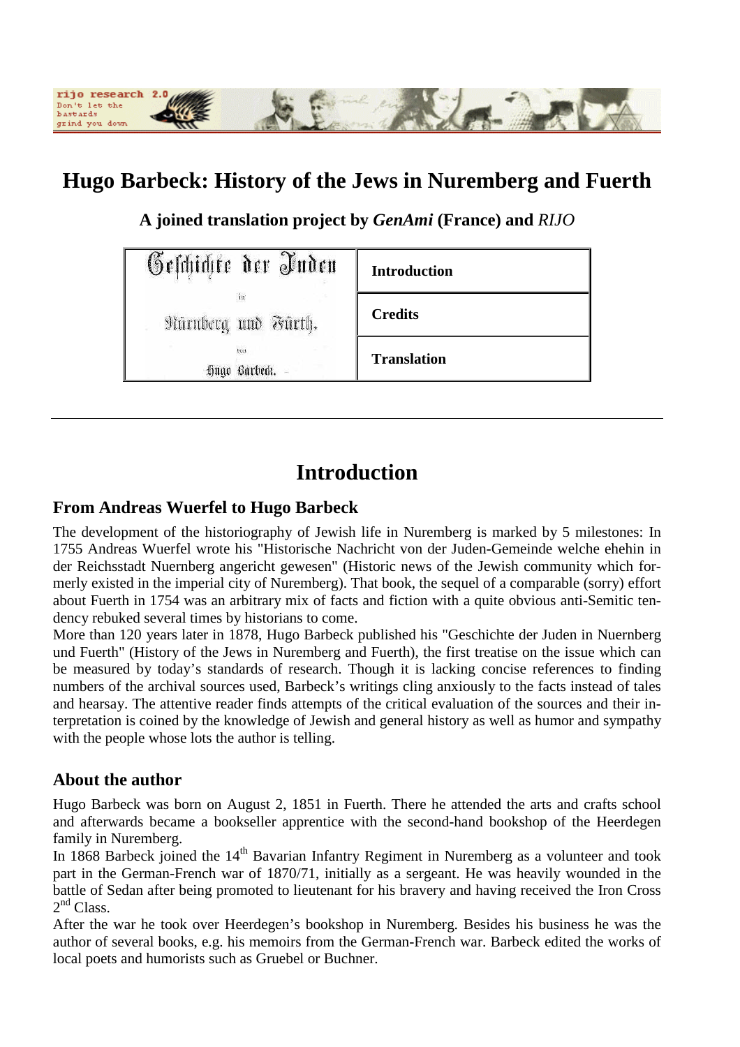# Hugo Barbeck: History of the Jews in Nuremberg and Fuerth

**A joined translation project by *GenAmi* (France) and *RIJO***

| Geschichte der Juden in Nürnberg und Fürth. von Hugo Barbeck. | |
|---|---|
| | **Introduction** |
| | **Credits** |
| | **Translation** |

---

## Introduction

### From Andreas Wuerfel to Hugo Barbeck

The development of the historiography of Jewish life in Nuremberg is marked by 5 milestones: In 1755 Andreas Wuerfel wrote his "Historische Nachricht von der Juden-Gemeinde welche ehehin in der Reichsstadt Nuernberg angericht gewesen" (Historic news of the Jewish community which formerly existed in the imperial city of Nuremberg). That book, the sequel of a comparable (sorry) effort about Fuerth in 1754 was an arbitrary mix of facts and fiction with a quite obvious anti-Semitic tendency rebuked several times by historians to come.

More than 120 years later in 1878, Hugo Barbeck published his "Geschichte der Juden in Nuernberg und Fuerth" (History of the Jews in Nuremberg and Fuerth), the first treatise on the issue which can be measured by today's standards of research. Though it is lacking concise references to finding numbers of the archival sources used, Barbeck's writings cling anxiously to the facts instead of tales and hearsay. The attentive reader finds attempts of the critical evaluation of the sources and their interpretation is coined by the knowledge of Jewish and general history as well as humor and sympathy with the people whose lots the author is telling.

### About the author

Hugo Barbeck was born on August 2, 1851 in Fuerth. There he attended the arts and crafts school and afterwards became a bookseller apprentice with the second-hand bookshop of the Heerdegen family in Nuremberg.

In 1868 Barbeck joined the 14th Bavarian Infantry Regiment in Nuremberg as a volunteer and took part in the German-French war of 1870/71, initially as a sergeant. He was heavily wounded in the battle of Sedan after being promoted to lieutenant for his bravery and having received the Iron Cross 2nd Class.

After the war he took over Heerdegen's bookshop in Nuremberg. Besides his business he was the author of several books, e.g. his memoirs from the German-French war. Barbeck edited the works of local poets and humorists such as Gruebel or Buchner.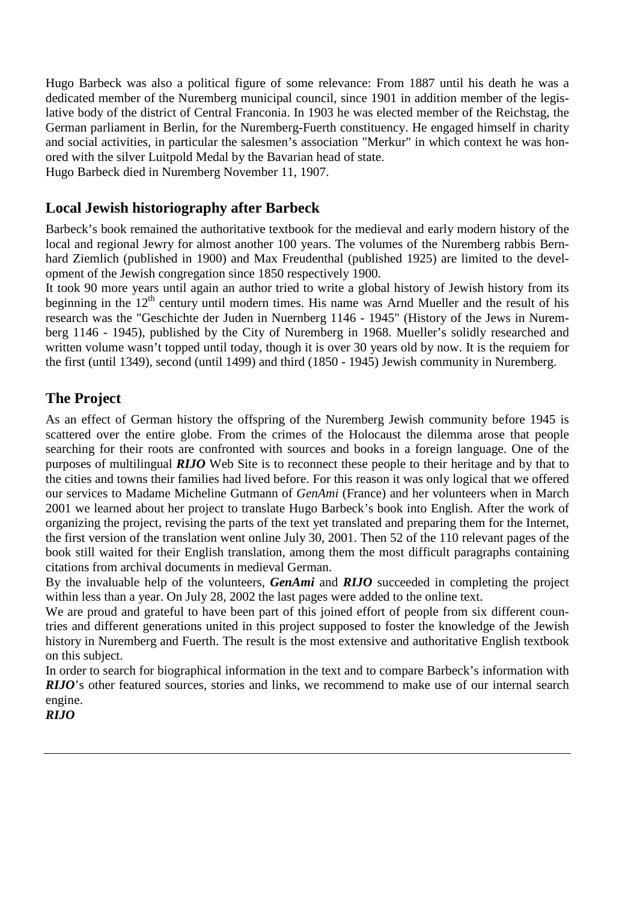Hugo Barbeck was also a political figure of some relevance: From 1887 until his death he was a dedicated member of the Nuremberg municipal council, since 1901 in addition member of the legislative body of the district of Central Franconia. In 1903 he was elected member of the Reichstag, the German parliament in Berlin, for the Nuremberg-Fuerth constituency. He engaged himself in charity and social activities, in particular the salesmen's association "Merkur" in which context he was honored with the silver Luitpold Medal by the Bavarian head of state.
Hugo Barbeck died in Nuremberg November 11, 1907.

## Local Jewish historiography after Barbeck

Barbeck's book remained the authoritative textbook for the medieval and early modern history of the local and regional Jewry for almost another 100 years. The volumes of the Nuremberg rabbis Bernhard Ziemlich (published in 1900) and Max Freudenthal (published 1925) are limited to the development of the Jewish congregation since 1850 respectively 1900.
It took 90 more years until again an author tried to write a global history of Jewish history from its beginning in the 12th century until modern times. His name was Arnd Mueller and the result of his research was the "Geschichte der Juden in Nuernberg 1146 - 1945" (History of the Jews in Nuremberg 1146 - 1945), published by the City of Nuremberg in 1968. Mueller's solidly researched and written volume wasn't topped until today, though it is over 30 years old by now. It is the requiem for the first (until 1349), second (until 1499) and third (1850 - 1945) Jewish community in Nuremberg.

## The Project

As an effect of German history the offspring of the Nuremberg Jewish community before 1945 is scattered over the entire globe. From the crimes of the Holocaust the dilemma arose that people searching for their roots are confronted with sources and books in a foreign language. One of the purposes of multilingual ***RIJO*** Web Site is to reconnect these people to their heritage and by that to the cities and towns their families had lived before. For this reason it was only logical that we offered our services to Madame Micheline Gutmann of *GenAmi* (France) and her volunteers when in March 2001 we learned about her project to translate Hugo Barbeck's book into English. After the work of organizing the project, revising the parts of the text yet translated and preparing them for the Internet, the first version of the translation went online July 30, 2001. Then 52 of the 110 relevant pages of the book still waited for their English translation, among them the most difficult paragraphs containing citations from archival documents in medieval German.
By the invaluable help of the volunteers, ***GenAmi*** and ***RIJO*** succeeded in completing the project within less than a year. On July 28, 2002 the last pages were added to the online text.
We are proud and grateful to have been part of this joined effort of people from six different countries and different generations united in this project supposed to foster the knowledge of the Jewish history in Nuremberg and Fuerth. The result is the most extensive and authoritative English textbook on this subject.
In order to search for biographical information in the text and to compare Barbeck's information with ***RIJO***'s other featured sources, stories and links, we recommend to make use of our internal search engine.
***RIJO***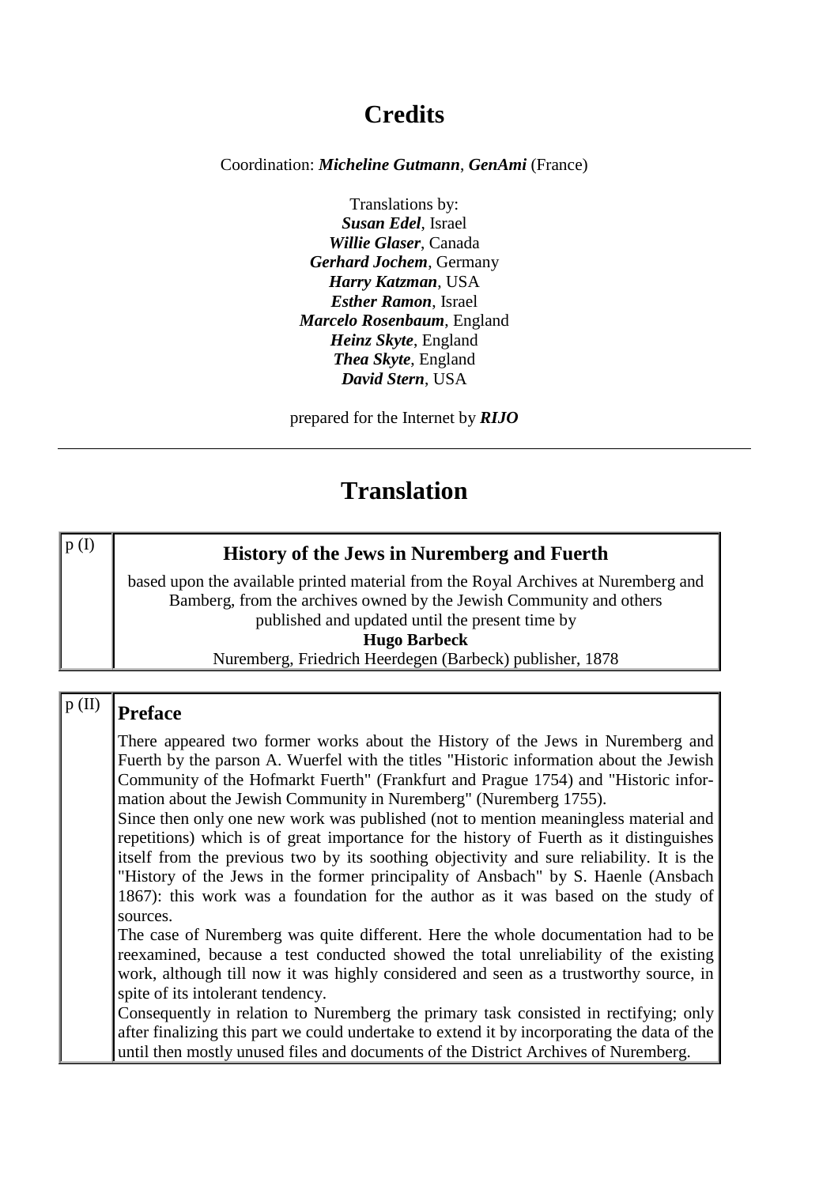# Credits

Coordination: ***Micheline Gutmann***, ***GenAmi*** (France)

Translations by:
***Susan Edel***, Israel
***Willie Glaser***, Canada
***Gerhard Jochem***, Germany
***Harry Katzman***, USA
***Esther Ramon***, Israel
***Marcelo Rosenbaum***, England
***Heinz Skyte***, England
***Thea Skyte***, England
***David Stern***, USA

prepared for the Internet by ***RIJO***

---

# Translation

p (I)

## History of the Jews in Nuremberg and Fuerth

based upon the available printed material from the Royal Archives at Nuremberg and Bamberg, from the archives owned by the Jewish Community and others
published and updated until the present time by
**Hugo Barbeck**
Nuremberg, Friedrich Heerdegen (Barbeck) publisher, 1878

p (II)

## Preface

There appeared two former works about the History of the Jews in Nuremberg and Fuerth by the parson A. Wuerfel with the titles "Historic information about the Jewish Community of the Hofmarkt Fuerth" (Frankfurt and Prague 1754) and "Historic information about the Jewish Community in Nuremberg" (Nuremberg 1755).
Since then only one new work was published (not to mention meaningless material and repetitions) which is of great importance for the history of Fuerth as it distinguishes itself from the previous two by its soothing objectivity and sure reliability. It is the "History of the Jews in the former principality of Ansbach" by S. Haenle (Ansbach 1867): this work was a foundation for the author as it was based on the study of sources.
The case of Nuremberg was quite different. Here the whole documentation had to be reexamined, because a test conducted showed the total unreliability of the existing work, although till now it was highly considered and seen as a trustworthy source, in spite of its intolerant tendency.
Consequently in relation to Nuremberg the primary task consisted in rectifying; only after finalizing this part we could undertake to extend it by incorporating the data of the until then mostly unused files and documents of the District Archives of Nuremberg.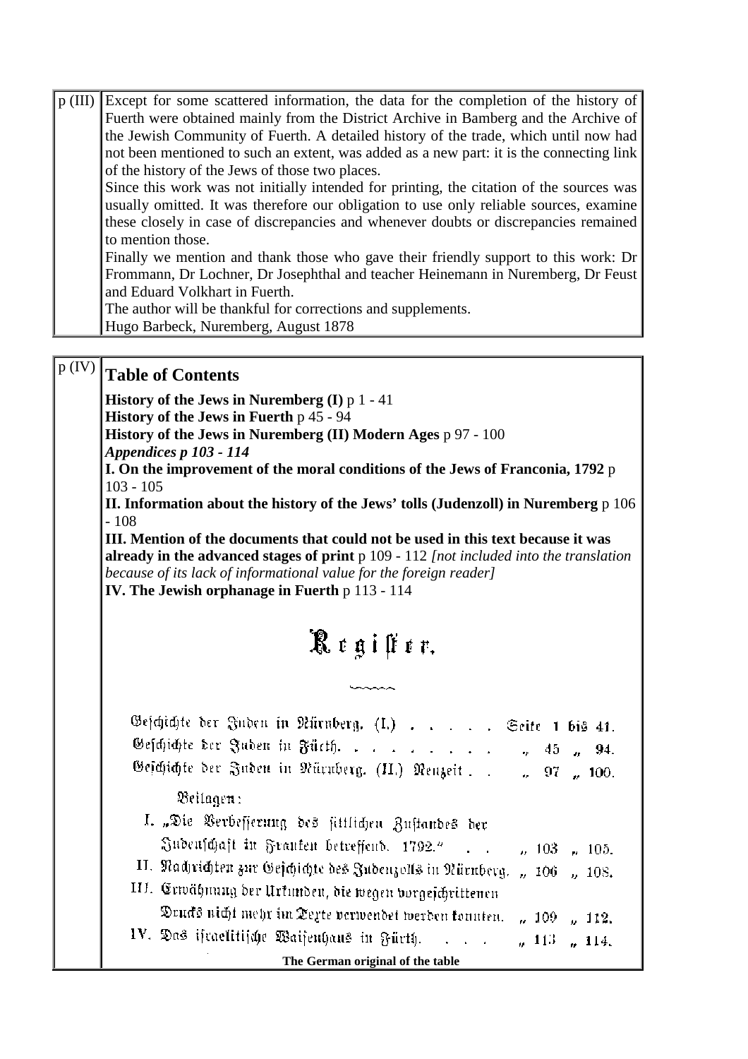| | |
|---|---|
| p (III) | Except for some scattered information, the data for the completion of the history of Fuerth were obtained mainly from the District Archive in Bamberg and the Archive of the Jewish Community of Fuerth. A detailed history of the trade, which until now had not been mentioned to such an extent, was added as a new part: it is the connecting link of the history of the Jews of those two places.<br>Since this work was not initially intended for printing, the citation of the sources was usually omitted. It was therefore our obligation to use only reliable sources, examine these closely in case of discrepancies and whenever doubts or discrepancies remained to mention those.<br>Finally we mention and thank those who gave their friendly support to this work: Dr Frommann, Dr Lochner, Dr Josephthal and teacher Heinemann in Nuremberg, Dr Feust and Eduard Volkhart in Fuerth.<br>The author will be thankful for corrections and supplements.<br>Hugo Barbeck, Nuremberg, August 1878 |

p (IV)

## Table of Contents

**History of the Jews in Nuremberg (I)** p 1 - 41
**History of the Jews in Fuerth** p 45 - 94
**History of the Jews in Nuremberg (II) Modern Ages** p 97 - 100
***Appendices p 103 - 114***
**I. On the improvement of the moral conditions of the Jews of Franconia, 1792** p 103 - 105
**II. Information about the history of the Jews' tolls (Judenzoll) in Nuremberg** p 106 - 108
**III. Mention of the documents that could not be used in this text because it was already in the advanced stages of print** p 109 - 112 *[not included into the translation because of its lack of informational value for the foreign reader]*
**IV. The Jewish orphanage in Fuerth** p 113 - 114

# Register.

Geschichte der Juden in Nürnberg. (I.) . . . . . . Seite 1 bis 41.
Geschichte der Juden in Fürth. . . . . . . . . . „ 45 „ 94.
Geschichte der Juden in Nürnberg. (II.) Neuzeit . . „ 97 „ 100.

Beilagen:

I. „Die Verbesserung des sittlichen Zustandes der Judenschaft in Franken betreffend. 1792." . . „ 103 „ 105.
II. Nachrichten zur Geschichte des Judenzolls in Nürnberg. „ 106 „ 108.
III. Erwähnung der Urkunden, die wegen vorgeschrittenen Drucks nicht mehr im Texte verwendet werden konnten. „ 109 „ 112.
IV. Das israelitische Waisenhaus in Fürth. . . . „ 113 „ 114.

**The German original of the table**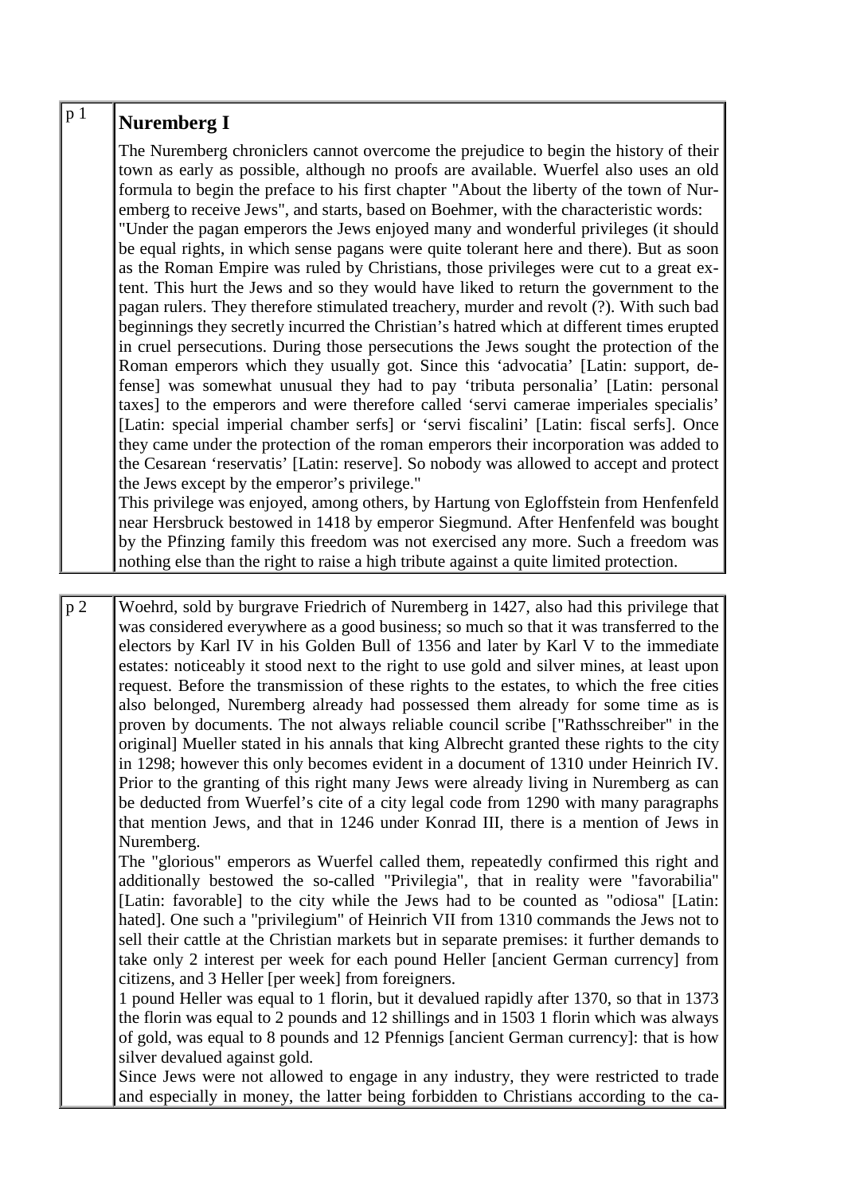p 1

## Nuremberg I

The Nuremberg chroniclers cannot overcome the prejudice to begin the history of their town as early as possible, although no proofs are available. Wuerfel also uses an old formula to begin the preface to his first chapter "About the liberty of the town of Nuremberg to receive Jews", and starts, based on Boehmer, with the characteristic words: "Under the pagan emperors the Jews enjoyed many and wonderful privileges (it should be equal rights, in which sense pagans were quite tolerant here and there). But as soon as the Roman Empire was ruled by Christians, those privileges were cut to a great extent. This hurt the Jews and so they would have liked to return the government to the pagan rulers. They therefore stimulated treachery, murder and revolt (?). With such bad beginnings they secretly incurred the Christian's hatred which at different times erupted in cruel persecutions. During those persecutions the Jews sought the protection of the Roman emperors which they usually got. Since this 'advocatia' [Latin: support, defense] was somewhat unusual they had to pay 'tributa personalia' [Latin: personal taxes] to the emperors and were therefore called 'servi camerae imperiales specialis' [Latin: special imperial chamber serfs] or 'servi fiscalini' [Latin: fiscal serfs]. Once they came under the protection of the roman emperors their incorporation was added to the Cesarean 'reservatis' [Latin: reserve]. So nobody was allowed to accept and protect the Jews except by the emperor's privilege."

This privilege was enjoyed, among others, by Hartung von Egloffstein from Henfenfeld near Hersbruck bestowed in 1418 by emperor Siegmund. After Henfenfeld was bought by the Pfinzing family this freedom was not exercised any more. Such a freedom was nothing else than the right to raise a high tribute against a quite limited protection.

p 2

Woehrd, sold by burgrave Friedrich of Nuremberg in 1427, also had this privilege that was considered everywhere as a good business; so much so that it was transferred to the electors by Karl IV in his Golden Bull of 1356 and later by Karl V to the immediate estates: noticeably it stood next to the right to use gold and silver mines, at least upon request. Before the transmission of these rights to the estates, to which the free cities also belonged, Nuremberg already had possessed them already for some time as is proven by documents. The not always reliable council scribe ["Rathsschreiber" in the original] Mueller stated in his annals that king Albrecht granted these rights to the city in 1298; however this only becomes evident in a document of 1310 under Heinrich IV. Prior to the granting of this right many Jews were already living in Nuremberg as can be deducted from Wuerfel's cite of a city legal code from 1290 with many paragraphs that mention Jews, and that in 1246 under Konrad III, there is a mention of Jews in Nuremberg.

The "glorious" emperors as Wuerfel called them, repeatedly confirmed this right and additionally bestowed the so-called "Privilegia", that in reality were "favorabilia" [Latin: favorable] to the city while the Jews had to be counted as "odiosa" [Latin: hated]. One such a "privilegium" of Heinrich VII from 1310 commands the Jews not to sell their cattle at the Christian markets but in separate premises: it further demands to take only 2 interest per week for each pound Heller [ancient German currency] from citizens, and 3 Heller [per week] from foreigners.

1 pound Heller was equal to 1 florin, but it devalued rapidly after 1370, so that in 1373 the florin was equal to 2 pounds and 12 shillings and in 1503 1 florin which was always of gold, was equal to 8 pounds and 12 Pfennigs [ancient German currency]: that is how silver devalued against gold.

Since Jews were not allowed to engage in any industry, they were restricted to trade and especially in money, the latter being forbidden to Christians according to the ca-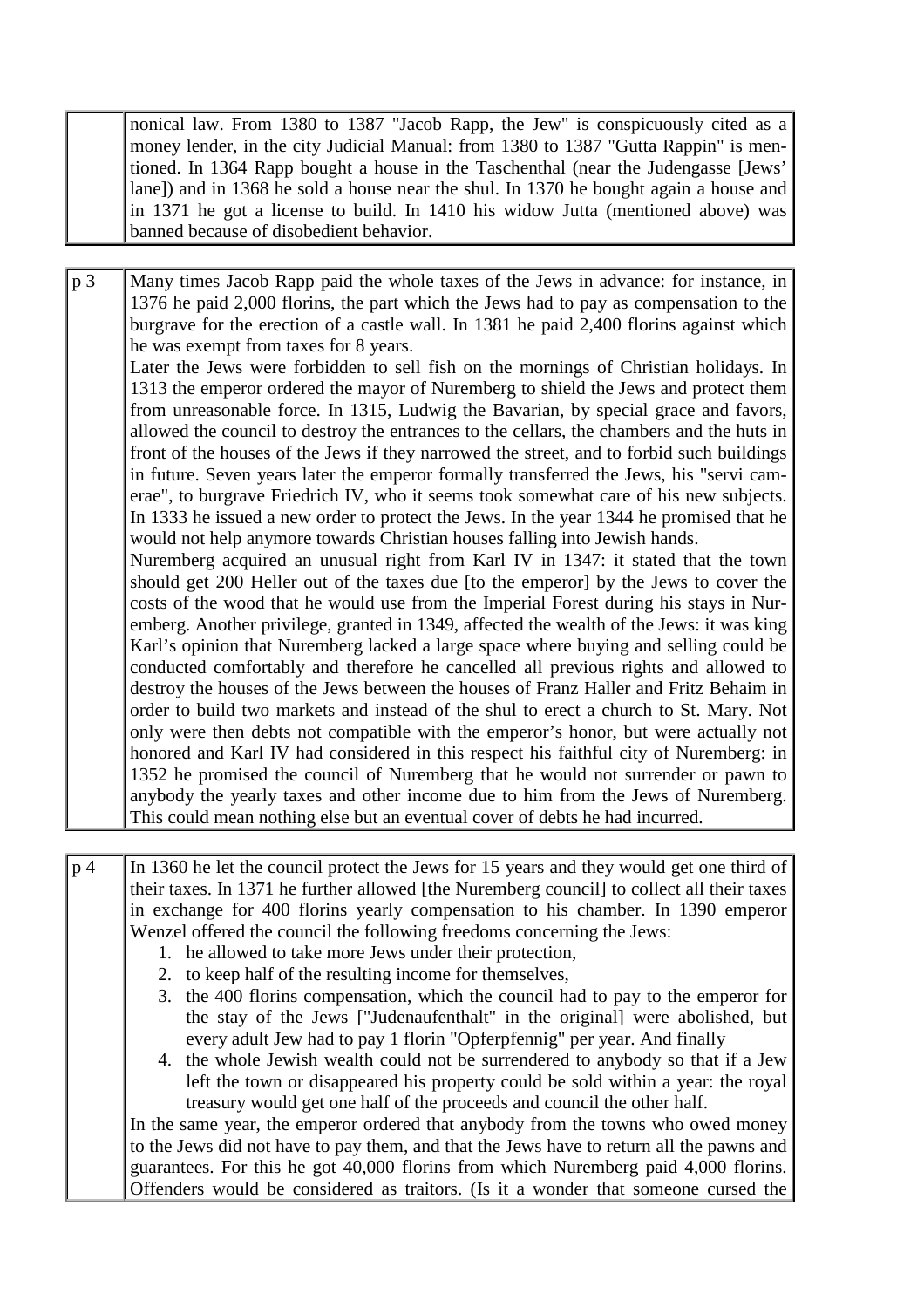| | |
|---|---|
| | nonical law. From 1380 to 1387 "Jacob Rapp, the Jew" is conspicuously cited as a money lender, in the city Judicial Manual: from 1380 to 1387 "Gutta Rappin" is mentioned. In 1364 Rapp bought a house in the Taschenthal (near the Judengasse [Jews' lane]) and in 1368 he sold a house near the shul. In 1370 he bought again a house and in 1371 he got a license to build. In 1410 his widow Jutta (mentioned above) was banned because of disobedient behavior. |

| | |
|---|---|
| p 3 | Many times Jacob Rapp paid the whole taxes of the Jews in advance: for instance, in 1376 he paid 2,000 florins, the part which the Jews had to pay as compensation to the burgrave for the erection of a castle wall. In 1381 he paid 2,400 florins against which he was exempt from taxes for 8 years.<br>Later the Jews were forbidden to sell fish on the mornings of Christian holidays. In 1313 the emperor ordered the mayor of Nuremberg to shield the Jews and protect them from unreasonable force. In 1315, Ludwig the Bavarian, by special grace and favors, allowed the council to destroy the entrances to the cellars, the chambers and the huts in front of the houses of the Jews if they narrowed the street, and to forbid such buildings in future. Seven years later the emperor formally transferred the Jews, his "servi camerae", to burgrave Friedrich IV, who it seems took somewhat care of his new subjects. In 1333 he issued a new order to protect the Jews. In the year 1344 he promised that he would not help anymore towards Christian houses falling into Jewish hands.<br>Nuremberg acquired an unusual right from Karl IV in 1347: it stated that the town should get 200 Heller out of the taxes due [to the emperor] by the Jews to cover the costs of the wood that he would use from the Imperial Forest during his stays in Nuremberg. Another privilege, granted in 1349, affected the wealth of the Jews: it was king Karl's opinion that Nuremberg lacked a large space where buying and selling could be conducted comfortably and therefore he cancelled all previous rights and allowed to destroy the houses of the Jews between the houses of Franz Haller and Fritz Behaim in order to build two markets and instead of the shul to erect a church to St. Mary. Not only were then debts not compatible with the emperor's honor, but were actually not honored and Karl IV had considered in this respect his faithful city of Nuremberg: in 1352 he promised the council of Nuremberg that he would not surrender or pawn to anybody the yearly taxes and other income due to him from the Jews of Nuremberg. This could mean nothing else but an eventual cover of debts he had incurred. |

| | |
|---|---|
| p 4 | In 1360 he let the council protect the Jews for 15 years and they would get one third of their taxes. In 1371 he further allowed [the Nuremberg council] to collect all their taxes in exchange for 400 florins yearly compensation to his chamber. In 1390 emperor Wenzel offered the council the following freedoms concerning the Jews:<br>1. he allowed to take more Jews under their protection,<br>2. to keep half of the resulting income for themselves,<br>3. the 400 florins compensation, which the council had to pay to the emperor for the stay of the Jews ["Judenaufenthalt" in the original] were abolished, but every adult Jew had to pay 1 florin "Opferpfennig" per year. And finally<br>4. the whole Jewish wealth could not be surrendered to anybody so that if a Jew left the town or disappeared his property could be sold within a year: the royal treasury would get one half of the proceeds and council the other half.<br>In the same year, the emperor ordered that anybody from the towns who owed money to the Jews did not have to pay them, and that the Jews have to return all the pawns and guarantees. For this he got 40,000 florins from which Nuremberg paid 4,000 florins. Offenders would be considered as traitors. (Is it a wonder that someone cursed the |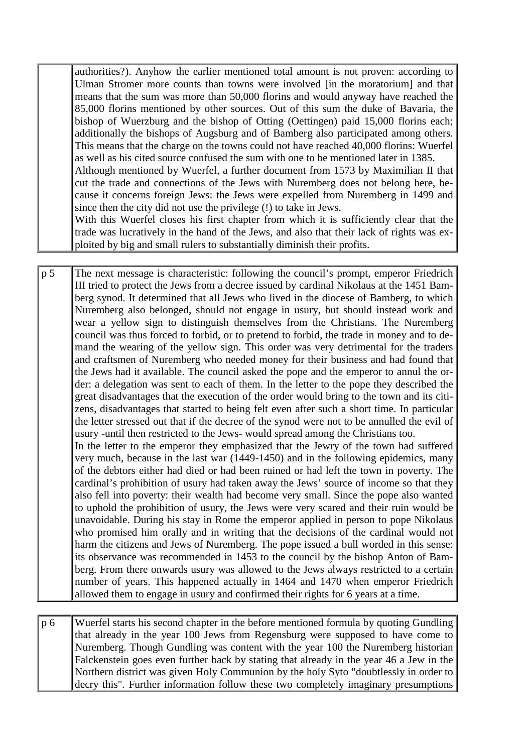| | |
|---|---|
| | authorities?). Anyhow the earlier mentioned total amount is not proven: according to Ulman Stromer more counts than towns were involved [in the moratorium] and that means that the sum was more than 50,000 florins and would anyway have reached the 85,000 florins mentioned by other sources. Out of this sum the duke of Bavaria, the bishop of Wuerzburg and the bishop of Otting (Oettingen) paid 15,000 florins each; additionally the bishops of Augsburg and of Bamberg also participated among others. This means that the charge on the towns could not have reached 40,000 florins: Wuerfel as well as his cited source confused the sum with one to be mentioned later in 1385. Although mentioned by Wuerfel, a further document from 1573 by Maximilian II that cut the trade and connections of the Jews with Nuremberg does not belong here, because it concerns foreign Jews: the Jews were expelled from Nuremberg in 1499 and since then the city did not use the privilege (!) to take in Jews. With this Wuerfel closes his first chapter from which it is sufficiently clear that the trade was lucratively in the hand of the Jews, and also that their lack of rights was exploited by big and small rulers to substantially diminish their profits. |

| | |
|---|---|
| p 5 | The next message is characteristic: following the council's prompt, emperor Friedrich III tried to protect the Jews from a decree issued by cardinal Nikolaus at the 1451 Bamberg synod. It determined that all Jews who lived in the diocese of Bamberg, to which Nuremberg also belonged, should not engage in usury, but should instead work and wear a yellow sign to distinguish themselves from the Christians. The Nuremberg council was thus forced to forbid, or to pretend to forbid, the trade in money and to demand the wearing of the yellow sign. This order was very detrimental for the traders and craftsmen of Nuremberg who needed money for their business and had found that the Jews had it available. The council asked the pope and the emperor to annul the order: a delegation was sent to each of them. In the letter to the pope they described the great disadvantages that the execution of the order would bring to the town and its citizens, disadvantages that started to being felt even after such a short time. In particular the letter stressed out that if the decree of the synod were not to be annulled the evil of usury -until then restricted to the Jews- would spread among the Christians too. In the letter to the emperor they emphasized that the Jewry of the town had suffered very much, because in the last war (1449-1450) and in the following epidemics, many of the debtors either had died or had been ruined or had left the town in poverty. The cardinal's prohibition of usury had taken away the Jews' source of income so that they also fell into poverty: their wealth had become very small. Since the pope also wanted to uphold the prohibition of usury, the Jews were very scared and their ruin would be unavoidable. During his stay in Rome the emperor applied in person to pope Nikolaus who promised him orally and in writing that the decisions of the cardinal would not harm the citizens and Jews of Nuremberg. The pope issued a bull worded in this sense: its observance was recommended in 1453 to the council by the bishop Anton of Bamberg. From there onwards usury was allowed to the Jews always restricted to a certain number of years. This happened actually in 1464 and 1470 when emperor Friedrich allowed them to engage in usury and confirmed their rights for 6 years at a time. |

| | |
|---|---|
| p 6 | Wuerfel starts his second chapter in the before mentioned formula by quoting Gundling that already in the year 100 Jews from Regensburg were supposed to have come to Nuremberg. Though Gundling was content with the year 100 the Nuremberg historian Falckenstein goes even further back by stating that already in the year 46 a Jew in the Northern district was given Holy Communion by the holy Syto "doubtlessly in order to decry this". Further information follow these two completely imaginary presumptions |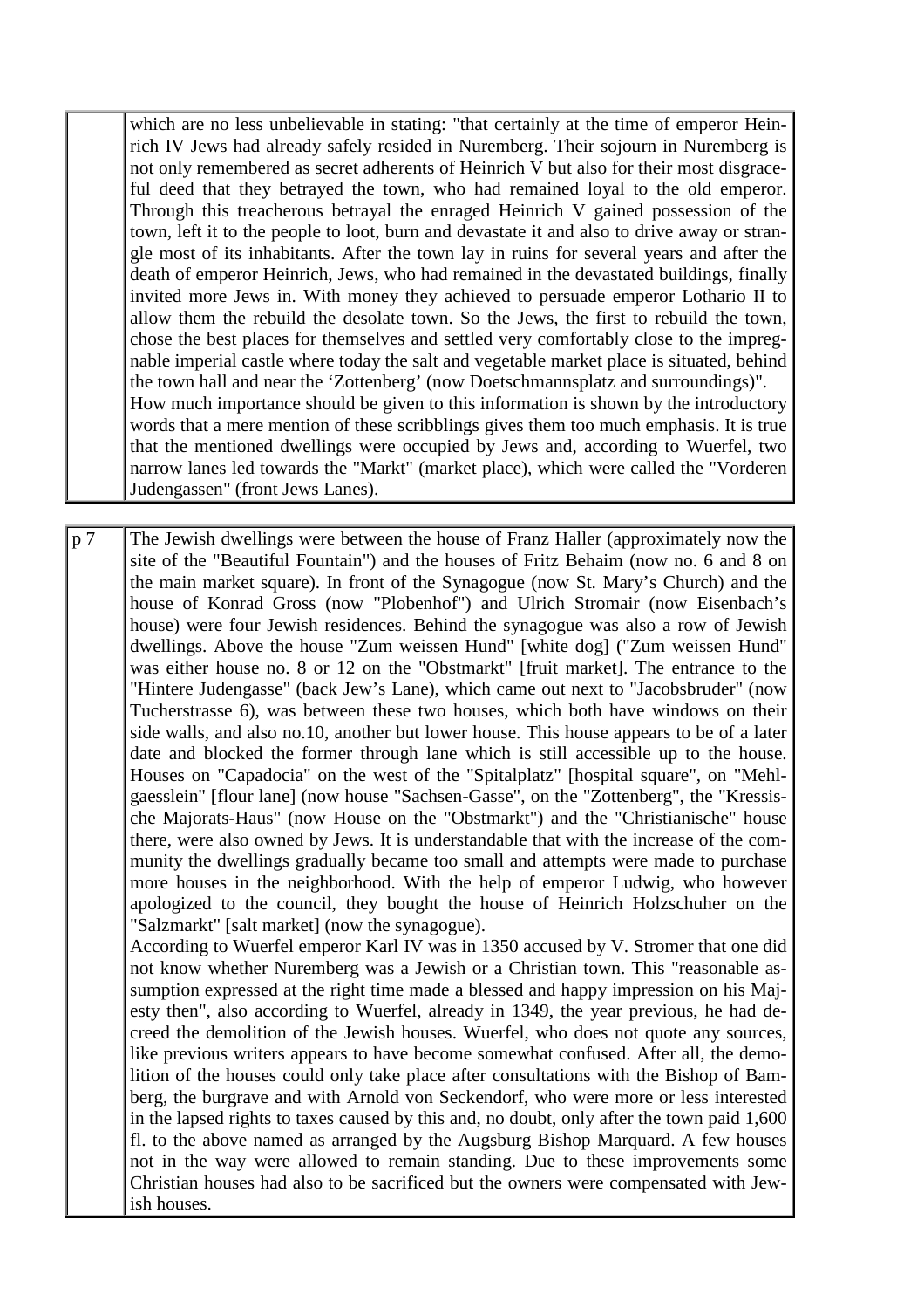| | |
|---|---|
| | which are no less unbelievable in stating: "that certainly at the time of emperor Heinrich IV Jews had already safely resided in Nuremberg. Their sojourn in Nuremberg is not only remembered as secret adherents of Heinrich V but also for their most disgraceful deed that they betrayed the town, who had remained loyal to the old emperor. Through this treacherous betrayal the enraged Heinrich V gained possession of the town, left it to the people to loot, burn and devastate it and also to drive away or strangle most of its inhabitants. After the town lay in ruins for several years and after the death of emperor Heinrich, Jews, who had remained in the devastated buildings, finally invited more Jews in. With money they achieved to persuade emperor Lothario II to allow them the rebuild the desolate town. So the Jews, the first to rebuild the town, chose the best places for themselves and settled very comfortably close to the impregnable imperial castle where today the salt and vegetable market place is situated, behind the town hall and near the 'Zottenberg' (now Doetschmannsplatz and surroundings)". How much importance should be given to this information is shown by the introductory words that a mere mention of these scribblings gives them too much emphasis. It is true that the mentioned dwellings were occupied by Jews and, according to Wuerfel, two narrow lanes led towards the "Markt" (market place), which were called the "Vorderen Judengassen" (front Jews Lanes). |

| | |
|---|---|
| p 7 | The Jewish dwellings were between the house of Franz Haller (approximately now the site of the "Beautiful Fountain") and the houses of Fritz Behaim (now no. 6 and 8 on the main market square). In front of the Synagogue (now St. Mary's Church) and the house of Konrad Gross (now "Plobenhof") and Ulrich Stromair (now Eisenbach's house) were four Jewish residences. Behind the synagogue was also a row of Jewish dwellings. Above the house "Zum weissen Hund" [white dog] ("Zum weissen Hund" was either house no. 8 or 12 on the "Obstmarkt" [fruit market]. The entrance to the "Hintere Judengasse" (back Jew's Lane), which came out next to "Jacobsbruder" (now Tucherstrasse 6), was between these two houses, which both have windows on their side walls, and also no.10, another but lower house. This house appears to be of a later date and blocked the former through lane which is still accessible up to the house. Houses on "Capadocia" on the west of the "Spitalplatz" [hospital square", on "Mehlgaesslein" [flour lane] (now house "Sachsen-Gasse", on the "Zottenberg", the "Kressische Majorats-Haus" (now House on the "Obstmarkt") and the "Christianische" house there, were also owned by Jews. It is understandable that with the increase of the community the dwellings gradually became too small and attempts were made to purchase more houses in the neighborhood. With the help of emperor Ludwig, who however apologized to the council, they bought the house of Heinrich Holzschuher on the "Salzmarkt" [salt market] (now the synagogue).<br>According to Wuerfel emperor Karl IV was in 1350 accused by V. Stromer that one did not know whether Nuremberg was a Jewish or a Christian town. This "reasonable assumption expressed at the right time made a blessed and happy impression on his Majesty then", also according to Wuerfel, already in 1349, the year previous, he had decreed the demolition of the Jewish houses. Wuerfel, who does not quote any sources, like previous writers appears to have become somewhat confused. After all, the demolition of the houses could only take place after consultations with the Bishop of Bamberg, the burgrave and with Arnold von Seckendorf, who were more or less interested in the lapsed rights to taxes caused by this and, no doubt, only after the town paid 1,600 fl. to the above named as arranged by the Augsburg Bishop Marquard. A few houses not in the way were allowed to remain standing. Due to these improvements some Christian houses had also to be sacrificed but the owners were compensated with Jewish houses. |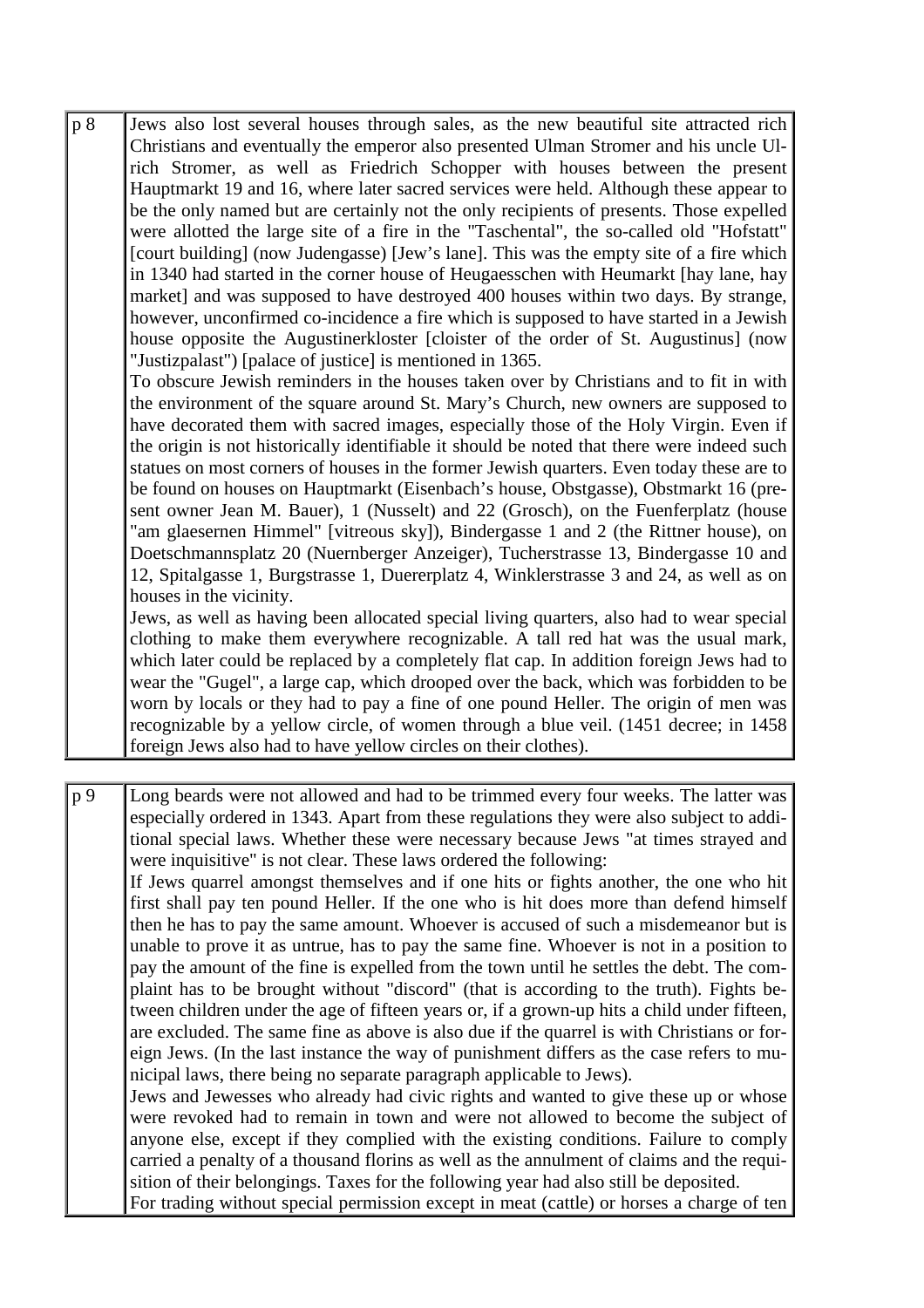| | |
|---|---|
| p 8 | Jews also lost several houses through sales, as the new beautiful site attracted rich Christians and eventually the emperor also presented Ulman Stromer and his uncle Ulrich Stromer, as well as Friedrich Schopper with houses between the present Hauptmarkt 19 and 16, where later sacred services were held. Although these appear to be the only named but are certainly not the only recipients of presents. Those expelled were allotted the large site of a fire in the "Taschental", the so-called old "Hofstatt" [court building] (now Judengasse) [Jew's lane]. This was the empty site of a fire which in 1340 had started in the corner house of Heugaesschen with Heumarkt [hay lane, hay market] and was supposed to have destroyed 400 houses within two days. By strange, however, unconfirmed co-incidence a fire which is supposed to have started in a Jewish house opposite the Augustinerkloster [cloister of the order of St. Augustinus] (now "Justizpalast") [palace of justice] is mentioned in 1365.<br>To obscure Jewish reminders in the houses taken over by Christians and to fit in with the environment of the square around St. Mary's Church, new owners are supposed to have decorated them with sacred images, especially those of the Holy Virgin. Even if the origin is not historically identifiable it should be noted that there were indeed such statues on most corners of houses in the former Jewish quarters. Even today these are to be found on houses on Hauptmarkt (Eisenbach's house, Obstgasse), Obstmarkt 16 (present owner Jean M. Bauer), 1 (Nusselt) and 22 (Grosch), on the Fuenferplatz (house "am glaesernen Himmel" [vitreous sky]), Bindergasse 1 and 2 (the Rittner house), on Doetschmannsplatz 20 (Nuernberger Anzeiger), Tucherstrasse 13, Bindergasse 10 and 12, Spitalgasse 1, Burgstrasse 1, Duererplatz 4, Winklerstrasse 3 and 24, as well as on houses in the vicinity.<br>Jews, as well as having been allocated special living quarters, also had to wear special clothing to make them everywhere recognizable. A tall red hat was the usual mark, which later could be replaced by a completely flat cap. In addition foreign Jews had to wear the "Gugel", a large cap, which drooped over the back, which was forbidden to be worn by locals or they had to pay a fine of one pound Heller. The origin of men was recognizable by a yellow circle, of women through a blue veil. (1451 decree; in 1458 foreign Jews also had to have yellow circles on their clothes). |

| | |
|---|---|
| p 9 | Long beards were not allowed and had to be trimmed every four weeks. The latter was especially ordered in 1343. Apart from these regulations they were also subject to additional special laws. Whether these were necessary because Jews "at times strayed and were inquisitive" is not clear. These laws ordered the following:<br>If Jews quarrel amongst themselves and if one hits or fights another, the one who hit first shall pay ten pound Heller. If the one who is hit does more than defend himself then he has to pay the same amount. Whoever is accused of such a misdemeanor but is unable to prove it as untrue, has to pay the same fine. Whoever is not in a position to pay the amount of the fine is expelled from the town until he settles the debt. The complaint has to be brought without "discord" (that is according to the truth). Fights between children under the age of fifteen years or, if a grown-up hits a child under fifteen, are excluded. The same fine as above is also due if the quarrel is with Christians or foreign Jews. (In the last instance the way of punishment differs as the case refers to municipal laws, there being no separate paragraph applicable to Jews).<br>Jews and Jewesses who already had civic rights and wanted to give these up or whose were revoked had to remain in town and were not allowed to become the subject of anyone else, except if they complied with the existing conditions. Failure to comply carried a penalty of a thousand florins as well as the annulment of claims and the requisition of their belongings. Taxes for the following year had also still be deposited.<br>For trading without special permission except in meat (cattle) or horses a charge of ten |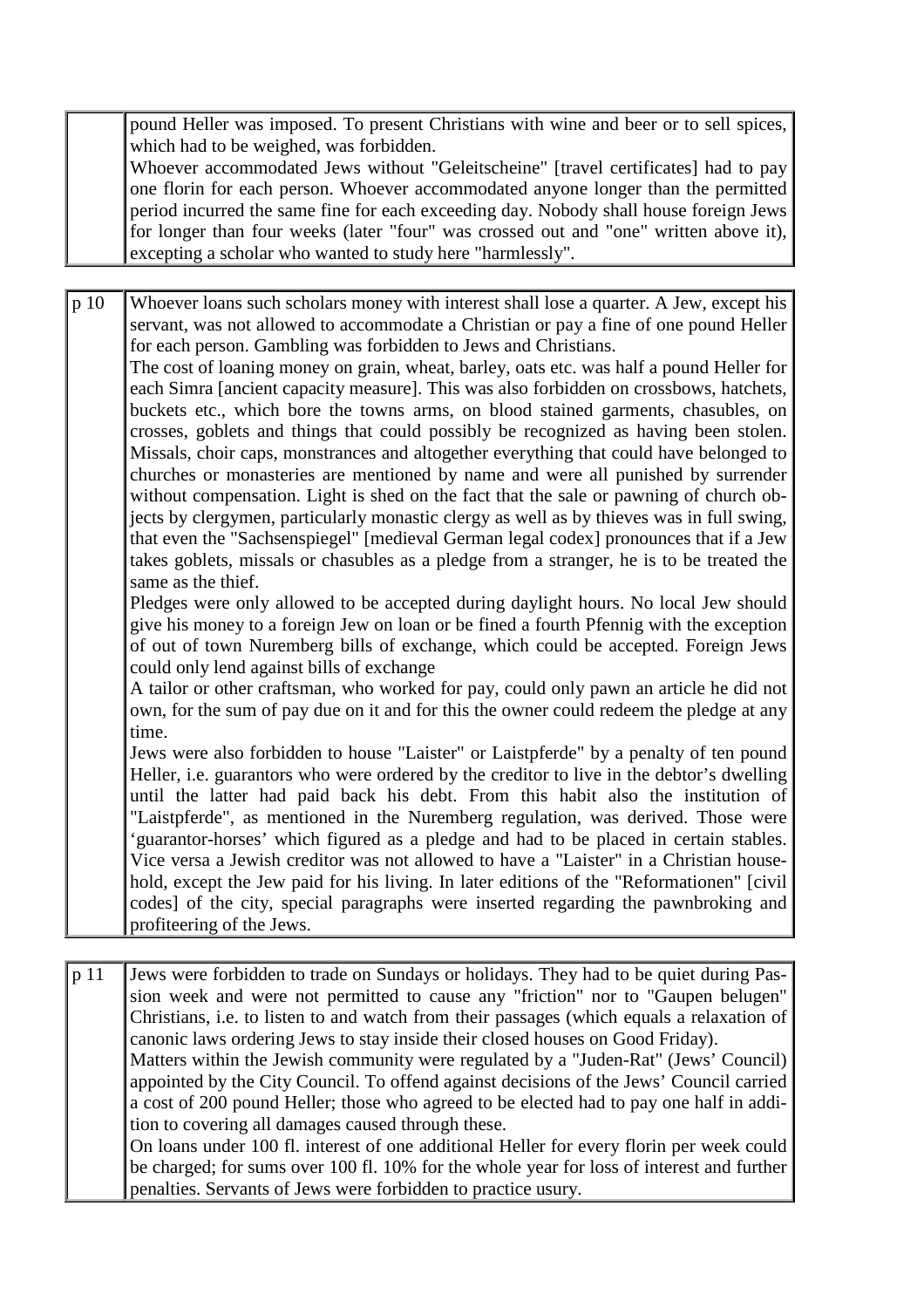| | |
|---|---|
| | pound Heller was imposed. To present Christians with wine and beer or to sell spices, which had to be weighed, was forbidden.<br>Whoever accommodated Jews without "Geleitscheine" [travel certificates] had to pay one florin for each person. Whoever accommodated anyone longer than the permitted period incurred the same fine for each exceeding day. Nobody shall house foreign Jews for longer than four weeks (later "four" was crossed out and "one" written above it), excepting a scholar who wanted to study here "harmlessly". |

| | |
|---|---|
| p 10 | Whoever loans such scholars money with interest shall lose a quarter. A Jew, except his servant, was not allowed to accommodate a Christian or pay a fine of one pound Heller for each person. Gambling was forbidden to Jews and Christians.<br>The cost of loaning money on grain, wheat, barley, oats etc. was half a pound Heller for each Simra [ancient capacity measure]. This was also forbidden on crossbows, hatchets, buckets etc., which bore the towns arms, on blood stained garments, chasubles, on crosses, goblets and things that could possibly be recognized as having been stolen. Missals, choir caps, monstrances and altogether everything that could have belonged to churches or monasteries are mentioned by name and were all punished by surrender without compensation. Light is shed on the fact that the sale or pawning of church objects by clergymen, particularly monastic clergy as well as by thieves was in full swing, that even the "Sachsenspiegel" [medieval German legal codex] pronounces that if a Jew takes goblets, missals or chasubles as a pledge from a stranger, he is to be treated the same as the thief.<br>Pledges were only allowed to be accepted during daylight hours. No local Jew should give his money to a foreign Jew on loan or be fined a fourth Pfennig with the exception of out of town Nuremberg bills of exchange, which could be accepted. Foreign Jews could only lend against bills of exchange<br>A tailor or other craftsman, who worked for pay, could only pawn an article he did not own, for the sum of pay due on it and for this the owner could redeem the pledge at any time.<br>Jews were also forbidden to house "Laister" or Laistpferde" by a penalty of ten pound Heller, i.e. guarantors who were ordered by the creditor to live in the debtor's dwelling until the latter had paid back his debt. From this habit also the institution of "Laistpferde", as mentioned in the Nuremberg regulation, was derived. Those were 'guarantor-horses' which figured as a pledge and had to be placed in certain stables. Vice versa a Jewish creditor was not allowed to have a "Laister" in a Christian household, except the Jew paid for his living. In later editions of the "Reformationen" [civil codes] of the city, special paragraphs were inserted regarding the pawnbroking and profiteering of the Jews. |

| | |
|---|---|
| p 11 | Jews were forbidden to trade on Sundays or holidays. They had to be quiet during Passion week and were not permitted to cause any "friction" nor to "Gaupen belugen" Christians, i.e. to listen to and watch from their passages (which equals a relaxation of canonic laws ordering Jews to stay inside their closed houses on Good Friday).<br>Matters within the Jewish community were regulated by a "Juden-Rat" (Jews' Council) appointed by the City Council. To offend against decisions of the Jews' Council carried a cost of 200 pound Heller; those who agreed to be elected had to pay one half in addition to covering all damages caused through these.<br>On loans under 100 fl. interest of one additional Heller for every florin per week could be charged; for sums over 100 fl. 10% for the whole year for loss of interest and further penalties. Servants of Jews were forbidden to practice usury. |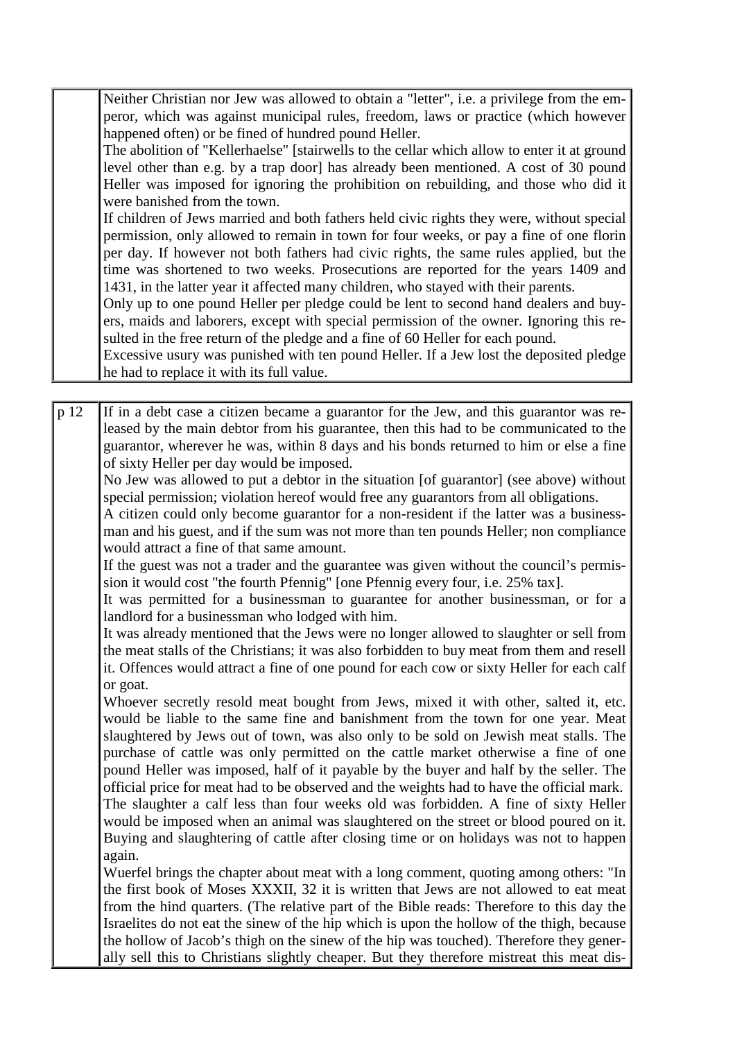| | |
|---|---|
| | Neither Christian nor Jew was allowed to obtain a "letter", i.e. a privilege from the emperor, which was against municipal rules, freedom, laws or practice (which however happened often) or be fined of hundred pound Heller.<br>The abolition of "Kellerhaelse" [stairwells to the cellar which allow to enter it at ground level other than e.g. by a trap door] has already been mentioned. A cost of 30 pound Heller was imposed for ignoring the prohibition on rebuilding, and those who did it were banished from the town.<br>If children of Jews married and both fathers held civic rights they were, without special permission, only allowed to remain in town for four weeks, or pay a fine of one florin per day. If however not both fathers had civic rights, the same rules applied, but the time was shortened to two weeks. Prosecutions are reported for the years 1409 and 1431, in the latter year it affected many children, who stayed with their parents.<br>Only up to one pound Heller per pledge could be lent to second hand dealers and buyers, maids and laborers, except with special permission of the owner. Ignoring this resulted in the free return of the pledge and a fine of 60 Heller for each pound.<br>Excessive usury was punished with ten pound Heller. If a Jew lost the deposited pledge he had to replace it with its full value. |

| | |
|---|---|
| p 12 | If in a debt case a citizen became a guarantor for the Jew, and this guarantor was released by the main debtor from his guarantee, then this had to be communicated to the guarantor, wherever he was, within 8 days and his bonds returned to him or else a fine of sixty Heller per day would be imposed.<br>No Jew was allowed to put a debtor in the situation [of guarantor] (see above) without special permission; violation hereof would free any guarantors from all obligations.<br>A citizen could only become guarantor for a non-resident if the latter was a businessman and his guest, and if the sum was not more than ten pounds Heller; non compliance would attract a fine of that same amount.<br>If the guest was not a trader and the guarantee was given without the council's permission it would cost "the fourth Pfennig" [one Pfennig every four, i.e. 25% tax].<br>It was permitted for a businessman to guarantee for another businessman, or for a landlord for a businessman who lodged with him.<br>It was already mentioned that the Jews were no longer allowed to slaughter or sell from the meat stalls of the Christians; it was also forbidden to buy meat from them and resell it. Offences would attract a fine of one pound for each cow or sixty Heller for each calf or goat.<br>Whoever secretly resold meat bought from Jews, mixed it with other, salted it, etc. would be liable to the same fine and banishment from the town for one year. Meat slaughtered by Jews out of town, was also only to be sold on Jewish meat stalls. The purchase of cattle was only permitted on the cattle market otherwise a fine of one pound Heller was imposed, half of it payable by the buyer and half by the seller. The official price for meat had to be observed and the weights had to have the official mark.<br>The slaughter a calf less than four weeks old was forbidden. A fine of sixty Heller would be imposed when an animal was slaughtered on the street or blood poured on it. Buying and slaughtering of cattle after closing time or on holidays was not to happen again.<br>Wuerfel brings the chapter about meat with a long comment, quoting among others: "In the first book of Moses XXXII, 32 it is written that Jews are not allowed to eat meat from the hind quarters. (The relative part of the Bible reads: Therefore to this day the Israelites do not eat the sinew of the hip which is upon the hollow of the thigh, because the hollow of Jacob's thigh on the sinew of the hip was touched). Therefore they generally sell this to Christians slightly cheaper. But they therefore mistreat this meat dis- |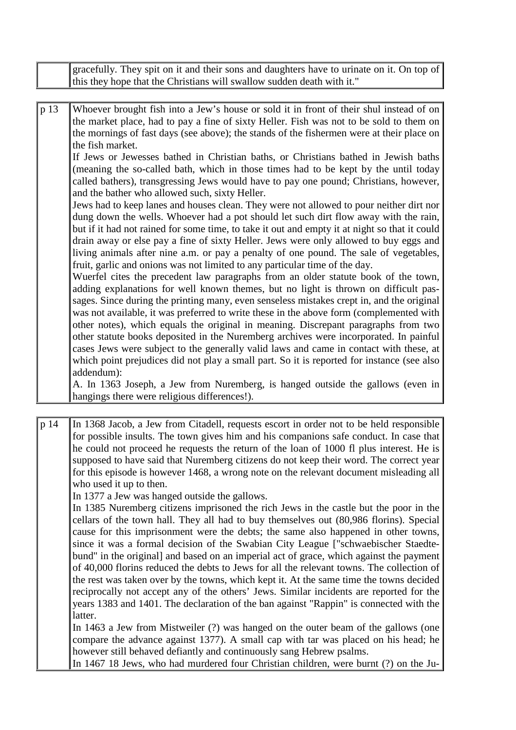| | |
|---|---|
| | gracefully. They spit on it and their sons and daughters have to urinate on it. On top of this they hope that the Christians will swallow sudden death with it." |

| | |
|---|---|
| p 13 | Whoever brought fish into a Jew's house or sold it in front of their shul instead of on the market place, had to pay a fine of sixty Heller. Fish was not to be sold to them on the mornings of fast days (see above); the stands of the fishermen were at their place on the fish market.<br>If Jews or Jewesses bathed in Christian baths, or Christians bathed in Jewish baths (meaning the so-called bath, which in those times had to be kept by the until today called bathers), transgressing Jews would have to pay one pound; Christians, however, and the bather who allowed such, sixty Heller.<br>Jews had to keep lanes and houses clean. They were not allowed to pour neither dirt nor dung down the wells. Whoever had a pot should let such dirt flow away with the rain, but if it had not rained for some time, to take it out and empty it at night so that it could drain away or else pay a fine of sixty Heller. Jews were only allowed to buy eggs and living animals after nine a.m. or pay a penalty of one pound. The sale of vegetables, fruit, garlic and onions was not limited to any particular time of the day.<br>Wuerfel cites the precedent law paragraphs from an older statute book of the town, adding explanations for well known themes, but no light is thrown on difficult passages. Since during the printing many, even senseless mistakes crept in, and the original was not available, it was preferred to write these in the above form (complemented with other notes), which equals the original in meaning. Discrepant paragraphs from two other statute books deposited in the Nuremberg archives were incorporated. In painful cases Jews were subject to the generally valid laws and came in contact with these, at which point prejudices did not play a small part. So it is reported for instance (see also addendum):<br>A. In 1363 Joseph, a Jew from Nuremberg, is hanged outside the gallows (even in hangings there were religious differences!). |

| | |
|---|---|
| p 14 | In 1368 Jacob, a Jew from Citadell, requests escort in order not to be held responsible for possible insults. The town gives him and his companions safe conduct. In case that he could not proceed he requests the return of the loan of 1000 fl plus interest. He is supposed to have said that Nuremberg citizens do not keep their word. The correct year for this episode is however 1468, a wrong note on the relevant document misleading all who used it up to then.<br>In 1377 a Jew was hanged outside the gallows.<br>In 1385 Nuremberg citizens imprisoned the rich Jews in the castle but the poor in the cellars of the town hall. They all had to buy themselves out (80,986 florins). Special cause for this imprisonment were the debts; the same also happened in other towns, since it was a formal decision of the Swabian City League ["schwaebischer Staedtebund" in the original] and based on an imperial act of grace, which against the payment of 40,000 florins reduced the debts to Jews for all the relevant towns. The collection of the rest was taken over by the towns, which kept it. At the same time the towns decided reciprocally not accept any of the others' Jews. Similar incidents are reported for the years 1383 and 1401. The declaration of the ban against "Rappin" is connected with the latter.<br>In 1463 a Jew from Mistweiler (?) was hanged on the outer beam of the gallows (one compare the advance against 1377). A small cap with tar was placed on his head; he however still behaved defiantly and continuously sang Hebrew psalms.<br>In 1467 18 Jews, who had murdered four Christian children, were burnt (?) on the Ju- |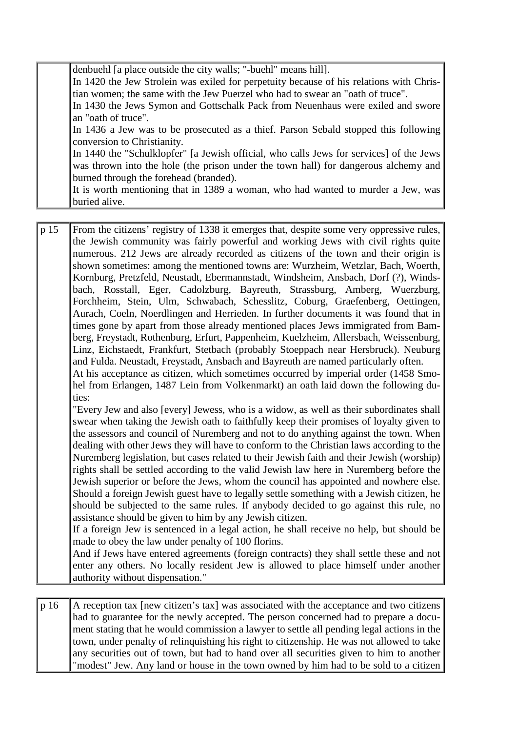| | |
|---|---|
| | denbuehl [a place outside the city walls; "-buehl" means hill]. In 1420 the Jew Strolein was exiled for perpetuity because of his relations with Christian women; the same with the Jew Puerzel who had to swear an "oath of truce". In 1430 the Jews Symon and Gottschalk Pack from Neuenhaus were exiled and swore an "oath of truce". In 1436 a Jew was to be prosecuted as a thief. Parson Sebald stopped this following conversion to Christianity. In 1440 the "Schulklopfer" [a Jewish official, who calls Jews for services] of the Jews was thrown into the hole (the prison under the town hall) for dangerous alchemy and burned through the forehead (branded). It is worth mentioning that in 1389 a woman, who had wanted to murder a Jew, was buried alive. |

| | |
|---|---|
| p 15 | From the citizens' registry of 1338 it emerges that, despite some very oppressive rules, the Jewish community was fairly powerful and working Jews with civil rights quite numerous. 212 Jews are already recorded as citizens of the town and their origin is shown sometimes: among the mentioned towns are: Wurzheim, Wetzlar, Bach, Woerth, Kornburg, Pretzfeld, Neustadt, Ebermannstadt, Windsheim, Ansbach, Dorf (?), Windsbach, Rosstall, Eger, Cadolzburg, Bayreuth, Strassburg, Amberg, Wuerzburg, Forchheim, Stein, Ulm, Schwabach, Schesslitz, Coburg, Graefenberg, Oettingen, Aurach, Coeln, Noerdlingen and Herrieden. In further documents it was found that in times gone by apart from those already mentioned places Jews immigrated from Bamberg, Freystadt, Rothenburg, Erfurt, Pappenheim, Kuelzheim, Allersbach, Weissenburg, Linz, Eichstaedt, Frankfurt, Stetbach (probably Stoeppach near Hersbruck). Neuburg and Fulda. Neustadt, Freystadt, Ansbach and Bayreuth are named particularly often. At his acceptance as citizen, which sometimes occurred by imperial order (1458 Smohel from Erlangen, 1487 Lein from Volkenmarkt) an oath laid down the following duties: "Every Jew and also [every] Jewess, who is a widow, as well as their subordinates shall swear when taking the Jewish oath to faithfully keep their promises of loyalty given to the assessors and council of Nuremberg and not to do anything against the town. When dealing with other Jews they will have to conform to the Christian laws according to the Nuremberg legislation, but cases related to their Jewish faith and their Jewish (worship) rights shall be settled according to the valid Jewish law here in Nuremberg before the Jewish superior or before the Jews, whom the council has appointed and nowhere else. Should a foreign Jewish guest have to legally settle something with a Jewish citizen, he should be subjected to the same rules. If anybody decided to go against this rule, no assistance should be given to him by any Jewish citizen. If a foreign Jew is sentenced in a legal action, he shall receive no help, but should be made to obey the law under penalty of 100 florins. And if Jews have entered agreements (foreign contracts) they shall settle these and not enter any others. No locally resident Jew is allowed to place himself under another authority without dispensation." |

| | |
|---|---|
| p 16 | A reception tax [new citizen's tax] was associated with the acceptance and two citizens had to guarantee for the newly accepted. The person concerned had to prepare a document stating that he would commission a lawyer to settle all pending legal actions in the town, under penalty of relinquishing his right to citizenship. He was not allowed to take any securities out of town, but had to hand over all securities given to him to another "modest" Jew. Any land or house in the town owned by him had to be sold to a citizen |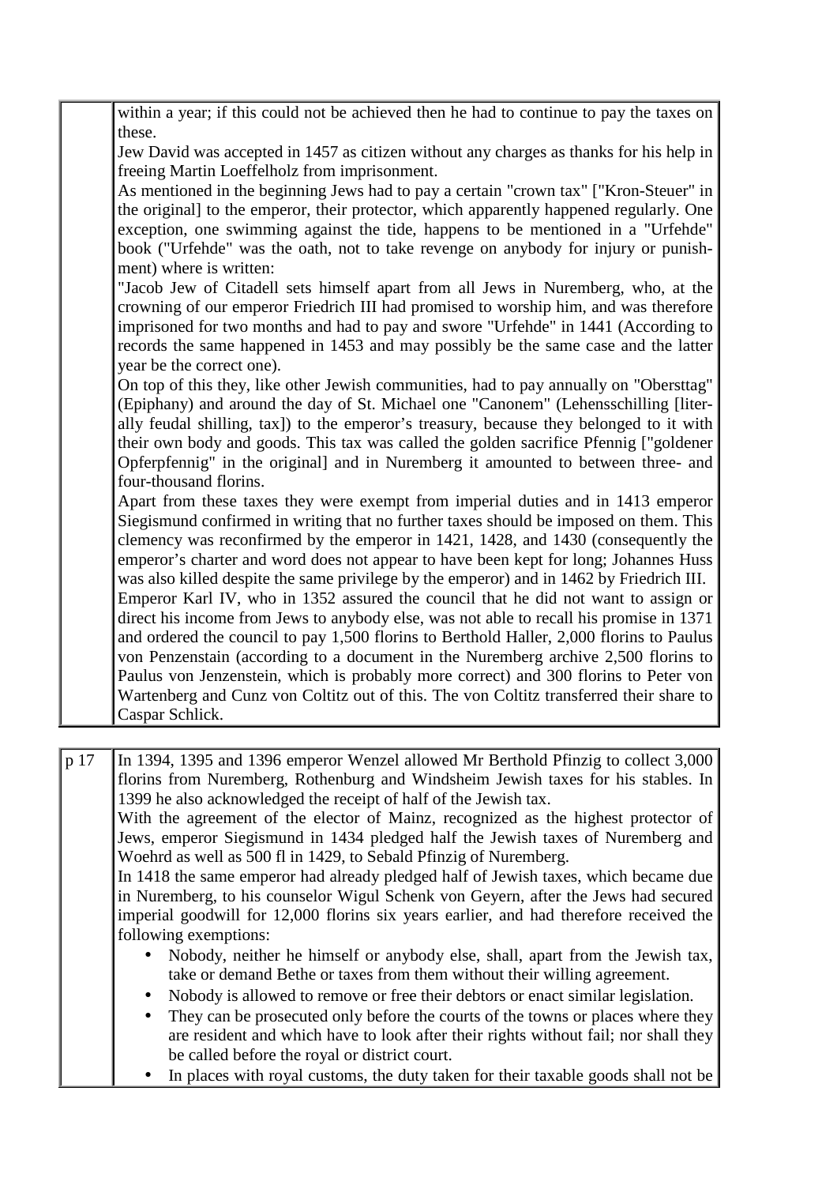| | |
|---|---|
| | within a year; if this could not be achieved then he had to continue to pay the taxes on these.<br>Jew David was accepted in 1457 as citizen without any charges as thanks for his help in freeing Martin Loeffelholz from imprisonment.<br>As mentioned in the beginning Jews had to pay a certain "crown tax" ["Kron-Steuer" in the original] to the emperor, their protector, which apparently happened regularly. One exception, one swimming against the tide, happens to be mentioned in a "Urfehde" book ("Urfehde" was the oath, not to take revenge on anybody for injury or punishment) where is written:<br>"Jacob Jew of Citadell sets himself apart from all Jews in Nuremberg, who, at the crowning of our emperor Friedrich III had promised to worship him, and was therefore imprisoned for two months and had to pay and swore "Urfehde" in 1441 (According to records the same happened in 1453 and may possibly be the same case and the latter year be the correct one).<br>On top of this they, like other Jewish communities, had to pay annually on "Obersttag" (Epiphany) and around the day of St. Michael one "Canonem" (Lehensschilling [literally feudal shilling, tax]) to the emperor's treasury, because they belonged to it with their own body and goods. This tax was called the golden sacrifice Pfennig ["goldener Opferpfennig" in the original] and in Nuremberg it amounted to between three- and four-thousand florins.<br>Apart from these taxes they were exempt from imperial duties and in 1413 emperor Siegismund confirmed in writing that no further taxes should be imposed on them. This clemency was reconfirmed by the emperor in 1421, 1428, and 1430 (consequently the emperor's charter and word does not appear to have been kept for long; Johannes Huss was also killed despite the same privilege by the emperor) and in 1462 by Friedrich III.<br>Emperor Karl IV, who in 1352 assured the council that he did not want to assign or direct his income from Jews to anybody else, was not able to recall his promise in 1371 and ordered the council to pay 1,500 florins to Berthold Haller, 2,000 florins to Paulus von Penzenstain (according to a document in the Nuremberg archive 2,500 florins to Paulus von Jenzenstein, which is probably more correct) and 300 florins to Peter von Wartenberg and Cunz von Coltitz out of this. The von Coltitz transferred their share to Caspar Schlick. |

| | |
|---|---|
| p 17 | In 1394, 1395 and 1396 emperor Wenzel allowed Mr Berthold Pfinzig to collect 3,000 florins from Nuremberg, Rothenburg and Windsheim Jewish taxes for his stables. In 1399 he also acknowledged the receipt of half of the Jewish tax.<br>With the agreement of the elector of Mainz, recognized as the highest protector of Jews, emperor Siegismund in 1434 pledged half the Jewish taxes of Nuremberg and Woehrd as well as 500 fl in 1429, to Sebald Pfinzig of Nuremberg.<br>In 1418 the same emperor had already pledged half of Jewish taxes, which became due in Nuremberg, to his counselor Wigul Schenk von Geyern, after the Jews had secured imperial goodwill for 12,000 florins six years earlier, and had therefore received the following exemptions:<br>• Nobody, neither he himself or anybody else, shall, apart from the Jewish tax, take or demand Bethe or taxes from them without their willing agreement.<br>• Nobody is allowed to remove or free their debtors or enact similar legislation.<br>• They can be prosecuted only before the courts of the towns or places where they are resident and which have to look after their rights without fail; nor shall they be called before the royal or district court.<br>• In places with royal customs, the duty taken for their taxable goods shall not be |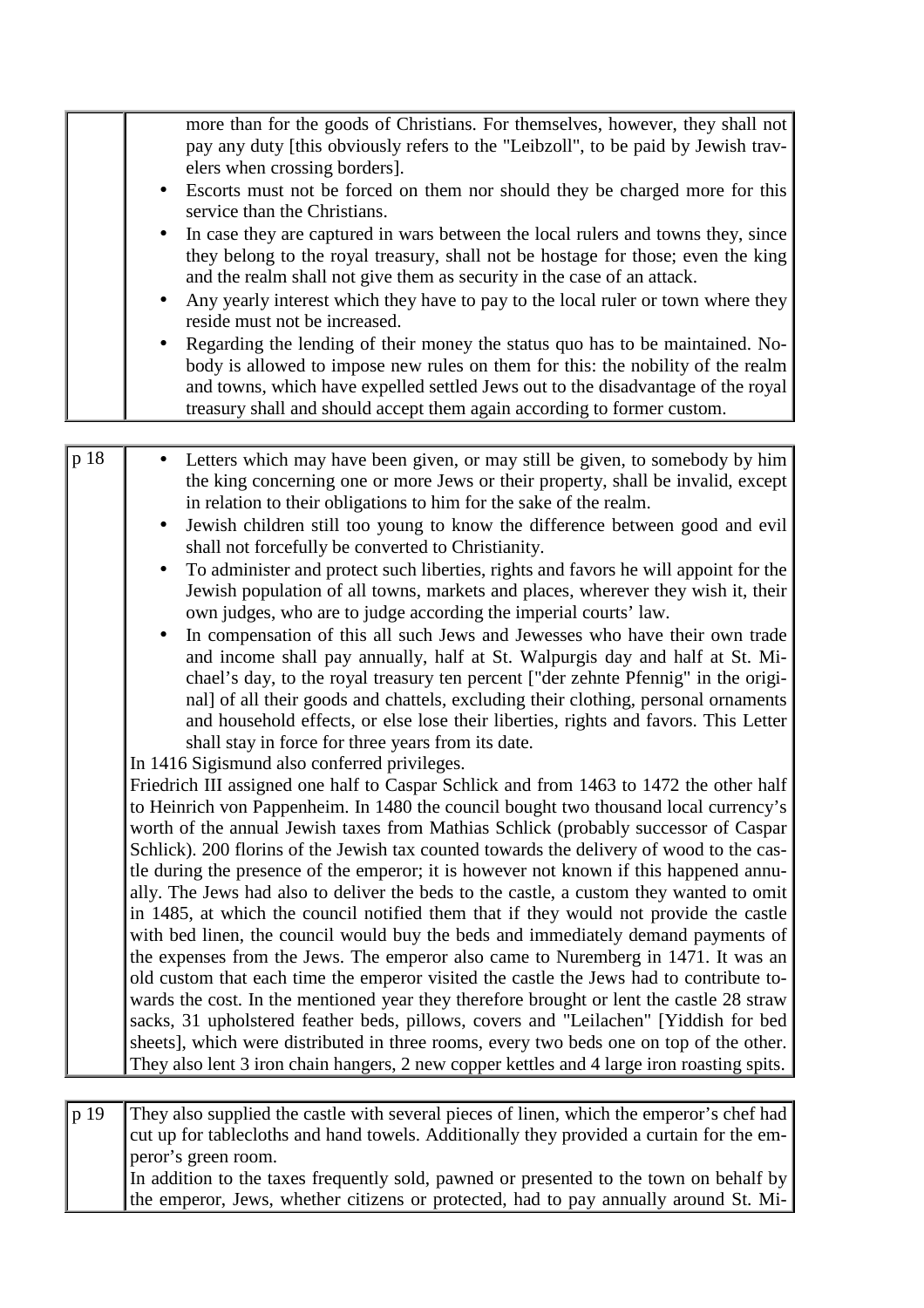| | |
|---|---|
| | more than for the goods of Christians. For themselves, however, they shall not pay any duty [this obviously refers to the "Leibzoll", to be paid by Jewish travelers when crossing borders].<br>• Escorts must not be forced on them nor should they be charged more for this service than the Christians.<br>• In case they are captured in wars between the local rulers and towns they, since they belong to the royal treasury, shall not be hostage for those; even the king and the realm shall not give them as security in the case of an attack.<br>• Any yearly interest which they have to pay to the local ruler or town where they reside must not be increased.<br>• Regarding the lending of their money the status quo has to be maintained. Nobody is allowed to impose new rules on them for this: the nobility of the realm and towns, which have expelled settled Jews out to the disadvantage of the royal treasury shall and should accept them again according to former custom. |

| | |
|---|---|
| p 18 | • Letters which may have been given, or may still be given, to somebody by him the king concerning one or more Jews or their property, shall be invalid, except in relation to their obligations to him for the sake of the realm.<br>• Jewish children still too young to know the difference between good and evil shall not forcefully be converted to Christianity.<br>• To administer and protect such liberties, rights and favors he will appoint for the Jewish population of all towns, markets and places, wherever they wish it, their own judges, who are to judge according the imperial courts' law.<br>• In compensation of this all such Jews and Jewesses who have their own trade and income shall pay annually, half at St. Walpurgis day and half at St. Michael's day, to the royal treasury ten percent ["der zehnte Pfennig" in the original] of all their goods and chattels, excluding their clothing, personal ornaments and household effects, or else lose their liberties, rights and favors. This Letter shall stay in force for three years from its date.<br>In 1416 Sigismund also conferred privileges.<br>Friedrich III assigned one half to Caspar Schlick and from 1463 to 1472 the other half to Heinrich von Pappenheim. In 1480 the council bought two thousand local currency's worth of the annual Jewish taxes from Mathias Schlick (probably successor of Caspar Schlick). 200 florins of the Jewish tax counted towards the delivery of wood to the castle during the presence of the emperor; it is however not known if this happened annually. The Jews had also to deliver the beds to the castle, a custom they wanted to omit in 1485, at which the council notified them that if they would not provide the castle with bed linen, the council would buy the beds and immediately demand payments of the expenses from the Jews. The emperor also came to Nuremberg in 1471. It was an old custom that each time the emperor visited the castle the Jews had to contribute towards the cost. In the mentioned year they therefore brought or lent the castle 28 straw sacks, 31 upholstered feather beds, pillows, covers and "Leilachen" [Yiddish for bed sheets], which were distributed in three rooms, every two beds one on top of the other. They also lent 3 iron chain hangers, 2 new copper kettles and 4 large iron roasting spits. |

| | |
|---|---|
| p 19 | They also supplied the castle with several pieces of linen, which the emperor's chef had cut up for tablecloths and hand towels. Additionally they provided a curtain for the emperor's green room.<br>In addition to the taxes frequently sold, pawned or presented to the town on behalf by the emperor, Jews, whether citizens or protected, had to pay annually around St. Mi- |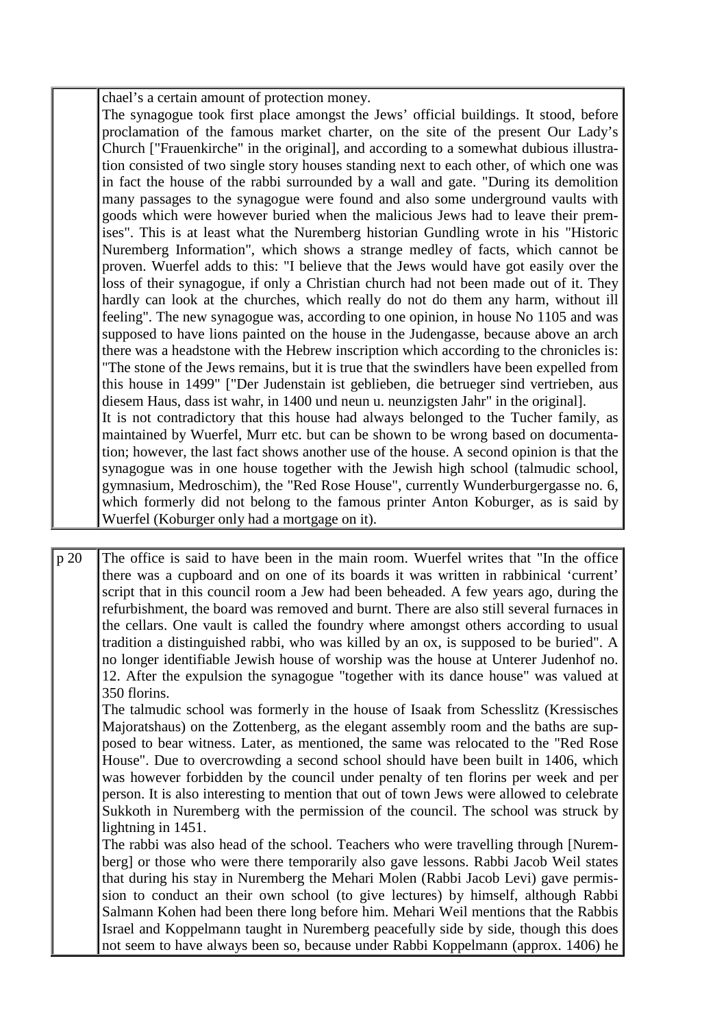| | |
|---|---|
| | chael's a certain amount of protection money.<br>The synagogue took first place amongst the Jews' official buildings. It stood, before proclamation of the famous market charter, on the site of the present Our Lady's Church ["Frauenkirche" in the original], and according to a somewhat dubious illustration consisted of two single story houses standing next to each other, of which one was in fact the house of the rabbi surrounded by a wall and gate. "During its demolition many passages to the synagogue were found and also some underground vaults with goods which were however buried when the malicious Jews had to leave their premises". This is at least what the Nuremberg historian Gundling wrote in his "Historic Nuremberg Information", which shows a strange medley of facts, which cannot be proven. Wuerfel adds to this: "I believe that the Jews would have got easily over the loss of their synagogue, if only a Christian church had not been made out of it. They hardly can look at the churches, which really do not do them any harm, without ill feeling". The new synagogue was, according to one opinion, in house No 1105 and was supposed to have lions painted on the house in the Judengasse, because above an arch there was a headstone with the Hebrew inscription which according to the chronicles is: "The stone of the Jews remains, but it is true that the swindlers have been expelled from this house in 1499" ["Der Judenstain ist geblieben, die betrueger sind vertrieben, aus diesem Haus, dass ist wahr, in 1400 und neun u. neunzigsten Jahr" in the original].<br>It is not contradictory that this house had always belonged to the Tucher family, as maintained by Wuerfel, Murr etc. but can be shown to be wrong based on documentation; however, the last fact shows another use of the house. A second opinion is that the synagogue was in one house together with the Jewish high school (talmudic school, gymnasium, Medroschim), the "Red Rose House", currently Wunderburgergasse no. 6, which formerly did not belong to the famous printer Anton Koburger, as is said by Wuerfel (Koburger only had a mortgage on it). |

| | |
|---|---|
| p 20 | The office is said to have been in the main room. Wuerfel writes that "In the office there was a cupboard and on one of its boards it was written in rabbinical 'current' script that in this council room a Jew had been beheaded. A few years ago, during the refurbishment, the board was removed and burnt. There are also still several furnaces in the cellars. One vault is called the foundry where amongst others according to usual tradition a distinguished rabbi, who was killed by an ox, is supposed to be buried". A no longer identifiable Jewish house of worship was the house at Unterer Judenhof no. 12. After the expulsion the synagogue "together with its dance house" was valued at 350 florins.<br>The talmudic school was formerly in the house of Isaak from Schesslitz (Kressisches Majoratshaus) on the Zottenberg, as the elegant assembly room and the baths are supposed to bear witness. Later, as mentioned, the same was relocated to the "Red Rose House". Due to overcrowding a second school should have been built in 1406, which was however forbidden by the council under penalty of ten florins per week and per person. It is also interesting to mention that out of town Jews were allowed to celebrate Sukkoth in Nuremberg with the permission of the council. The school was struck by lightning in 1451.<br>The rabbi was also head of the school. Teachers who were travelling through [Nuremberg] or those who were there temporarily also gave lessons. Rabbi Jacob Weil states that during his stay in Nuremberg the Mehari Molen (Rabbi Jacob Levi) gave permission to conduct an their own school (to give lectures) by himself, although Rabbi Salmann Kohen had been there long before him. Mehari Weil mentions that the Rabbis Israel and Koppelmann taught in Nuremberg peacefully side by side, though this does not seem to have always been so, because under Rabbi Koppelmann (approx. 1406) he |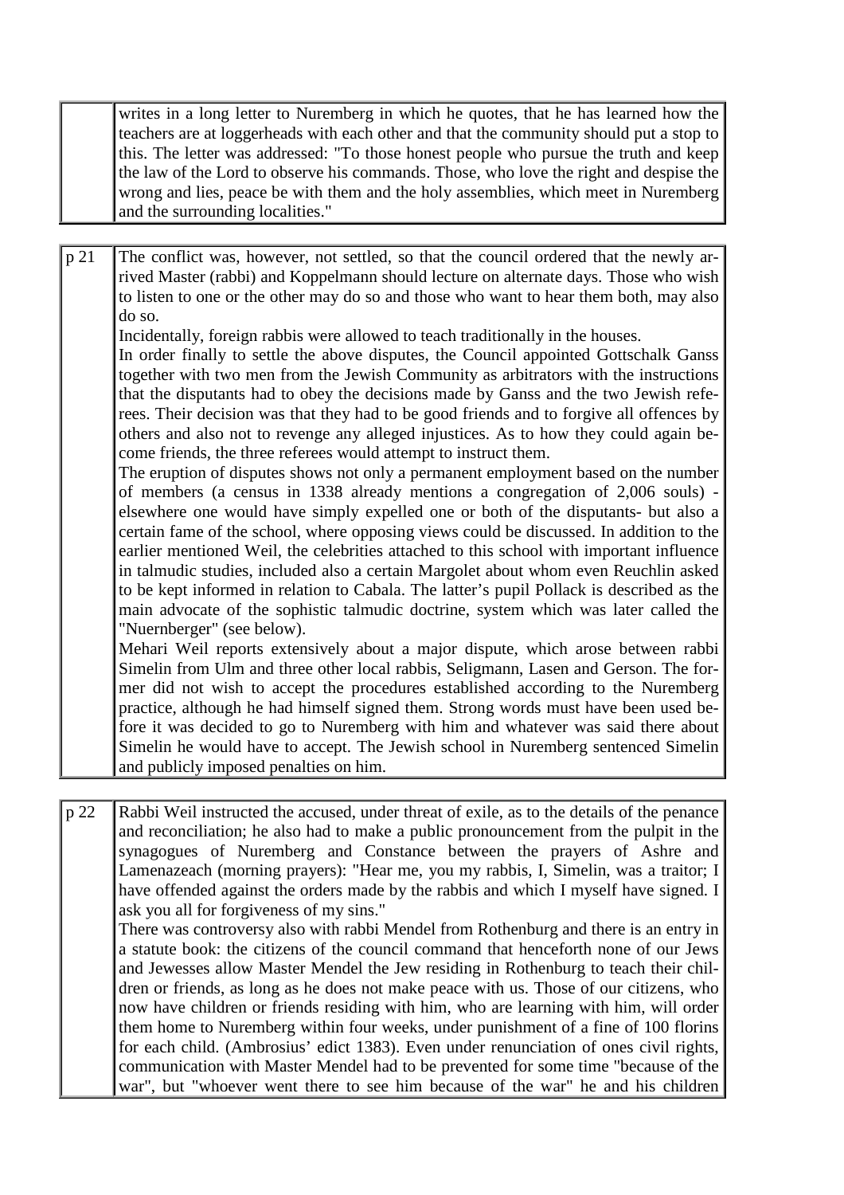| | |
|---|---|
| | writes in a long letter to Nuremberg in which he quotes, that he has learned how the teachers are at loggerheads with each other and that the community should put a stop to this. The letter was addressed: "To those honest people who pursue the truth and keep the law of the Lord to observe his commands. Those, who love the right and despise the wrong and lies, peace be with them and the holy assemblies, which meet in Nuremberg and the surrounding localities." |

| | |
|---|---|
| p 21 | The conflict was, however, not settled, so that the council ordered that the newly arrived Master (rabbi) and Koppelmann should lecture on alternate days. Those who wish to listen to one or the other may do so and those who want to hear them both, may also do so.<br>Incidentally, foreign rabbis were allowed to teach traditionally in the houses.<br>In order finally to settle the above disputes, the Council appointed Gottschalk Ganss together with two men from the Jewish Community as arbitrators with the instructions that the disputants had to obey the decisions made by Ganss and the two Jewish referees. Their decision was that they had to be good friends and to forgive all offences by others and also not to revenge any alleged injustices. As to how they could again become friends, the three referees would attempt to instruct them.<br>The eruption of disputes shows not only a permanent employment based on the number of members (a census in 1338 already mentions a congregation of 2,006 souls) - elsewhere one would have simply expelled one or both of the disputants- but also a certain fame of the school, where opposing views could be discussed. In addition to the earlier mentioned Weil, the celebrities attached to this school with important influence in talmudic studies, included also a certain Margolet about whom even Reuchlin asked to be kept informed in relation to Cabala. The latter's pupil Pollack is described as the main advocate of the sophistic talmudic doctrine, system which was later called the "Nuernberger" (see below).<br>Mehari Weil reports extensively about a major dispute, which arose between rabbi Simelin from Ulm and three other local rabbis, Seligmann, Lasen and Gerson. The former did not wish to accept the procedures established according to the Nuremberg practice, although he had himself signed them. Strong words must have been used before it was decided to go to Nuremberg with him and whatever was said there about Simelin he would have to accept. The Jewish school in Nuremberg sentenced Simelin and publicly imposed penalties on him. |

| | |
|---|---|
| p 22 | Rabbi Weil instructed the accused, under threat of exile, as to the details of the penance and reconciliation; he also had to make a public pronouncement from the pulpit in the synagogues of Nuremberg and Constance between the prayers of Ashre and Lamenazeach (morning prayers): "Hear me, you my rabbis, I, Simelin, was a traitor; I have offended against the orders made by the rabbis and which I myself have signed. I ask you all for forgiveness of my sins."<br>There was controversy also with rabbi Mendel from Rothenburg and there is an entry in a statute book: the citizens of the council command that henceforth none of our Jews and Jewesses allow Master Mendel the Jew residing in Rothenburg to teach their children or friends, as long as he does not make peace with us. Those of our citizens, who now have children or friends residing with him, who are learning with him, will order them home to Nuremberg within four weeks, under punishment of a fine of 100 florins for each child. (Ambrosius' edict 1383). Even under renunciation of ones civil rights, communication with Master Mendel had to be prevented for some time "because of the war", but "whoever went there to see him because of the war" he and his children |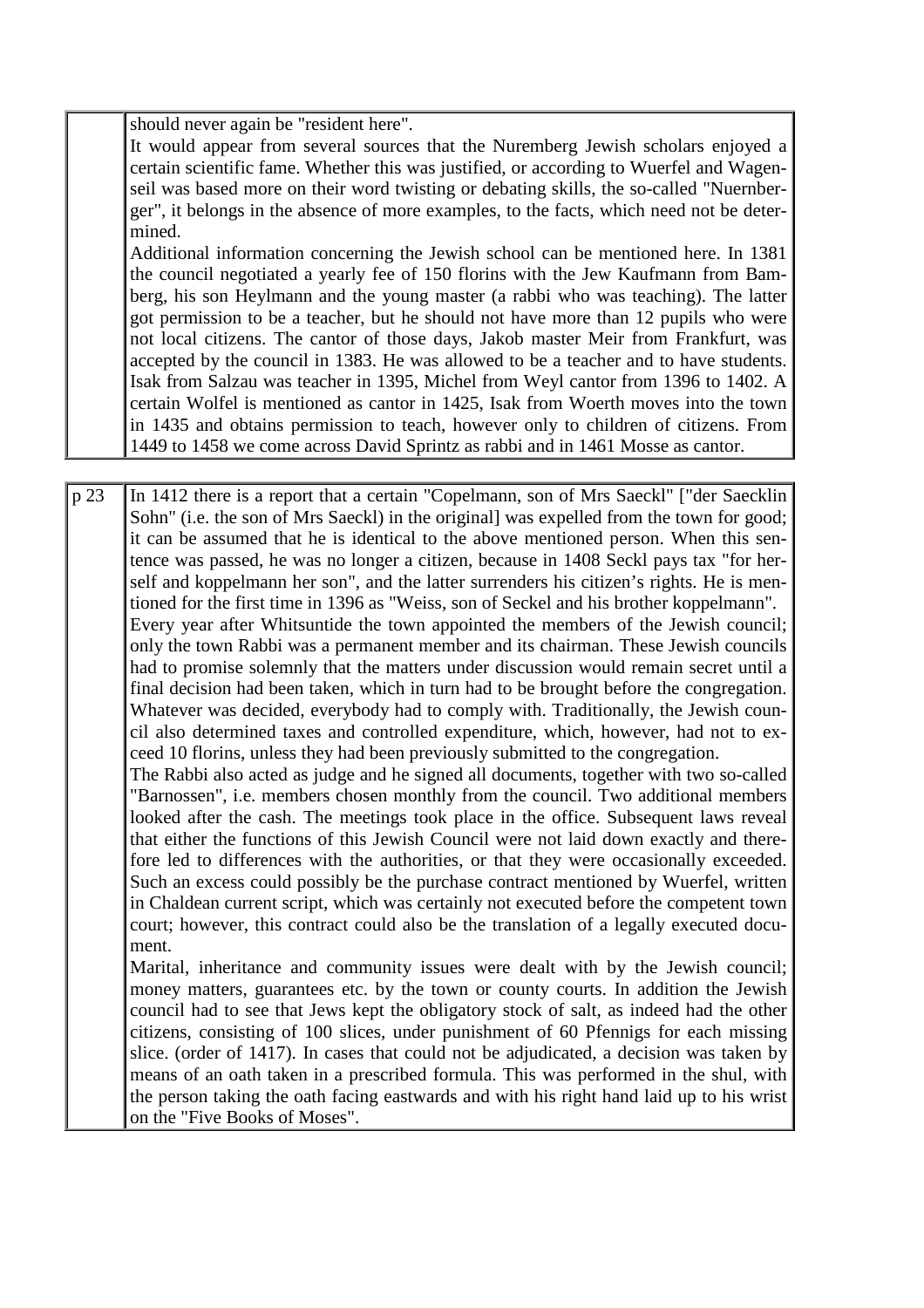should never again be "resident here".

It would appear from several sources that the Nuremberg Jewish scholars enjoyed a certain scientific fame. Whether this was justified, or according to Wuerfel and Wagenseil was based more on their word twisting or debating skills, the so-called "Nuernberger", it belongs in the absence of more examples, to the facts, which need not be determined.

Additional information concerning the Jewish school can be mentioned here. In 1381 the council negotiated a yearly fee of 150 florins with the Jew Kaufmann from Bamberg, his son Heylmann and the young master (a rabbi who was teaching). The latter got permission to be a teacher, but he should not have more than 12 pupils who were not local citizens. The cantor of those days, Jakob master Meir from Frankfurt, was accepted by the council in 1383. He was allowed to be a teacher and to have students. Isak from Salzau was teacher in 1395, Michel from Weyl cantor from 1396 to 1402. A certain Wolfel is mentioned as cantor in 1425, Isak from Woerth moves into the town in 1435 and obtains permission to teach, however only to children of citizens. From 1449 to 1458 we come across David Sprintz as rabbi and in 1461 Mosse as cantor.

p 23

In 1412 there is a report that a certain "Copelmann, son of Mrs Saeckl" ["der Saecklin Sohn" (i.e. the son of Mrs Saeckl) in the original] was expelled from the town for good; it can be assumed that he is identical to the above mentioned person. When this sentence was passed, he was no longer a citizen, because in 1408 Seckl pays tax "for herself and koppelmann her son", and the latter surrenders his citizen's rights. He is mentioned for the first time in 1396 as "Weiss, son of Seckel and his brother koppelmann".

Every year after Whitsuntide the town appointed the members of the Jewish council; only the town Rabbi was a permanent member and its chairman. These Jewish councils had to promise solemnly that the matters under discussion would remain secret until a final decision had been taken, which in turn had to be brought before the congregation. Whatever was decided, everybody had to comply with. Traditionally, the Jewish council also determined taxes and controlled expenditure, which, however, had not to exceed 10 florins, unless they had been previously submitted to the congregation.

The Rabbi also acted as judge and he signed all documents, together with two so-called "Barnossen", i.e. members chosen monthly from the council. Two additional members looked after the cash. The meetings took place in the office. Subsequent laws reveal that either the functions of this Jewish Council were not laid down exactly and therefore led to differences with the authorities, or that they were occasionally exceeded. Such an excess could possibly be the purchase contract mentioned by Wuerfel, written in Chaldean current script, which was certainly not executed before the competent town court; however, this contract could also be the translation of a legally executed document.

Marital, inheritance and community issues were dealt with by the Jewish council; money matters, guarantees etc. by the town or county courts. In addition the Jewish council had to see that Jews kept the obligatory stock of salt, as indeed had the other citizens, consisting of 100 slices, under punishment of 60 Pfennigs for each missing slice. (order of 1417). In cases that could not be adjudicated, a decision was taken by means of an oath taken in a prescribed formula. This was performed in the shul, with the person taking the oath facing eastwards and with his right hand laid up to his wrist on the "Five Books of Moses".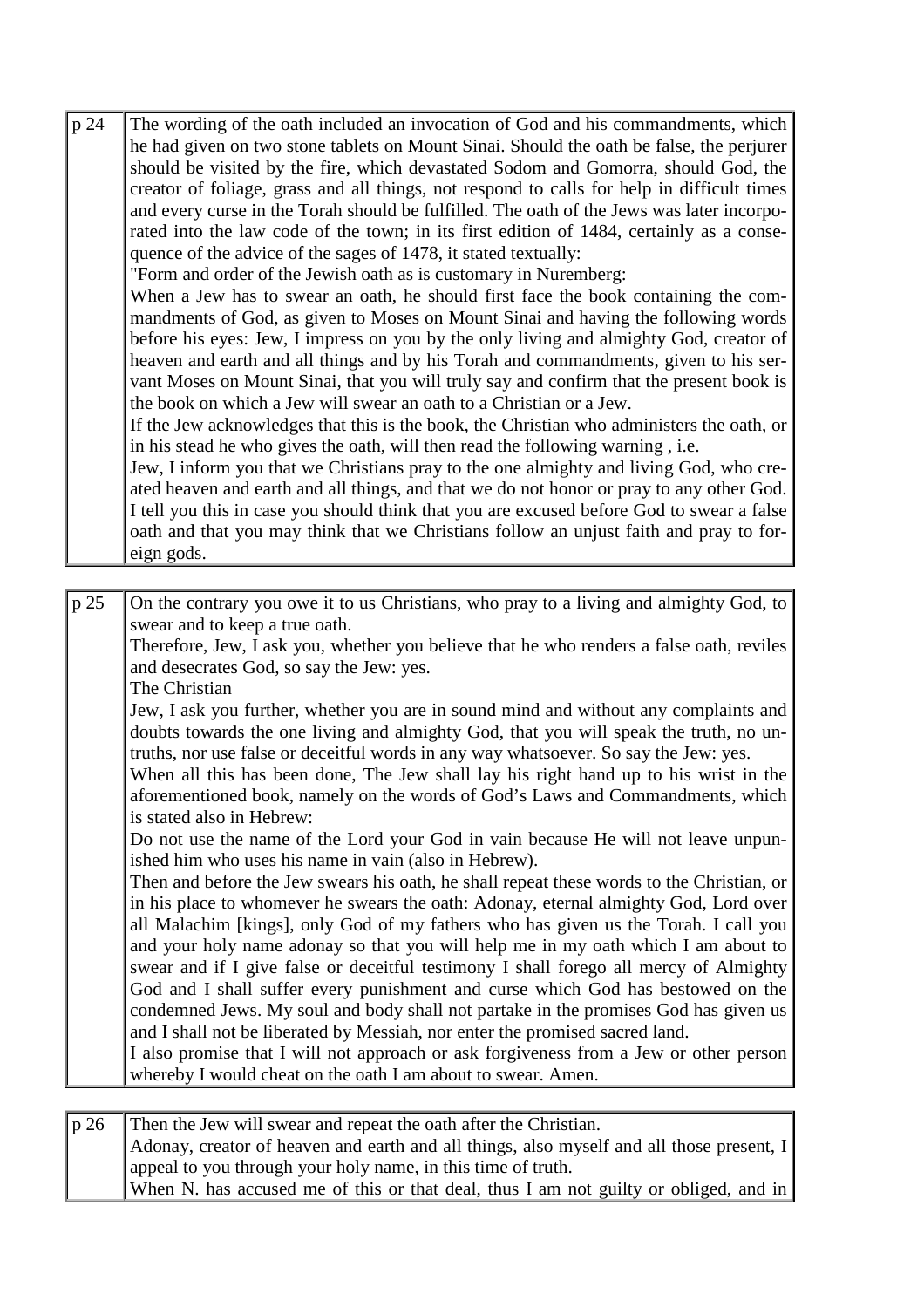| | |
|---|---|
| p 24 | The wording of the oath included an invocation of God and his commandments, which he had given on two stone tablets on Mount Sinai. Should the oath be false, the perjurer should be visited by the fire, which devastated Sodom and Gomorra, should God, the creator of foliage, grass and all things, not respond to calls for help in difficult times and every curse in the Torah should be fulfilled. The oath of the Jews was later incorporated into the law code of the town; in its first edition of 1484, certainly as a consequence of the advice of the sages of 1478, it stated textually:<br>"Form and order of the Jewish oath as is customary in Nuremberg:<br>When a Jew has to swear an oath, he should first face the book containing the commandments of God, as given to Moses on Mount Sinai and having the following words before his eyes: Jew, I impress on you by the only living and almighty God, creator of heaven and earth and all things and by his Torah and commandments, given to his servant Moses on Mount Sinai, that you will truly say and confirm that the present book is the book on which a Jew will swear an oath to a Christian or a Jew.<br>If the Jew acknowledges that this is the book, the Christian who administers the oath, or in his stead he who gives the oath, will then read the following warning , i.e.<br>Jew, I inform you that we Christians pray to the one almighty and living God, who created heaven and earth and all things, and that we do not honor or pray to any other God. I tell you this in case you should think that you are excused before God to swear a false oath and that you may think that we Christians follow an unjust faith and pray to foreign gods. |

| | |
|---|---|
| p 25 | On the contrary you owe it to us Christians, who pray to a living and almighty God, to swear and to keep a true oath.<br>Therefore, Jew, I ask you, whether you believe that he who renders a false oath, reviles and desecrates God, so say the Jew: yes.<br>The Christian<br>Jew, I ask you further, whether you are in sound mind and without any complaints and doubts towards the one living and almighty God, that you will speak the truth, no untruths, nor use false or deceitful words in any way whatsoever. So say the Jew: yes.<br>When all this has been done, The Jew shall lay his right hand up to his wrist in the aforementioned book, namely on the words of God's Laws and Commandments, which is stated also in Hebrew:<br>Do not use the name of the Lord your God in vain because He will not leave unpunished him who uses his name in vain (also in Hebrew).<br>Then and before the Jew swears his oath, he shall repeat these words to the Christian, or in his place to whomever he swears the oath: Adonay, eternal almighty God, Lord over all Malachim [kings], only God of my fathers who has given us the Torah. I call you and your holy name adonay so that you will help me in my oath which I am about to swear and if I give false or deceitful testimony I shall forego all mercy of Almighty God and I shall suffer every punishment and curse which God has bestowed on the condemned Jews. My soul and body shall not partake in the promises God has given us and I shall not be liberated by Messiah, nor enter the promised sacred land.<br>I also promise that I will not approach or ask forgiveness from a Jew or other person whereby I would cheat on the oath I am about to swear. Amen. |

| | |
|---|---|
| p 26 | Then the Jew will swear and repeat the oath after the Christian.<br>Adonay, creator of heaven and earth and all things, also myself and all those present, I appeal to you through your holy name, in this time of truth.<br>When N. has accused me of this or that deal, thus I am not guilty or obliged, and in |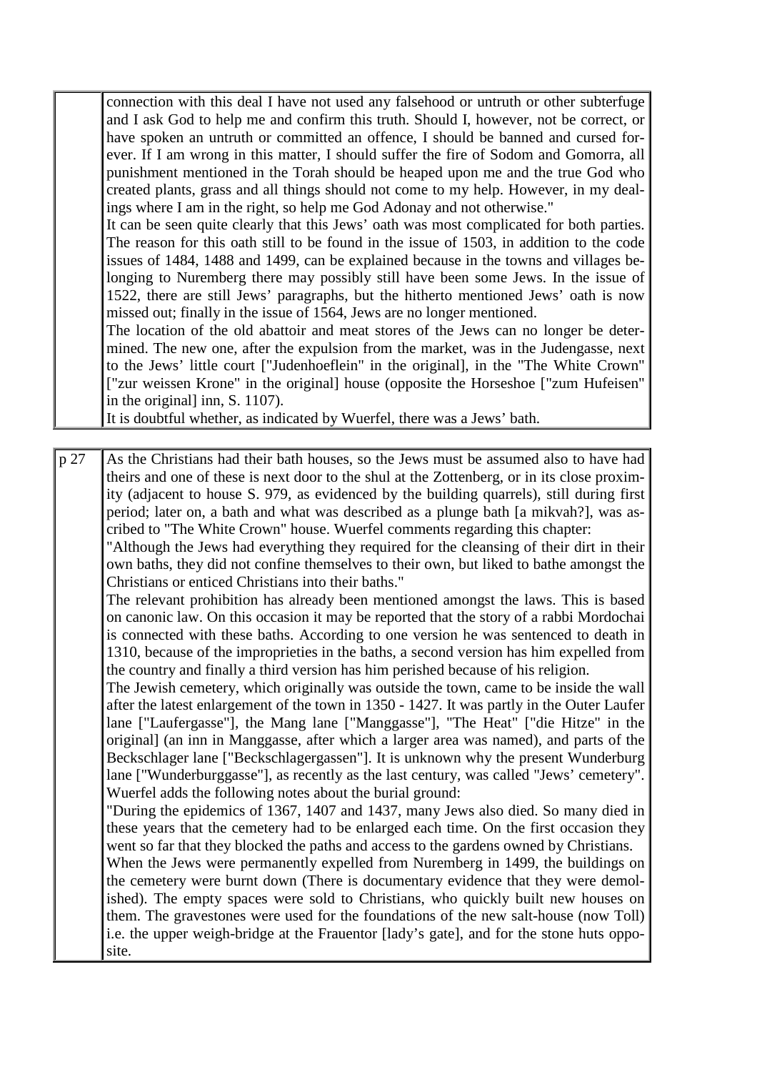| | |
|---|---|
| | connection with this deal I have not used any falsehood or untruth or other subterfuge and I ask God to help me and confirm this truth. Should I, however, not be correct, or have spoken an untruth or committed an offence, I should be banned and cursed forever. If I am wrong in this matter, I should suffer the fire of Sodom and Gomorra, all punishment mentioned in the Torah should be heaped upon me and the true God who created plants, grass and all things should not come to my help. However, in my dealings where I am in the right, so help me God Adonay and not otherwise."<br>It can be seen quite clearly that this Jews' oath was most complicated for both parties. The reason for this oath still to be found in the issue of 1503, in addition to the code issues of 1484, 1488 and 1499, can be explained because in the towns and villages belonging to Nuremberg there may possibly still have been some Jews. In the issue of 1522, there are still Jews' paragraphs, but the hitherto mentioned Jews' oath is now missed out; finally in the issue of 1564, Jews are no longer mentioned.<br>The location of the old abattoir and meat stores of the Jews can no longer be determined. The new one, after the expulsion from the market, was in the Judengasse, next to the Jews' little court ["Judenhoeflein" in the original], in the "The White Crown" ["zur weissen Krone" in the original] house (opposite the Horseshoe ["zum Hufeisen" in the original] inn, S. 1107).<br>It is doubtful whether, as indicated by Wuerfel, there was a Jews' bath. |

| | |
|---|---|
| p 27 | As the Christians had their bath houses, so the Jews must be assumed also to have had theirs and one of these is next door to the shul at the Zottenberg, or in its close proximity (adjacent to house S. 979, as evidenced by the building quarrels), still during first period; later on, a bath and what was described as a plunge bath [a mikvah?], was ascribed to "The White Crown" house. Wuerfel comments regarding this chapter:<br>"Although the Jews had everything they required for the cleansing of their dirt in their own baths, they did not confine themselves to their own, but liked to bathe amongst the Christians or enticed Christians into their baths."<br>The relevant prohibition has already been mentioned amongst the laws. This is based on canonic law. On this occasion it may be reported that the story of a rabbi Mordochai is connected with these baths. According to one version he was sentenced to death in 1310, because of the improprieties in the baths, a second version has him expelled from the country and finally a third version has him perished because of his religion.<br>The Jewish cemetery, which originally was outside the town, came to be inside the wall after the latest enlargement of the town in 1350 - 1427. It was partly in the Outer Laufer lane ["Laufergasse"], the Mang lane ["Manggasse"], "The Heat" ["die Hitze" in the original] (an inn in Manggasse, after which a larger area was named), and parts of the Beckschlager lane ["Beckschlagergassen"]. It is unknown why the present Wunderburg lane ["Wunderburggasse"], as recently as the last century, was called "Jews' cemetery". Wuerfel adds the following notes about the burial ground:<br>"During the epidemics of 1367, 1407 and 1437, many Jews also died. So many died in these years that the cemetery had to be enlarged each time. On the first occasion they went so far that they blocked the paths and access to the gardens owned by Christians.<br>When the Jews were permanently expelled from Nuremberg in 1499, the buildings on the cemetery were burnt down (There is documentary evidence that they were demolished). The empty spaces were sold to Christians, who quickly built new houses on them. The gravestones were used for the foundations of the new salt-house (now Toll) i.e. the upper weigh-bridge at the Frauentor [lady's gate], and for the stone huts opposite. |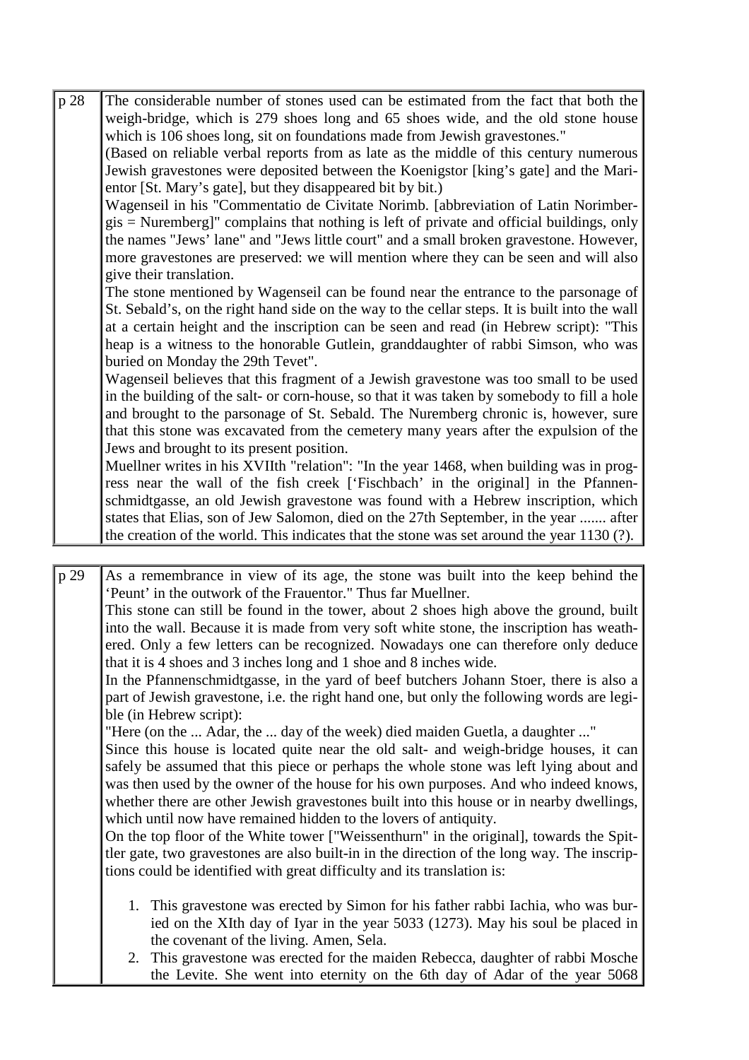| | |
|---|---|
| p 28 | The considerable number of stones used can be estimated from the fact that both the weigh-bridge, which is 279 shoes long and 65 shoes wide, and the old stone house which is 106 shoes long, sit on foundations made from Jewish gravestones."<br>(Based on reliable verbal reports from as late as the middle of this century numerous Jewish gravestones were deposited between the Koenigstor [king's gate] and the Marientor [St. Mary's gate], but they disappeared bit by bit.)<br>Wagenseil in his "Commentatio de Civitate Norimb. [abbreviation of Latin Norimbergis = Nuremberg]" complains that nothing is left of private and official buildings, only the names "Jews' lane" and "Jews little court" and a small broken gravestone. However, more gravestones are preserved: we will mention where they can be seen and will also give their translation.<br>The stone mentioned by Wagenseil can be found near the entrance to the parsonage of St. Sebald's, on the right hand side on the way to the cellar steps. It is built into the wall at a certain height and the inscription can be seen and read (in Hebrew script): "This heap is a witness to the honorable Gutlein, granddaughter of rabbi Simson, who was buried on Monday the 29th Tevet".<br>Wagenseil believes that this fragment of a Jewish gravestone was too small to be used in the building of the salt- or corn-house, so that it was taken by somebody to fill a hole and brought to the parsonage of St. Sebald. The Nuremberg chronic is, however, sure that this stone was excavated from the cemetery many years after the expulsion of the Jews and brought to its present position.<br>Muellner writes in his XVIIth "relation": "In the year 1468, when building was in progress near the wall of the fish creek ['Fischbach' in the original] in the Pfannenschmidtgasse, an old Jewish gravestone was found with a Hebrew inscription, which states that Elias, son of Jew Salomon, died on the 27th September, in the year ....... after the creation of the world. This indicates that the stone was set around the year 1130 (?). |

| | |
|---|---|
| p 29 | As a remembrance in view of its age, the stone was built into the keep behind the 'Peunt' in the outwork of the Frauentor." Thus far Muellner.<br>This stone can still be found in the tower, about 2 shoes high above the ground, built into the wall. Because it is made from very soft white stone, the inscription has weathered. Only a few letters can be recognized. Nowadays one can therefore only deduce that it is 4 shoes and 3 inches long and 1 shoe and 8 inches wide.<br>In the Pfannenschmidtgasse, in the yard of beef butchers Johann Stoer, there is also a part of Jewish gravestone, i.e. the right hand one, but only the following words are legible (in Hebrew script):<br>"Here (on the ... Adar, the ... day of the week) died maiden Guetla, a daughter ..."<br>Since this house is located quite near the old salt- and weigh-bridge houses, it can safely be assumed that this piece or perhaps the whole stone was left lying about and was then used by the owner of the house for his own purposes. And who indeed knows, whether there are other Jewish gravestones built into this house or in nearby dwellings, which until now have remained hidden to the lovers of antiquity.<br>On the top floor of the White tower ["Weissenthurn" in the original], towards the Spittler gate, two gravestones are also built-in in the direction of the long way. The inscriptions could be identified with great difficulty and its translation is:<br><br>1. This gravestone was erected by Simon for his father rabbi Iachia, who was buried on the XIth day of Iyar in the year 5033 (1273). May his soul be placed in the covenant of the living. Amen, Sela.<br>2. This gravestone was erected for the maiden Rebecca, daughter of rabbi Mosche the Levite. She went into eternity on the 6th day of Adar of the year 5068 |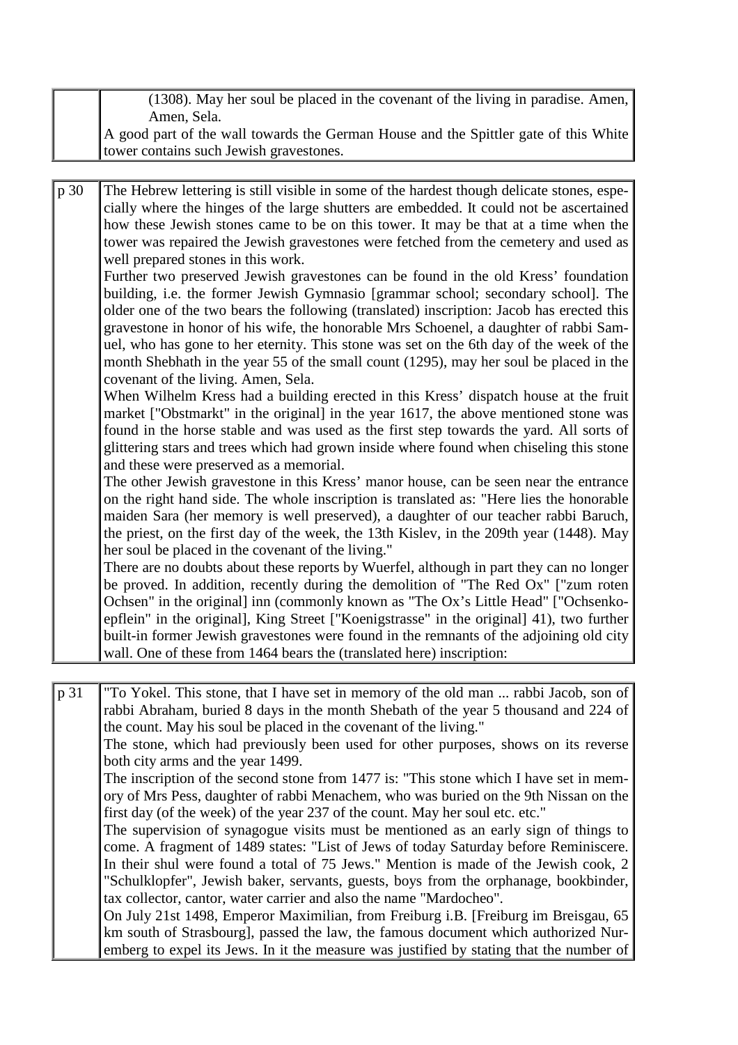| | |
|---|---|
| | (1308). May her soul be placed in the covenant of the living in paradise. Amen, Amen, Sela. A good part of the wall towards the German House and the Spittler gate of this White tower contains such Jewish gravestones. |

| | |
|---|---|
| p 30 | The Hebrew lettering is still visible in some of the hardest though delicate stones, especially where the hinges of the large shutters are embedded. It could not be ascertained how these Jewish stones came to be on this tower. It may be that at a time when the tower was repaired the Jewish gravestones were fetched from the cemetery and used as well prepared stones in this work. Further two preserved Jewish gravestones can be found in the old Kress' foundation building, i.e. the former Jewish Gymnasio [grammar school; secondary school]. The older one of the two bears the following (translated) inscription: Jacob has erected this gravestone in honor of his wife, the honorable Mrs Schoenel, a daughter of rabbi Samuel, who has gone to her eternity. This stone was set on the 6th day of the week of the month Shebhath in the year 55 of the small count (1295), may her soul be placed in the covenant of the living. Amen, Sela. When Wilhelm Kress had a building erected in this Kress' dispatch house at the fruit market ["Obstmarkt" in the original] in the year 1617, the above mentioned stone was found in the horse stable and was used as the first step towards the yard. All sorts of glittering stars and trees which had grown inside where found when chiseling this stone and these were preserved as a memorial. The other Jewish gravestone in this Kress' manor house, can be seen near the entrance on the right hand side. The whole inscription is translated as: "Here lies the honorable maiden Sara (her memory is well preserved), a daughter of our teacher rabbi Baruch, the priest, on the first day of the week, the 13th Kislev, in the 209th year (1448). May her soul be placed in the covenant of the living." There are no doubts about these reports by Wuerfel, although in part they can no longer be proved. In addition, recently during the demolition of "The Red Ox" ["zum roten Ochsen" in the original] inn (commonly known as "The Ox's Little Head" ["Ochsenkoepflein" in the original], King Street ["Koenigstrasse" in the original] 41), two further built-in former Jewish gravestones were found in the remnants of the adjoining old city wall. One of these from 1464 bears the (translated here) inscription: |

| | |
|---|---|
| p 31 | "To Yokel. This stone, that I have set in memory of the old man ... rabbi Jacob, son of rabbi Abraham, buried 8 days in the month Shebath of the year 5 thousand and 224 of the count. May his soul be placed in the covenant of the living." The stone, which had previously been used for other purposes, shows on its reverse both city arms and the year 1499. The inscription of the second stone from 1477 is: "This stone which I have set in memory of Mrs Pess, daughter of rabbi Menachem, who was buried on the 9th Nissan on the first day (of the week) of the year 237 of the count. May her soul etc. etc." The supervision of synagogue visits must be mentioned as an early sign of things to come. A fragment of 1489 states: "List of Jews of today Saturday before Reminiscere. In their shul were found a total of 75 Jews." Mention is made of the Jewish cook, 2 "Schulklopfer", Jewish baker, servants, guests, boys from the orphanage, bookbinder, tax collector, cantor, water carrier and also the name "Mardocheo". On July 21st 1498, Emperor Maximilian, from Freiburg i.B. [Freiburg im Breisgau, 65 km south of Strasbourg], passed the law, the famous document which authorized Nuremberg to expel its Jews. In it the measure was justified by stating that the number of |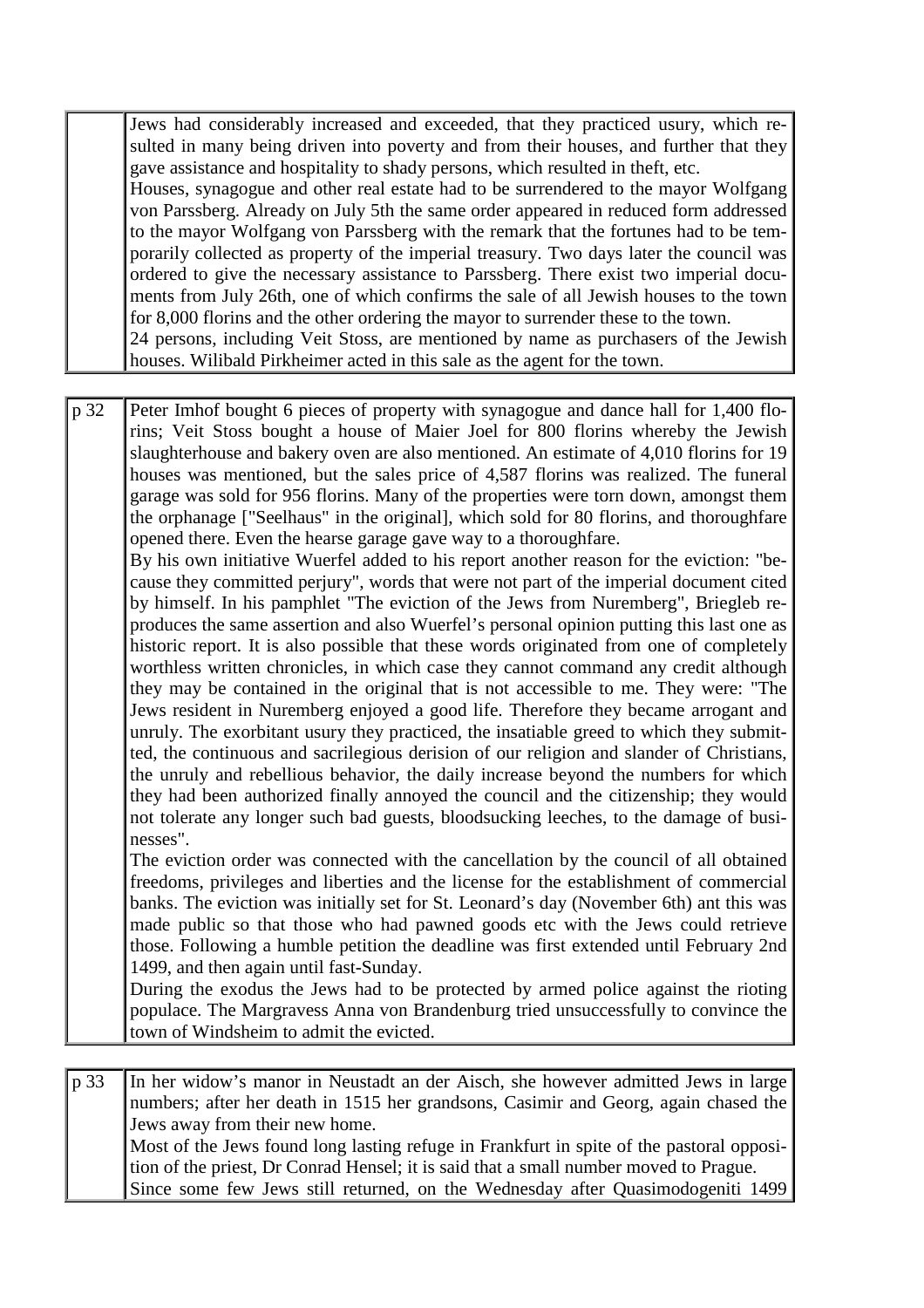| | |
|---|---|
| | Jews had considerably increased and exceeded, that they practiced usury, which resulted in many being driven into poverty and from their houses, and further that they gave assistance and hospitality to shady persons, which resulted in theft, etc. Houses, synagogue and other real estate had to be surrendered to the mayor Wolfgang von Parssberg. Already on July 5th the same order appeared in reduced form addressed to the mayor Wolfgang von Parssberg with the remark that the fortunes had to be temporarily collected as property of the imperial treasury. Two days later the council was ordered to give the necessary assistance to Parssberg. There exist two imperial documents from July 26th, one of which confirms the sale of all Jewish houses to the town for 8,000 florins and the other ordering the mayor to surrender these to the town. 24 persons, including Veit Stoss, are mentioned by name as purchasers of the Jewish houses. Wilibald Pirkheimer acted in this sale as the agent for the town. |

| | |
|---|---|
| p 32 | Peter Imhof bought 6 pieces of property with synagogue and dance hall for 1,400 florins; Veit Stoss bought a house of Maier Joel for 800 florins whereby the Jewish slaughterhouse and bakery oven are also mentioned. An estimate of 4,010 florins for 19 houses was mentioned, but the sales price of 4,587 florins was realized. The funeral garage was sold for 956 florins. Many of the properties were torn down, amongst them the orphanage ["Seelhaus" in the original], which sold for 80 florins, and thoroughfare opened there. Even the hearse garage gave way to a thoroughfare. By his own initiative Wuerfel added to his report another reason for the eviction: "because they committed perjury", words that were not part of the imperial document cited by himself. In his pamphlet "The eviction of the Jews from Nuremberg", Briegleb reproduces the same assertion and also Wuerfel's personal opinion putting this last one as historic report. It is also possible that these words originated from one of completely worthless written chronicles, in which case they cannot command any credit although they may be contained in the original that is not accessible to me. They were: "The Jews resident in Nuremberg enjoyed a good life. Therefore they became arrogant and unruly. The exorbitant usury they practiced, the insatiable greed to which they submitted, the continuous and sacrilegious derision of our religion and slander of Christians, the unruly and rebellious behavior, the daily increase beyond the numbers for which they had been authorized finally annoyed the council and the citizenship; they would not tolerate any longer such bad guests, bloodsucking leeches, to the damage of businesses". The eviction order was connected with the cancellation by the council of all obtained freedoms, privileges and liberties and the license for the establishment of commercial banks. The eviction was initially set for St. Leonard's day (November 6th) ant this was made public so that those who had pawned goods etc with the Jews could retrieve those. Following a humble petition the deadline was first extended until February 2nd 1499, and then again until fast-Sunday. During the exodus the Jews had to be protected by armed police against the rioting populace. The Margravess Anna von Brandenburg tried unsuccessfully to convince the town of Windsheim to admit the evicted. |

| | |
|---|---|
| p 33 | In her widow's manor in Neustadt an der Aisch, she however admitted Jews in large numbers; after her death in 1515 her grandsons, Casimir and Georg, again chased the Jews away from their new home. Most of the Jews found long lasting refuge in Frankfurt in spite of the pastoral opposition of the priest, Dr Conrad Hensel; it is said that a small number moved to Prague. Since some few Jews still returned, on the Wednesday after Quasimodogeniti 1499 |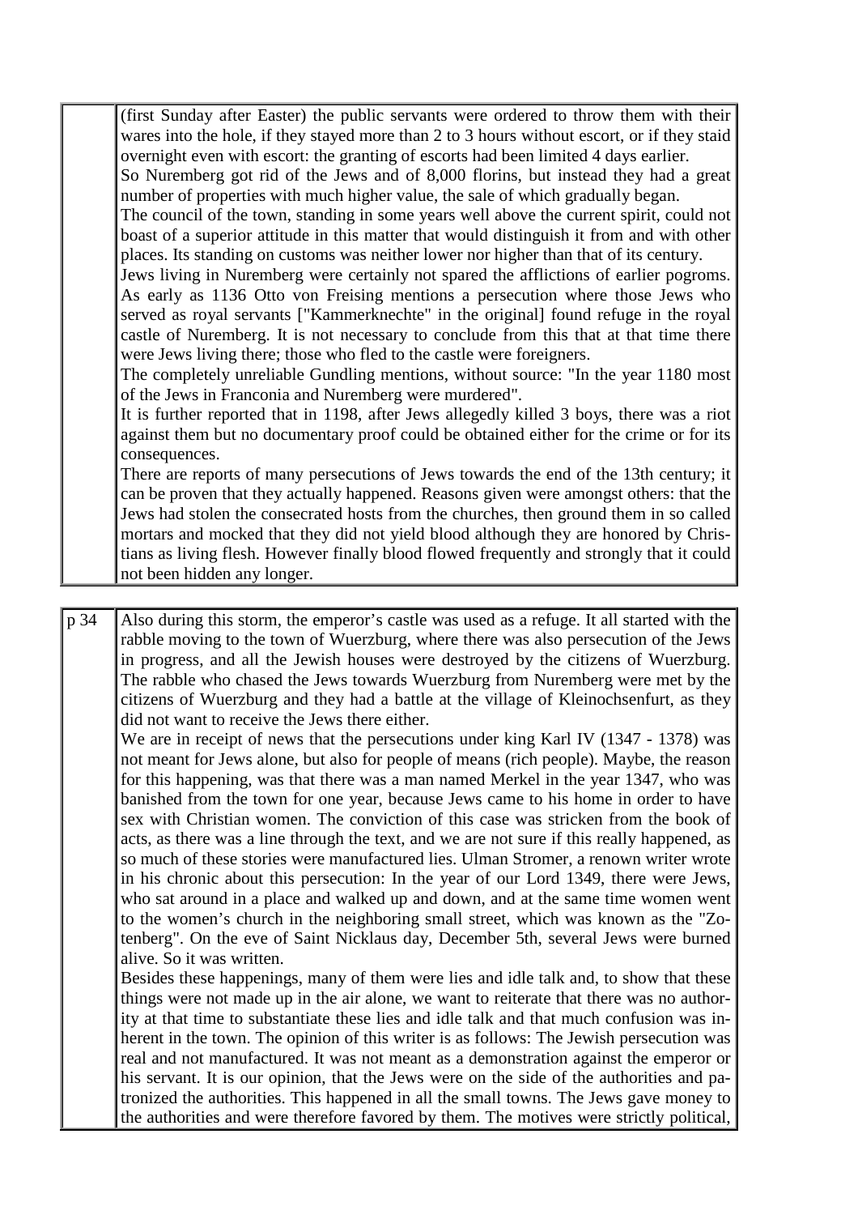| | |
|---|---|
| | (first Sunday after Easter) the public servants were ordered to throw them with their wares into the hole, if they stayed more than 2 to 3 hours without escort, or if they staid overnight even with escort: the granting of escorts had been limited 4 days earlier.<br>So Nuremberg got rid of the Jews and of 8,000 florins, but instead they had a great number of properties with much higher value, the sale of which gradually began.<br>The council of the town, standing in some years well above the current spirit, could not boast of a superior attitude in this matter that would distinguish it from and with other places. Its standing on customs was neither lower nor higher than that of its century.<br>Jews living in Nuremberg were certainly not spared the afflictions of earlier pogroms. As early as 1136 Otto von Freising mentions a persecution where those Jews who served as royal servants ["Kammerknechte" in the original] found refuge in the royal castle of Nuremberg. It is not necessary to conclude from this that at that time there were Jews living there; those who fled to the castle were foreigners.<br>The completely unreliable Gundling mentions, without source: "In the year 1180 most of the Jews in Franconia and Nuremberg were murdered".<br>It is further reported that in 1198, after Jews allegedly killed 3 boys, there was a riot against them but no documentary proof could be obtained either for the crime or for its consequences.<br>There are reports of many persecutions of Jews towards the end of the 13th century; it can be proven that they actually happened. Reasons given were amongst others: that the Jews had stolen the consecrated hosts from the churches, then ground them in so called mortars and mocked that they did not yield blood although they are honored by Christians as living flesh. However finally blood flowed frequently and strongly that it could not been hidden any longer. |

| | |
|---|---|
| p 34 | Also during this storm, the emperor's castle was used as a refuge. It all started with the rabble moving to the town of Wuerzburg, where there was also persecution of the Jews in progress, and all the Jewish houses were destroyed by the citizens of Wuerzburg. The rabble who chased the Jews towards Wuerzburg from Nuremberg were met by the citizens of Wuerzburg and they had a battle at the village of Kleinochsenfurt, as they did not want to receive the Jews there either.<br>We are in receipt of news that the persecutions under king Karl IV (1347 - 1378) was not meant for Jews alone, but also for people of means (rich people). Maybe, the reason for this happening, was that there was a man named Merkel in the year 1347, who was banished from the town for one year, because Jews came to his home in order to have sex with Christian women. The conviction of this case was stricken from the book of acts, as there was a line through the text, and we are not sure if this really happened, as so much of these stories were manufactured lies. Ulman Stromer, a renown writer wrote in his chronic about this persecution: In the year of our Lord 1349, there were Jews, who sat around in a place and walked up and down, and at the same time women went to the women's church in the neighboring small street, which was known as the "Zotenberg". On the eve of Saint Nicklaus day, December 5th, several Jews were burned alive. So it was written.<br>Besides these happenings, many of them were lies and idle talk and, to show that these things were not made up in the air alone, we want to reiterate that there was no authority at that time to substantiate these lies and idle talk and that much confusion was inherent in the town. The opinion of this writer is as follows: The Jewish persecution was real and not manufactured. It was not meant as a demonstration against the emperor or his servant. It is our opinion, that the Jews were on the side of the authorities and patronized the authorities. This happened in all the small towns. The Jews gave money to the authorities and were therefore favored by them. The motives were strictly political, |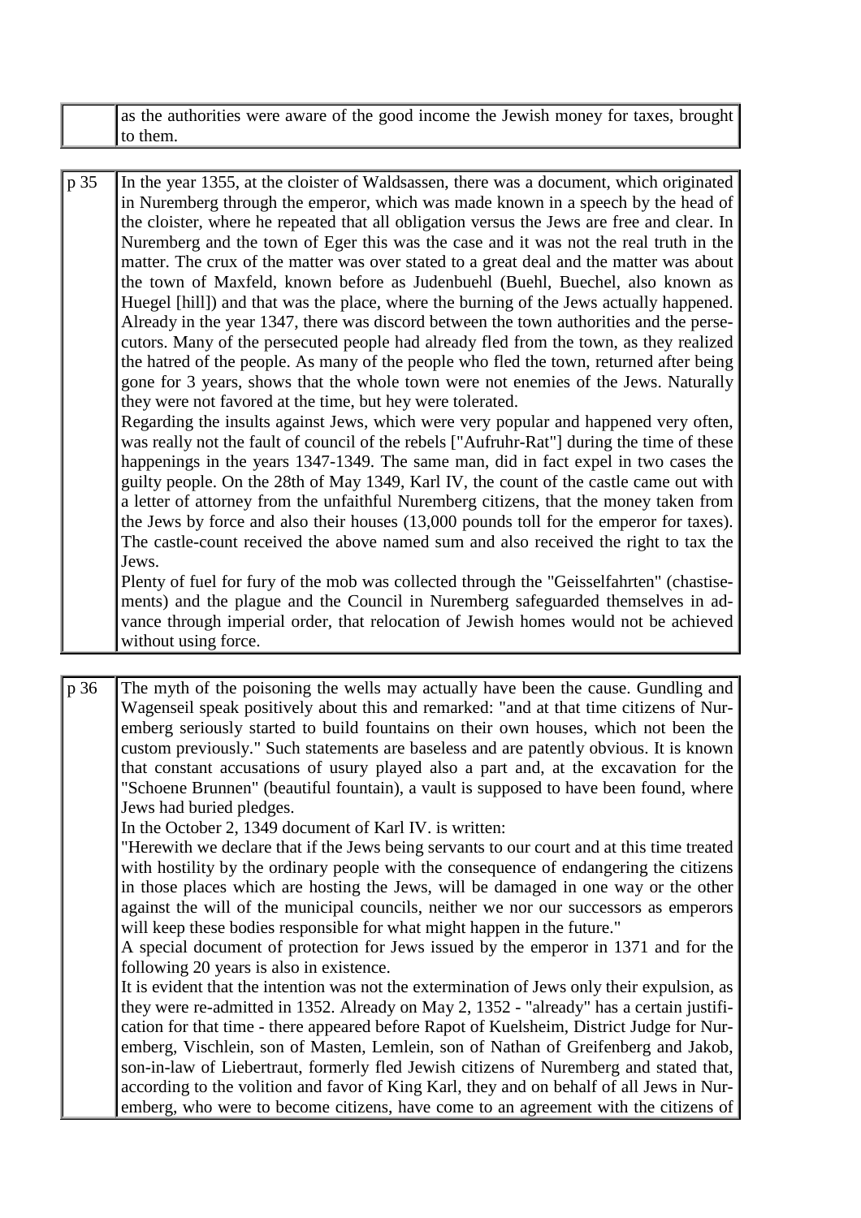| | |
|---|---|
| | as the authorities were aware of the good income the Jewish money for taxes, brought to them. |

| | |
|---|---|
| p 35 | In the year 1355, at the cloister of Waldsassen, there was a document, which originated in Nuremberg through the emperor, which was made known in a speech by the head of the cloister, where he repeated that all obligation versus the Jews are free and clear. In Nuremberg and the town of Eger this was the case and it was not the real truth in the matter. The crux of the matter was over stated to a great deal and the matter was about the town of Maxfeld, known before as Judenbuehl (Buehl, Buechel, also known as Huegel [hill]) and that was the place, where the burning of the Jews actually happened. Already in the year 1347, there was discord between the town authorities and the persecutors. Many of the persecuted people had already fled from the town, as they realized the hatred of the people. As many of the people who fled the town, returned after being gone for 3 years, shows that the whole town were not enemies of the Jews. Naturally they were not favored at the time, but hey were tolerated.<br>Regarding the insults against Jews, which were very popular and happened very often, was really not the fault of council of the rebels ["Aufruhr-Rat"] during the time of these happenings in the years 1347-1349. The same man, did in fact expel in two cases the guilty people. On the 28th of May 1349, Karl IV, the count of the castle came out with a letter of attorney from the unfaithful Nuremberg citizens, that the money taken from the Jews by force and also their houses (13,000 pounds toll for the emperor for taxes). The castle-count received the above named sum and also received the right to tax the Jews.<br>Plenty of fuel for fury of the mob was collected through the "Geisselfahrten" (chastisements) and the plague and the Council in Nuremberg safeguarded themselves in advance through imperial order, that relocation of Jewish homes would not be achieved without using force. |

| | |
|---|---|
| p 36 | The myth of the poisoning the wells may actually have been the cause. Gundling and Wagenseil speak positively about this and remarked: "and at that time citizens of Nuremberg seriously started to build fountains on their own houses, which not been the custom previously." Such statements are baseless and are patently obvious. It is known that constant accusations of usury played also a part and, at the excavation for the "Schoene Brunnen" (beautiful fountain), a vault is supposed to have been found, where Jews had buried pledges.<br>In the October 2, 1349 document of Karl IV. is written:<br>"Herewith we declare that if the Jews being servants to our court and at this time treated with hostility by the ordinary people with the consequence of endangering the citizens in those places which are hosting the Jews, will be damaged in one way or the other against the will of the municipal councils, neither we nor our successors as emperors will keep these bodies responsible for what might happen in the future."<br>A special document of protection for Jews issued by the emperor in 1371 and for the following 20 years is also in existence.<br>It is evident that the intention was not the extermination of Jews only their expulsion, as they were re-admitted in 1352. Already on May 2, 1352 - "already" has a certain justification for that time - there appeared before Rapot of Kuelsheim, District Judge for Nuremberg, Vischlein, son of Masten, Lemlein, son of Nathan of Greifenberg and Jakob, son-in-law of Liebertraut, formerly fled Jewish citizens of Nuremberg and stated that, according to the volition and favor of King Karl, they and on behalf of all Jews in Nuremberg, who were to become citizens, have come to an agreement with the citizens of |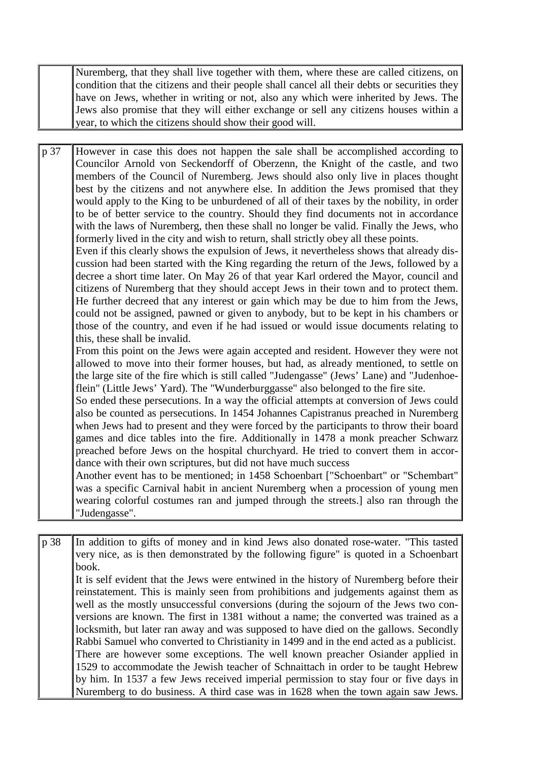| | |
|---|---|
| | Nuremberg, that they shall live together with them, where these are called citizens, on condition that the citizens and their people shall cancel all their debts or securities they have on Jews, whether in writing or not, also any which were inherited by Jews. The Jews also promise that they will either exchange or sell any citizens houses within a year, to which the citizens should show their good will. |

| | |
|---|---|
| p 37 | However in case this does not happen the sale shall be accomplished according to Councilor Arnold von Seckendorff of Oberzenn, the Knight of the castle, and two members of the Council of Nuremberg. Jews should also only live in places thought best by the citizens and not anywhere else. In addition the Jews promised that they would apply to the King to be unburdened of all of their taxes by the nobility, in order to be of better service to the country. Should they find documents not in accordance with the laws of Nuremberg, then these shall no longer be valid. Finally the Jews, who formerly lived in the city and wish to return, shall strictly obey all these points.<br>Even if this clearly shows the expulsion of Jews, it nevertheless shows that already discussion had been started with the King regarding the return of the Jews, followed by a decree a short time later. On May 26 of that year Karl ordered the Mayor, council and citizens of Nuremberg that they should accept Jews in their town and to protect them. He further decreed that any interest or gain which may be due to him from the Jews, could not be assigned, pawned or given to anybody, but to be kept in his chambers or those of the country, and even if he had issued or would issue documents relating to this, these shall be invalid.<br>From this point on the Jews were again accepted and resident. However they were not allowed to move into their former houses, but had, as already mentioned, to settle on the large site of the fire which is still called "Judengasse" (Jews' Lane) and "Judenhoeflein" (Little Jews' Yard). The "Wunderburggasse" also belonged to the fire site.<br>So ended these persecutions. In a way the official attempts at conversion of Jews could also be counted as persecutions. In 1454 Johannes Capistranus preached in Nuremberg when Jews had to present and they were forced by the participants to throw their board games and dice tables into the fire. Additionally in 1478 a monk preacher Schwarz preached before Jews on the hospital churchyard. He tried to convert them in accordance with their own scriptures, but did not have much success<br>Another event has to be mentioned; in 1458 Schoenbart ["Schoenbart" or "Schembart" was a specific Carnival habit in ancient Nuremberg when a procession of young men wearing colorful costumes ran and jumped through the streets.] also ran through the "Judengasse". |

| | |
|---|---|
| p 38 | In addition to gifts of money and in kind Jews also donated rose-water. "This tasted very nice, as is then demonstrated by the following figure" is quoted in a Schoenbart book.<br>It is self evident that the Jews were entwined in the history of Nuremberg before their reinstatement. This is mainly seen from prohibitions and judgements against them as well as the mostly unsuccessful conversions (during the sojourn of the Jews two conversions are known. The first in 1381 without a name; the converted was trained as a locksmith, but later ran away and was supposed to have died on the gallows. Secondly Rabbi Samuel who converted to Christianity in 1499 and in the end acted as a publicist.<br>There are however some exceptions. The well known preacher Osiander applied in 1529 to accommodate the Jewish teacher of Schnaittach in order to be taught Hebrew by him. In 1537 a few Jews received imperial permission to stay four or five days in Nuremberg to do business. A third case was in 1628 when the town again saw Jews. |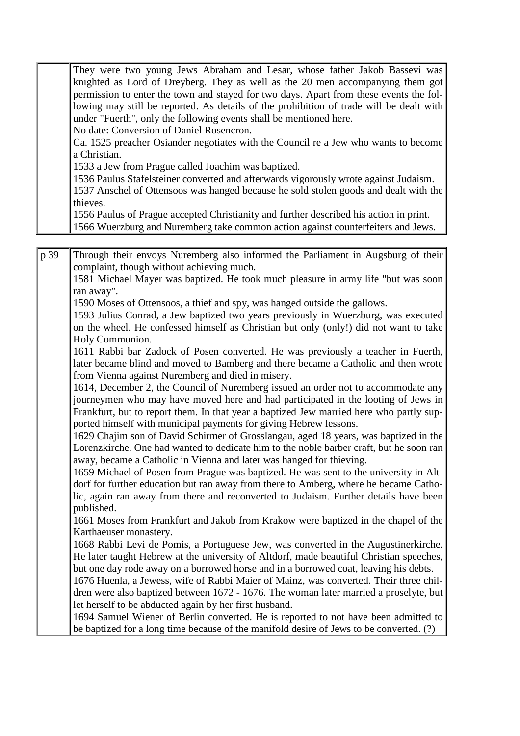|  |  |
|---|---|
|  | They were two young Jews Abraham and Lesar, whose father Jakob Bassevi was knighted as Lord of Dreyberg. They as well as the 20 men accompanying them got permission to enter the town and stayed for two days. Apart from these events the following may still be reported. As details of the prohibition of trade will be dealt with under "Fuerth", only the following events shall be mentioned here.<br>No date: Conversion of Daniel Rosencron.<br>Ca. 1525 preacher Osiander negotiates with the Council re a Jew who wants to become a Christian.<br>1533 a Jew from Prague called Joachim was baptized.<br>1536 Paulus Stafelsteiner converted and afterwards vigorously wrote against Judaism.<br>1537 Anschel of Ottensoos was hanged because he sold stolen goods and dealt with the thieves.<br>1556 Paulus of Prague accepted Christianity and further described his action in print.<br>1566 Wuerzburg and Nuremberg take common action against counterfeiters and Jews. |

|  |  |
|---|---|
| p 39 | Through their envoys Nuremberg also informed the Parliament in Augsburg of their complaint, though without achieving much.<br>1581 Michael Mayer was baptized. He took much pleasure in army life "but was soon ran away".<br>1590 Moses of Ottensoos, a thief and spy, was hanged outside the gallows.<br>1593 Julius Conrad, a Jew baptized two years previously in Wuerzburg, was executed on the wheel. He confessed himself as Christian but only (only!) did not want to take Holy Communion.<br>1611 Rabbi bar Zadock of Posen converted. He was previously a teacher in Fuerth, later became blind and moved to Bamberg and there became a Catholic and then wrote from Vienna against Nuremberg and died in misery.<br>1614, December 2, the Council of Nuremberg issued an order not to accommodate any journeymen who may have moved here and had participated in the looting of Jews in Frankfurt, but to report them. In that year a baptized Jew married here who partly supported himself with municipal payments for giving Hebrew lessons.<br>1629 Chajim son of David Schirmer of Grosslangau, aged 18 years, was baptized in the Lorenzkirche. One had wanted to dedicate him to the noble barber craft, but he soon ran away, became a Catholic in Vienna and later was hanged for thieving.<br>1659 Michael of Posen from Prague was baptized. He was sent to the university in Altdorf for further education but ran away from there to Amberg, where he became Catholic, again ran away from there and reconverted to Judaism. Further details have been published.<br>1661 Moses from Frankfurt and Jakob from Krakow were baptized in the chapel of the Karthaeuser monastery.<br>1668 Rabbi Levi de Pomis, a Portuguese Jew, was converted in the Augustinerkirche. He later taught Hebrew at the university of Altdorf, made beautiful Christian speeches, but one day rode away on a borrowed horse and in a borrowed coat, leaving his debts.<br>1676 Huenla, a Jewess, wife of Rabbi Maier of Mainz, was converted. Their three children were also baptized between 1672 - 1676. The woman later married a proselyte, but let herself to be abducted again by her first husband.<br>1694 Samuel Wiener of Berlin converted. He is reported to not have been admitted to be baptized for a long time because of the manifold desire of Jews to be converted. (?) |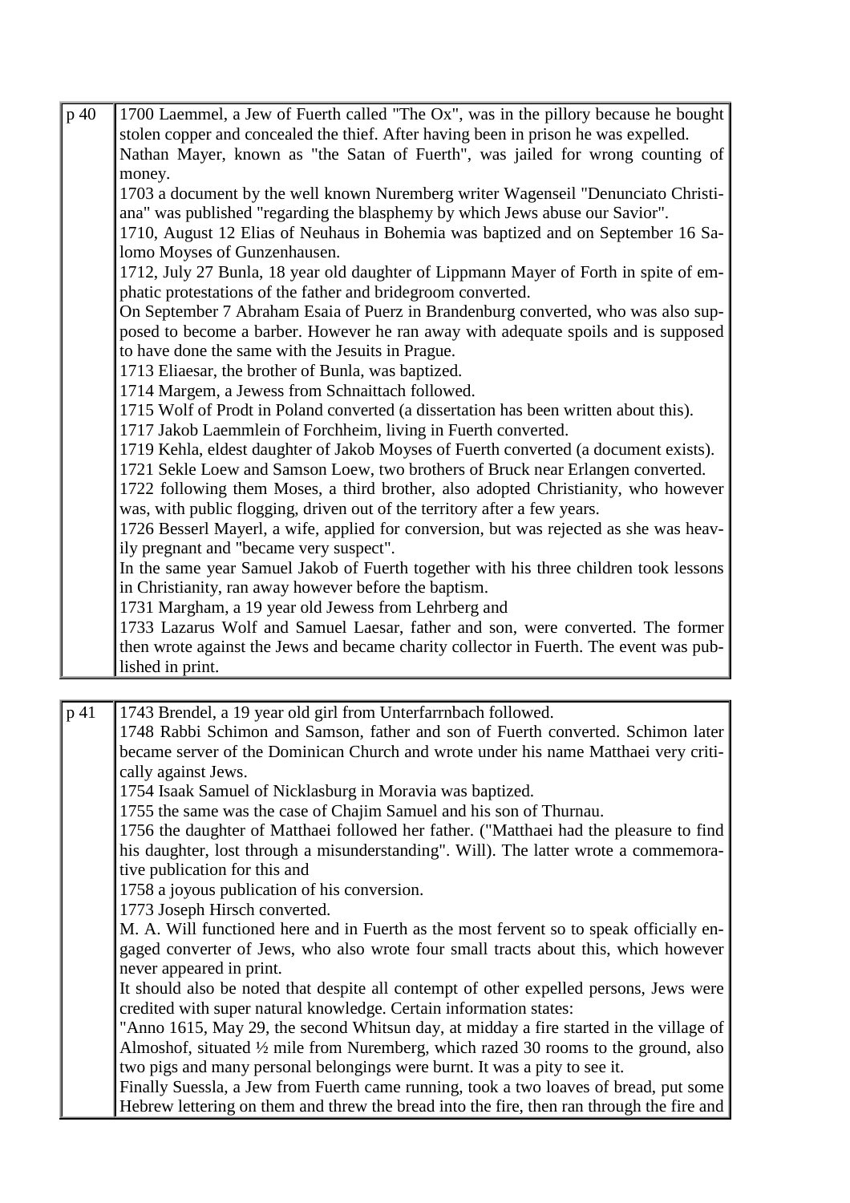| | |
|---|---|
| p 40 | 1700 Laemmel, a Jew of Fuerth called "The Ox", was in the pillory because he bought stolen copper and concealed the thief. After having been in prison he was expelled. Nathan Mayer, known as "the Satan of Fuerth", was jailed for wrong counting of money. 1703 a document by the well known Nuremberg writer Wagenseil "Denunciato Christiana" was published "regarding the blasphemy by which Jews abuse our Savior". 1710, August 12 Elias of Neuhaus in Bohemia was baptized and on September 16 Salomo Moyses of Gunzenhausen. 1712, July 27 Bunla, 18 year old daughter of Lippmann Mayer of Forth in spite of emphatic protestations of the father and bridegroom converted. On September 7 Abraham Esaia of Puerz in Brandenburg converted, who was also supposed to become a barber. However he ran away with adequate spoils and is supposed to have done the same with the Jesuits in Prague. 1713 Eliaesar, the brother of Bunla, was baptized. 1714 Margem, a Jewess from Schnaittach followed. 1715 Wolf of Prodt in Poland converted (a dissertation has been written about this). 1717 Jakob Laemmlein of Forchheim, living in Fuerth converted. 1719 Kehla, eldest daughter of Jakob Moyses of Fuerth converted (a document exists). 1721 Sekle Loew and Samson Loew, two brothers of Bruck near Erlangen converted. 1722 following them Moses, a third brother, also adopted Christianity, who however was, with public flogging, driven out of the territory after a few years. 1726 Besserl Mayerl, a wife, applied for conversion, but was rejected as she was heavily pregnant and "became very suspect". In the same year Samuel Jakob of Fuerth together with his three children took lessons in Christianity, ran away however before the baptism. 1731 Margham, a 19 year old Jewess from Lehrberg and 1733 Lazarus Wolf and Samuel Laesar, father and son, were converted. The former then wrote against the Jews and became charity collector in Fuerth. The event was published in print. |

| | |
|---|---|
| p 41 | 1743 Brendel, a 19 year old girl from Unterfarrnbach followed. 1748 Rabbi Schimon and Samson, father and son of Fuerth converted. Schimon later became server of the Dominican Church and wrote under his name Matthaei very critically against Jews. 1754 Isaak Samuel of Nicklasburg in Moravia was baptized. 1755 the same was the case of Chajim Samuel and his son of Thurnau. 1756 the daughter of Matthaei followed her father. ("Matthaei had the pleasure to find his daughter, lost through a misunderstanding". Will). The latter wrote a commemorative publication for this and 1758 a joyous publication of his conversion. 1773 Joseph Hirsch converted. M. A. Will functioned here and in Fuerth as the most fervent so to speak officially engaged converter of Jews, who also wrote four small tracts about this, which however never appeared in print. It should also be noted that despite all contempt of other expelled persons, Jews were credited with super natural knowledge. Certain information states: "Anno 1615, May 29, the second Whitsun day, at midday a fire started in the village of Almoshof, situated ½ mile from Nuremberg, which razed 30 rooms to the ground, also two pigs and many personal belongings were burnt. It was a pity to see it. Finally Suessla, a Jew from Fuerth came running, took a two loaves of bread, put some Hebrew lettering on them and threw the bread into the fire, then ran through the fire and |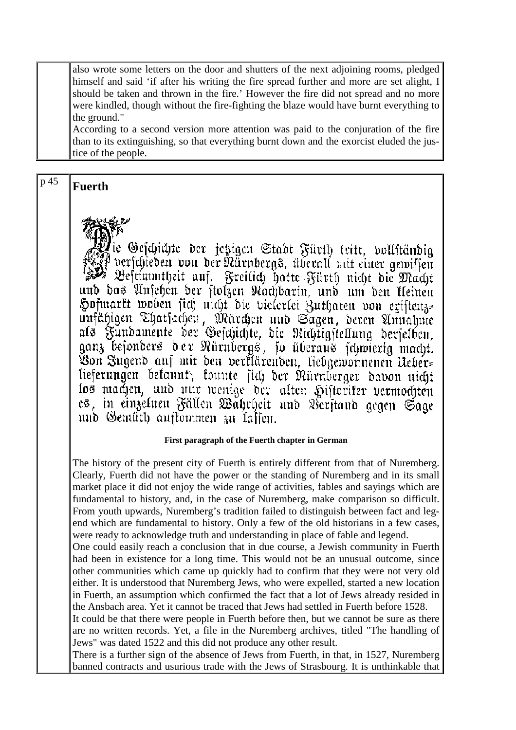also wrote some letters on the door and shutters of the next adjoining rooms, pledged himself and said 'if after his writing the fire spread further and more are set alight, I should be taken and thrown in the fire.' However the fire did not spread and no more were kindled, though without the fire-fighting the blaze would have burnt everything to the ground."

According to a second version more attention was paid to the conjuration of the fire than to its extinguishing, so that everything burnt down and the exorcist eluded the justice of the people.

p 45

## Fuerth

Die Geschichte der jetzigen Stadt Fürth tritt, vollständig verschieden von der Nürnbergs, überall mit einer gewissen Bestimmtheit auf. Freilich hatte Fürth nicht die Macht und das Ansehen der stolzen Nachbarin, und um den kleinen Hofmarkt woben sich nicht die vielerlei Zuthaten von existenzunfähigen Thatsachen, Märchen und Sagen, deren Annahme als Fundamente der Geschichte, die Richtigstellung derselben, ganz besonders der Nürnbergs, so überaus schwierig macht. Von Jugend auf mit den verklärenden, liebgewonnenen Ueberlieferungen bekannt, konnte sich der Nürnberger davon nicht los machen, und nur wenige der alten Historiker vermochten es, in einzelnen Fällen Wahrheit und Verstand gegen Sage und Gemüth aufkommen zu lassen.

**First paragraph of the Fuerth chapter in German**

The history of the present city of Fuerth is entirely different from that of Nuremberg. Clearly, Fuerth did not have the power or the standing of Nuremberg and in its small market place it did not enjoy the wide range of activities, fables and sayings which are fundamental to history, and, in the case of Nuremberg, make comparison so difficult. From youth upwards, Nuremberg's tradition failed to distinguish between fact and legend which are fundamental to history. Only a few of the old historians in a few cases, were ready to acknowledge truth and understanding in place of fable and legend.

One could easily reach a conclusion that in due course, a Jewish community in Fuerth had been in existence for a long time. This would not be an unusual outcome, since other communities which came up quickly had to confirm that they were not very old either. It is understood that Nuremberg Jews, who were expelled, started a new location in Fuerth, an assumption which confirmed the fact that a lot of Jews already resided in the Ansbach area. Yet it cannot be traced that Jews had settled in Fuerth before 1528.

It could be that there were people in Fuerth before then, but we cannot be sure as there are no written records. Yet, a file in the Nuremberg archives, titled "The handling of Jews" was dated 1522 and this did not produce any other result.

There is a further sign of the absence of Jews from Fuerth, in that, in 1527, Nuremberg banned contracts and usurious trade with the Jews of Strasbourg. It is unthinkable that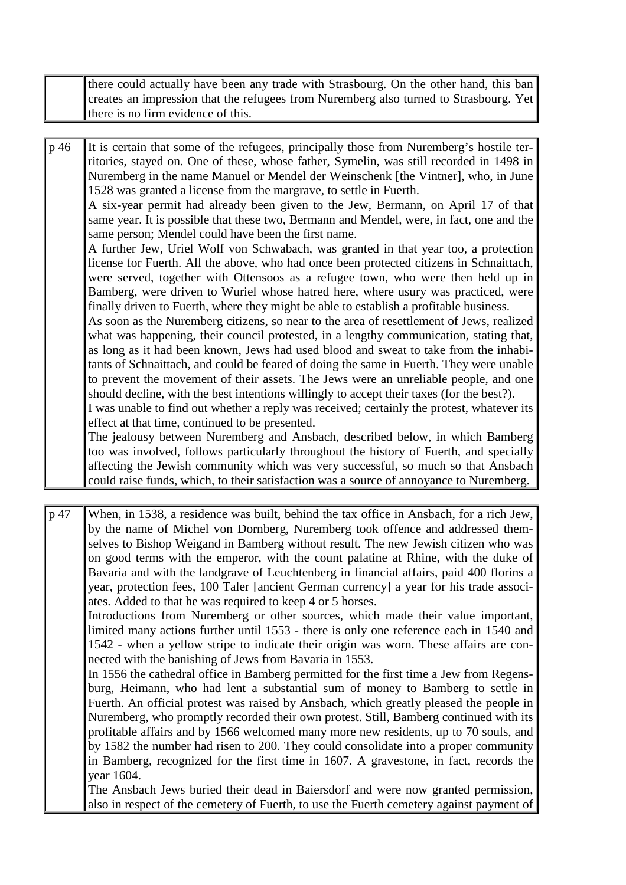| | |
|---|---|
| | there could actually have been any trade with Strasbourg. On the other hand, this ban creates an impression that the refugees from Nuremberg also turned to Strasbourg. Yet there is no firm evidence of this. |

| | |
|---|---|
| p 46 | It is certain that some of the refugees, principally those from Nuremberg's hostile territories, stayed on. One of these, whose father, Symelin, was still recorded in 1498 in Nuremberg in the name Manuel or Mendel der Weinschenk [the Vintner], who, in June 1528 was granted a license from the margrave, to settle in Fuerth.<br>A six-year permit had already been given to the Jew, Bermann, on April 17 of that same year. It is possible that these two, Bermann and Mendel, were, in fact, one and the same person; Mendel could have been the first name.<br>A further Jew, Uriel Wolf von Schwabach, was granted in that year too, a protection license for Fuerth. All the above, who had once been protected citizens in Schnaittach, were served, together with Ottensoos as a refugee town, who were then held up in Bamberg, were driven to Wuriel whose hatred here, where usury was practiced, were finally driven to Fuerth, where they might be able to establish a profitable business.<br>As soon as the Nuremberg citizens, so near to the area of resettlement of Jews, realized what was happening, their council protested, in a lengthy communication, stating that, as long as it had been known, Jews had used blood and sweat to take from the inhabitants of Schnaittach, and could be feared of doing the same in Fuerth. They were unable to prevent the movement of their assets. The Jews were an unreliable people, and one should decline, with the best intentions willingly to accept their taxes (for the best?).<br>I was unable to find out whether a reply was received; certainly the protest, whatever its effect at that time, continued to be presented.<br>The jealousy between Nuremberg and Ansbach, described below, in which Bamberg too was involved, follows particularly throughout the history of Fuerth, and specially affecting the Jewish community which was very successful, so much so that Ansbach could raise funds, which, to their satisfaction was a source of annoyance to Nuremberg. |

| | |
|---|---|
| p 47 | When, in 1538, a residence was built, behind the tax office in Ansbach, for a rich Jew, by the name of Michel von Dornberg, Nuremberg took offence and addressed themselves to Bishop Weigand in Bamberg without result. The new Jewish citizen who was on good terms with the emperor, with the count palatine at Rhine, with the duke of Bavaria and with the landgrave of Leuchtenberg in financial affairs, paid 400 florins a year, protection fees, 100 Taler [ancient German currency] a year for his trade associates. Added to that he was required to keep 4 or 5 horses.<br>Introductions from Nuremberg or other sources, which made their value important, limited many actions further until 1553 - there is only one reference each in 1540 and 1542 - when a yellow stripe to indicate their origin was worn. These affairs are connected with the banishing of Jews from Bavaria in 1553.<br>In 1556 the cathedral office in Bamberg permitted for the first time a Jew from Regensburg, Heimann, who had lent a substantial sum of money to Bamberg to settle in Fuerth. An official protest was raised by Ansbach, which greatly pleased the people in Nuremberg, who promptly recorded their own protest. Still, Bamberg continued with its profitable affairs and by 1566 welcomed many more new residents, up to 70 souls, and by 1582 the number had risen to 200. They could consolidate into a proper community in Bamberg, recognized for the first time in 1607. A gravestone, in fact, records the year 1604.<br>The Ansbach Jews buried their dead in Baiersdorf and were now granted permission, also in respect of the cemetery of Fuerth, to use the Fuerth cemetery against payment of |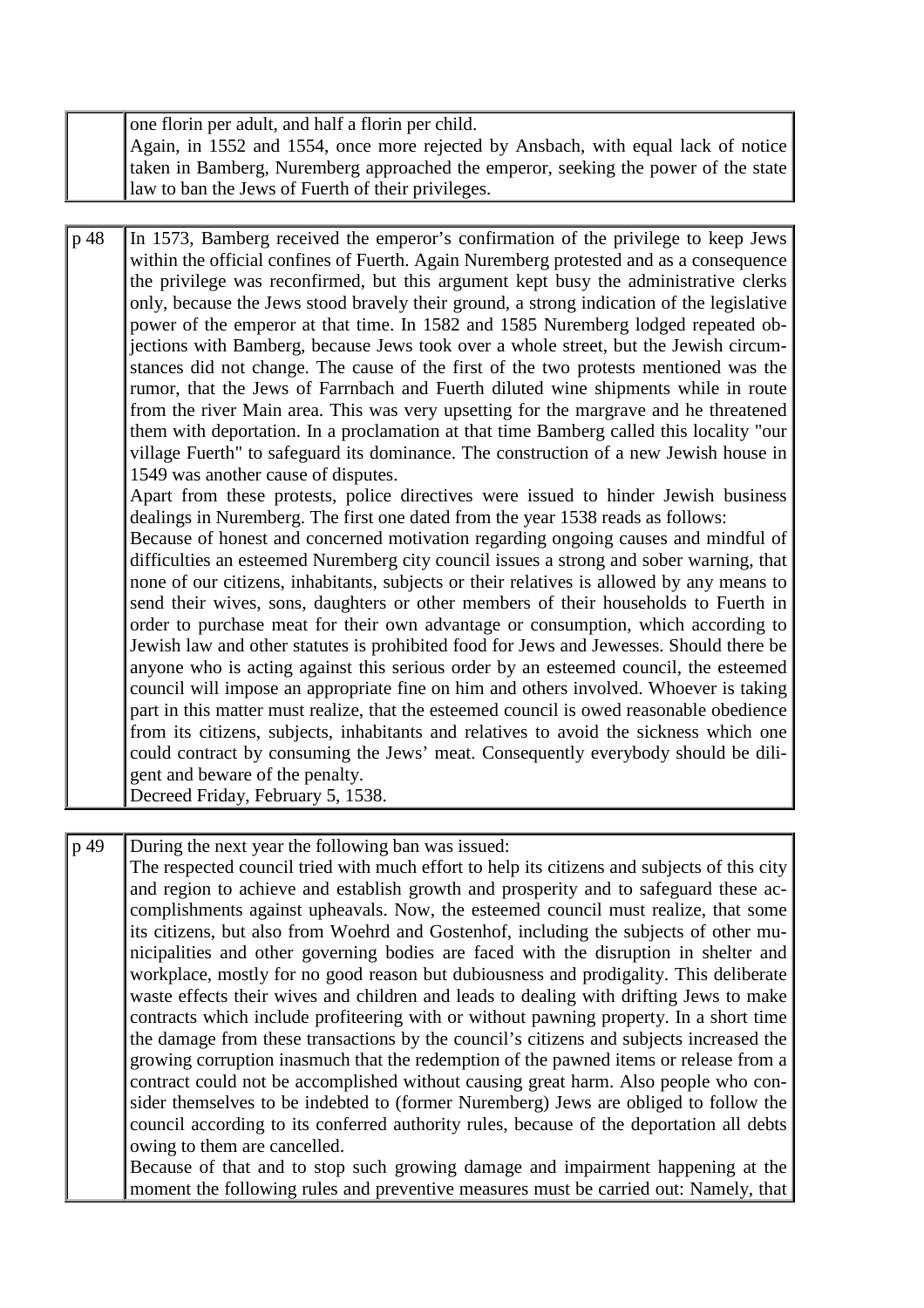| | |
|---|---|
| | one florin per adult, and half a florin per child.<br>Again, in 1552 and 1554, once more rejected by Ansbach, with equal lack of notice taken in Bamberg, Nuremberg approached the emperor, seeking the power of the state law to ban the Jews of Fuerth of their privileges. |

| | |
|---|---|
| p 48 | In 1573, Bamberg received the emperor's confirmation of the privilege to keep Jews within the official confines of Fuerth. Again Nuremberg protested and as a consequence the privilege was reconfirmed, but this argument kept busy the administrative clerks only, because the Jews stood bravely their ground, a strong indication of the legislative power of the emperor at that time. In 1582 and 1585 Nuremberg lodged repeated objections with Bamberg, because Jews took over a whole street, but the Jewish circumstances did not change. The cause of the first of the two protests mentioned was the rumor, that the Jews of Farrnbach and Fuerth diluted wine shipments while in route from the river Main area. This was very upsetting for the margrave and he threatened them with deportation. In a proclamation at that time Bamberg called this locality "our village Fuerth" to safeguard its dominance. The construction of a new Jewish house in 1549 was another cause of disputes.<br>Apart from these protests, police directives were issued to hinder Jewish business dealings in Nuremberg. The first one dated from the year 1538 reads as follows:<br>Because of honest and concerned motivation regarding ongoing causes and mindful of difficulties an esteemed Nuremberg city council issues a strong and sober warning, that none of our citizens, inhabitants, subjects or their relatives is allowed by any means to send their wives, sons, daughters or other members of their households to Fuerth in order to purchase meat for their own advantage or consumption, which according to Jewish law and other statutes is prohibited food for Jews and Jewesses. Should there be anyone who is acting against this serious order by an esteemed council, the esteemed council will impose an appropriate fine on him and others involved. Whoever is taking part in this matter must realize, that the esteemed council is owed reasonable obedience from its citizens, subjects, inhabitants and relatives to avoid the sickness which one could contract by consuming the Jews' meat. Consequently everybody should be diligent and beware of the penalty.<br>Decreed Friday, February 5, 1538. |

| | |
|---|---|
| p 49 | During the next year the following ban was issued:<br>The respected council tried with much effort to help its citizens and subjects of this city and region to achieve and establish growth and prosperity and to safeguard these accomplishments against upheavals. Now, the esteemed council must realize, that some its citizens, but also from Woehrd and Gostenhof, including the subjects of other municipalities and other governing bodies are faced with the disruption in shelter and workplace, mostly for no good reason but dubiousness and prodigality. This deliberate waste effects their wives and children and leads to dealing with drifting Jews to make contracts which include profiteering with or without pawning property. In a short time the damage from these transactions by the council's citizens and subjects increased the growing corruption inasmuch that the redemption of the pawned items or release from a contract could not be accomplished without causing great harm. Also people who consider themselves to be indebted to (former Nuremberg) Jews are obliged to follow the council according to its conferred authority rules, because of the deportation all debts owing to them are cancelled.<br>Because of that and to stop such growing damage and impairment happening at the moment the following rules and preventive measures must be carried out: Namely, that |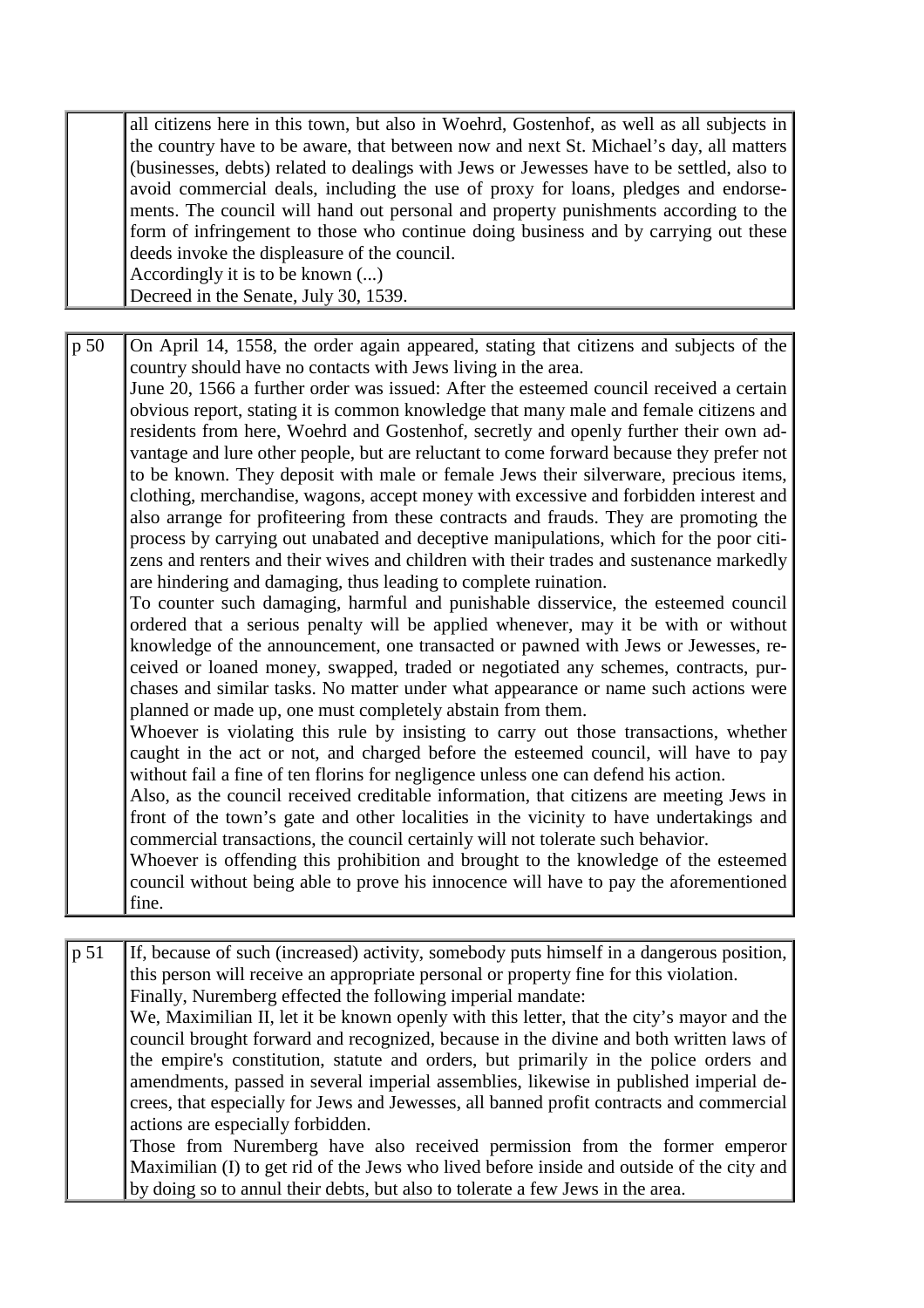| | |
|---|---|
| | all citizens here in this town, but also in Woehrd, Gostenhof, as well as all subjects in the country have to be aware, that between now and next St. Michael's day, all matters (businesses, debts) related to dealings with Jews or Jewesses have to be settled, also to avoid commercial deals, including the use of proxy for loans, pledges and endorsements. The council will hand out personal and property punishments according to the form of infringement to those who continue doing business and by carrying out these deeds invoke the displeasure of the council.<br>Accordingly it is to be known (...)<br>Decreed in the Senate, July 30, 1539. |

| | |
|---|---|
| p 50 | On April 14, 1558, the order again appeared, stating that citizens and subjects of the country should have no contacts with Jews living in the area.<br>June 20, 1566 a further order was issued: After the esteemed council received a certain obvious report, stating it is common knowledge that many male and female citizens and residents from here, Woehrd and Gostenhof, secretly and openly further their own advantage and lure other people, but are reluctant to come forward because they prefer not to be known. They deposit with male or female Jews their silverware, precious items, clothing, merchandise, wagons, accept money with excessive and forbidden interest and also arrange for profiteering from these contracts and frauds. They are promoting the process by carrying out unabated and deceptive manipulations, which for the poor citizens and renters and their wives and children with their trades and sustenance markedly are hindering and damaging, thus leading to complete ruination.<br>To counter such damaging, harmful and punishable disservice, the esteemed council ordered that a serious penalty will be applied whenever, may it be with or without knowledge of the announcement, one transacted or pawned with Jews or Jewesses, received or loaned money, swapped, traded or negotiated any schemes, contracts, purchases and similar tasks. No matter under what appearance or name such actions were planned or made up, one must completely abstain from them.<br>Whoever is violating this rule by insisting to carry out those transactions, whether caught in the act or not, and charged before the esteemed council, will have to pay without fail a fine of ten florins for negligence unless one can defend his action.<br>Also, as the council received creditable information, that citizens are meeting Jews in front of the town's gate and other localities in the vicinity to have undertakings and commercial transactions, the council certainly will not tolerate such behavior.<br>Whoever is offending this prohibition and brought to the knowledge of the esteemed council without being able to prove his innocence will have to pay the aforementioned fine. |

| | |
|---|---|
| p 51 | If, because of such (increased) activity, somebody puts himself in a dangerous position, this person will receive an appropriate personal or property fine for this violation.<br>Finally, Nuremberg effected the following imperial mandate:<br>We, Maximilian II, let it be known openly with this letter, that the city's mayor and the council brought forward and recognized, because in the divine and both written laws of the empire's constitution, statute and orders, but primarily in the police orders and amendments, passed in several imperial assemblies, likewise in published imperial decrees, that especially for Jews and Jewesses, all banned profit contracts and commercial actions are especially forbidden.<br>Those from Nuremberg have also received permission from the former emperor Maximilian (I) to get rid of the Jews who lived before inside and outside of the city and by doing so to annul their debts, but also to tolerate a few Jews in the area. |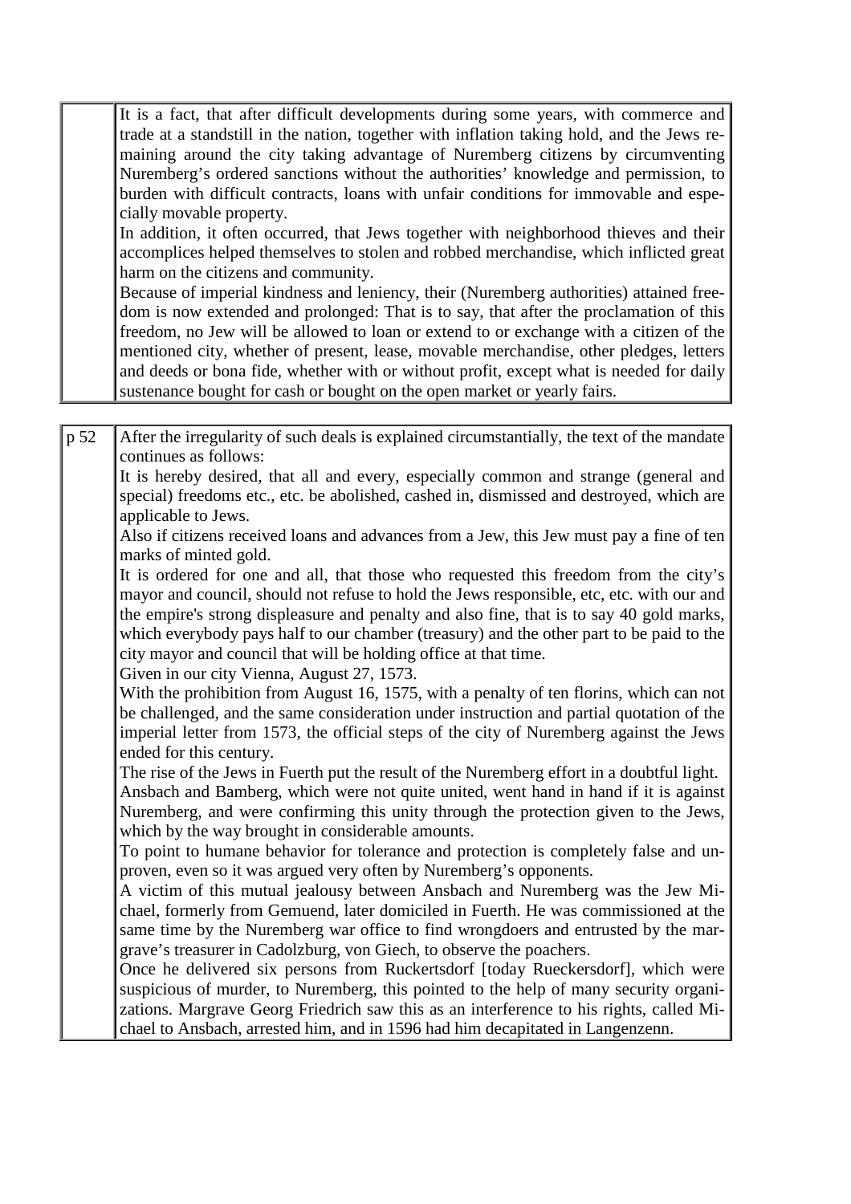| | |
|---|---|
| | It is a fact, that after difficult developments during some years, with commerce and trade at a standstill in the nation, together with inflation taking hold, and the Jews remaining around the city taking advantage of Nuremberg citizens by circumventing Nuremberg's ordered sanctions without the authorities' knowledge and permission, to burden with difficult contracts, loans with unfair conditions for immovable and especially movable property.<br>In addition, it often occurred, that Jews together with neighborhood thieves and their accomplices helped themselves to stolen and robbed merchandise, which inflicted great harm on the citizens and community.<br>Because of imperial kindness and leniency, their (Nuremberg authorities) attained freedom is now extended and prolonged: That is to say, that after the proclamation of this freedom, no Jew will be allowed to loan or extend to or exchange with a citizen of the mentioned city, whether of present, lease, movable merchandise, other pledges, letters and deeds or bona fide, whether with or without profit, except what is needed for daily sustenance bought for cash or bought on the open market or yearly fairs. |

| | |
|---|---|
| p 52 | After the irregularity of such deals is explained circumstantially, the text of the mandate continues as follows:<br>It is hereby desired, that all and every, especially common and strange (general and special) freedoms etc., etc. be abolished, cashed in, dismissed and destroyed, which are applicable to Jews.<br>Also if citizens received loans and advances from a Jew, this Jew must pay a fine of ten marks of minted gold.<br>It is ordered for one and all, that those who requested this freedom from the city's mayor and council, should not refuse to hold the Jews responsible, etc, etc. with our and the empire's strong displeasure and penalty and also fine, that is to say 40 gold marks, which everybody pays half to our chamber (treasury) and the other part to be paid to the city mayor and council that will be holding office at that time.<br>Given in our city Vienna, August 27, 1573.<br>With the prohibition from August 16, 1575, with a penalty of ten florins, which can not be challenged, and the same consideration under instruction and partial quotation of the imperial letter from 1573, the official steps of the city of Nuremberg against the Jews ended for this century.<br>The rise of the Jews in Fuerth put the result of the Nuremberg effort in a doubtful light.<br>Ansbach and Bamberg, which were not quite united, went hand in hand if it is against Nuremberg, and were confirming this unity through the protection given to the Jews, which by the way brought in considerable amounts.<br>To point to humane behavior for tolerance and protection is completely false and unproven, even so it was argued very often by Nuremberg's opponents.<br>A victim of this mutual jealousy between Ansbach and Nuremberg was the Jew Michael, formerly from Gemuend, later domiciled in Fuerth. He was commissioned at the same time by the Nuremberg war office to find wrongdoers and entrusted by the margrave's treasurer in Cadolzburg, von Giech, to observe the poachers.<br>Once he delivered six persons from Ruckertsdorf [today Rueckersdorf], which were suspicious of murder, to Nuremberg, this pointed to the help of many security organizations. Margrave Georg Friedrich saw this as an interference to his rights, called Michael to Ansbach, arrested him, and in 1596 had him decapitated in Langenzenn. |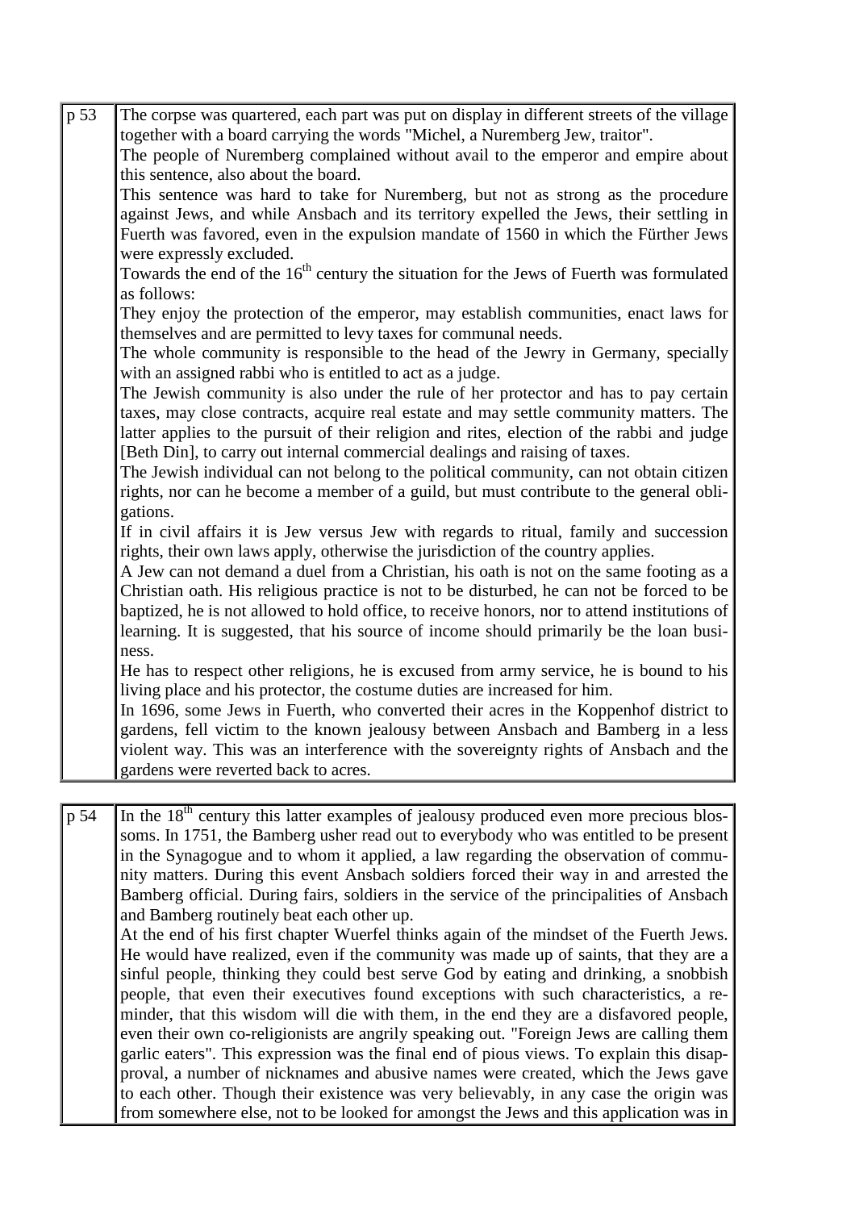| | |
|---|---|
| p 53 | The corpse was quartered, each part was put on display in different streets of the village together with a board carrying the words "Michel, a Nuremberg Jew, traitor".<br>The people of Nuremberg complained without avail to the emperor and empire about this sentence, also about the board.<br>This sentence was hard to take for Nuremberg, but not as strong as the procedure against Jews, and while Ansbach and its territory expelled the Jews, their settling in Fuerth was favored, even in the expulsion mandate of 1560 in which the Fürther Jews were expressly excluded.<br>Towards the end of the 16th century the situation for the Jews of Fuerth was formulated as follows:<br>They enjoy the protection of the emperor, may establish communities, enact laws for themselves and are permitted to levy taxes for communal needs.<br>The whole community is responsible to the head of the Jewry in Germany, specially with an assigned rabbi who is entitled to act as a judge.<br>The Jewish community is also under the rule of her protector and has to pay certain taxes, may close contracts, acquire real estate and may settle community matters. The latter applies to the pursuit of their religion and rites, election of the rabbi and judge [Beth Din], to carry out internal commercial dealings and raising of taxes.<br>The Jewish individual can not belong to the political community, can not obtain citizen rights, nor can he become a member of a guild, but must contribute to the general obligations.<br>If in civil affairs it is Jew versus Jew with regards to ritual, family and succession rights, their own laws apply, otherwise the jurisdiction of the country applies.<br>A Jew can not demand a duel from a Christian, his oath is not on the same footing as a Christian oath. His religious practice is not to be disturbed, he can not be forced to be baptized, he is not allowed to hold office, to receive honors, nor to attend institutions of learning. It is suggested, that his source of income should primarily be the loan business.<br>He has to respect other religions, he is excused from army service, he is bound to his living place and his protector, the costume duties are increased for him.<br>In 1696, some Jews in Fuerth, who converted their acres in the Koppenhof district to gardens, fell victim to the known jealousy between Ansbach and Bamberg in a less violent way. This was an interference with the sovereignty rights of Ansbach and the gardens were reverted back to acres. |

| | |
|---|---|
| p 54 | In the 18th century this latter examples of jealousy produced even more precious blossoms. In 1751, the Bamberg usher read out to everybody who was entitled to be present in the Synagogue and to whom it applied, a law regarding the observation of community matters. During this event Ansbach soldiers forced their way in and arrested the Bamberg official. During fairs, soldiers in the service of the principalities of Ansbach and Bamberg routinely beat each other up.<br>At the end of his first chapter Wuerfel thinks again of the mindset of the Fuerth Jews. He would have realized, even if the community was made up of saints, that they are a sinful people, thinking they could best serve God by eating and drinking, a snobbish people, that even their executives found exceptions with such characteristics, a reminder, that this wisdom will die with them, in the end they are a disfavored people, even their own co-religionists are angrily speaking out. "Foreign Jews are calling them garlic eaters". This expression was the final end of pious views. To explain this disapproval, a number of nicknames and abusive names were created, which the Jews gave to each other. Though their existence was very believably, in any case the origin was from somewhere else, not to be looked for amongst the Jews and this application was in |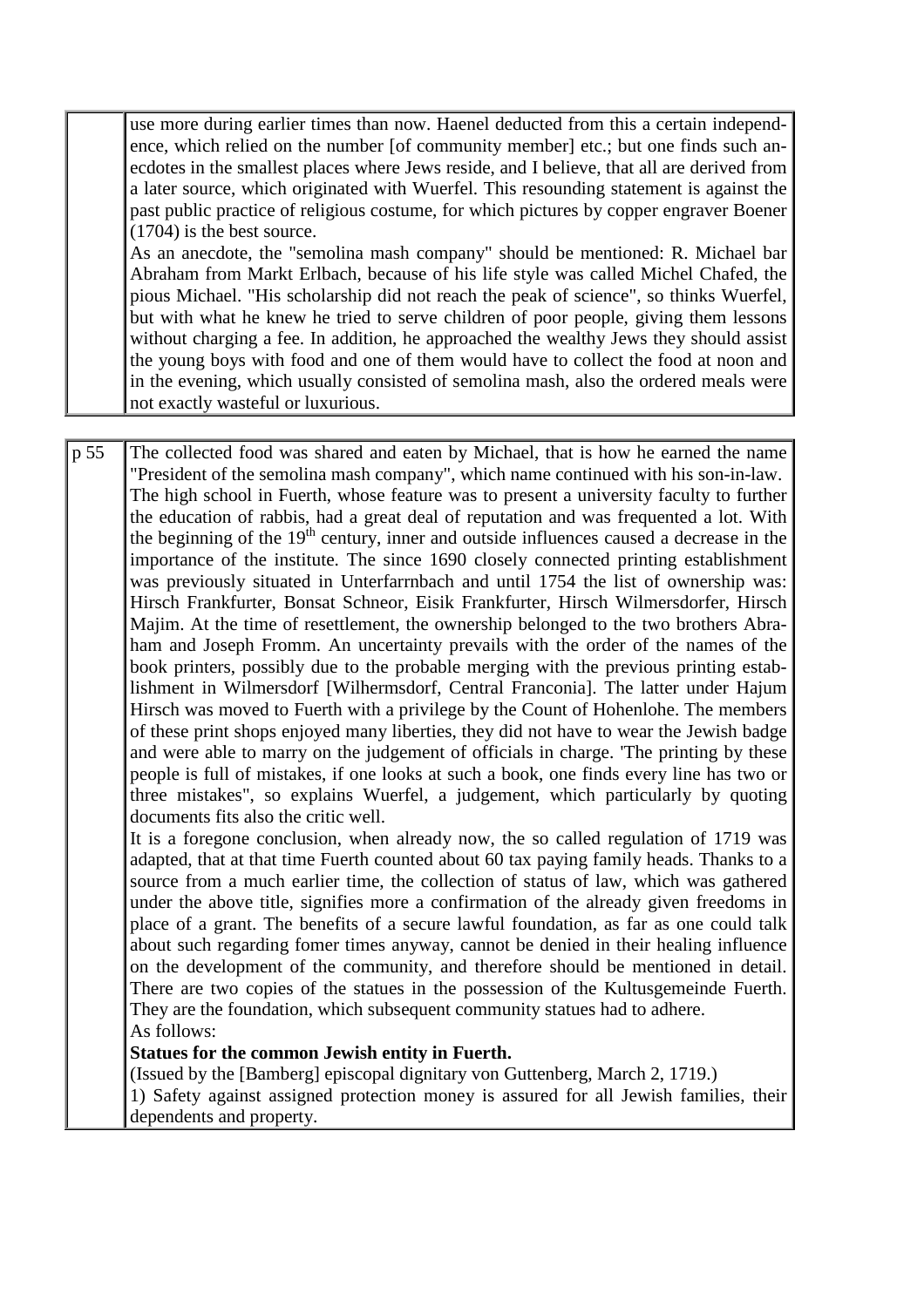use more during earlier times than now. Haenel deducted from this a certain independence, which relied on the number [of community member] etc.; but one finds such anecdotes in the smallest places where Jews reside, and I believe, that all are derived from a later source, which originated with Wuerfel. This resounding statement is against the past public practice of religious costume, for which pictures by copper engraver Boener (1704) is the best source.

As an anecdote, the "semolina mash company" should be mentioned: R. Michael bar Abraham from Markt Erlbach, because of his life style was called Michel Chafed, the pious Michael. "His scholarship did not reach the peak of science", so thinks Wuerfel, but with what he knew he tried to serve children of poor people, giving them lessons without charging a fee. In addition, he approached the wealthy Jews they should assist the young boys with food and one of them would have to collect the food at noon and in the evening, which usually consisted of semolina mash, also the ordered meals were not exactly wasteful or luxurious.

p 55

The collected food was shared and eaten by Michael, that is how he earned the name "President of the semolina mash company", which name continued with his son-in-law.

The high school in Fuerth, whose feature was to present a university faculty to further the education of rabbis, had a great deal of reputation and was frequented a lot. With the beginning of the 19th century, inner and outside influences caused a decrease in the importance of the institute. The since 1690 closely connected printing establishment was previously situated in Unterfarrnbach and until 1754 the list of ownership was: Hirsch Frankfurter, Bonsat Schneor, Eisik Frankfurter, Hirsch Wilmersdorfer, Hirsch Majim. At the time of resettlement, the ownership belonged to the two brothers Abraham and Joseph Fromm. An uncertainty prevails with the order of the names of the book printers, possibly due to the probable merging with the previous printing establishment in Wilmersdorf [Wilhermsdorf, Central Franconia]. The latter under Hajum Hirsch was moved to Fuerth with a privilege by the Count of Hohenlohe. The members of these print shops enjoyed many liberties, they did not have to wear the Jewish badge and were able to marry on the judgement of officials in charge. 'The printing by these people is full of mistakes, if one looks at such a book, one finds every line has two or three mistakes", so explains Wuerfel, a judgement, which particularly by quoting documents fits also the critic well.

It is a foregone conclusion, when already now, the so called regulation of 1719 was adapted, that at that time Fuerth counted about 60 tax paying family heads. Thanks to a source from a much earlier time, the collection of status of law, which was gathered under the above title, signifies more a confirmation of the already given freedoms in place of a grant. The benefits of a secure lawful foundation, as far as one could talk about such regarding fomer times anyway, cannot be denied in their healing influence on the development of the community, and therefore should be mentioned in detail. There are two copies of the statues in the possession of the Kultusgemeinde Fuerth. They are the foundation, which subsequent community statues had to adhere.

As follows:

**Statues for the common Jewish entity in Fuerth.**

(Issued by the [Bamberg] episcopal dignitary von Guttenberg, March 2, 1719.)

1) Safety against assigned protection money is assured for all Jewish families, their dependents and property.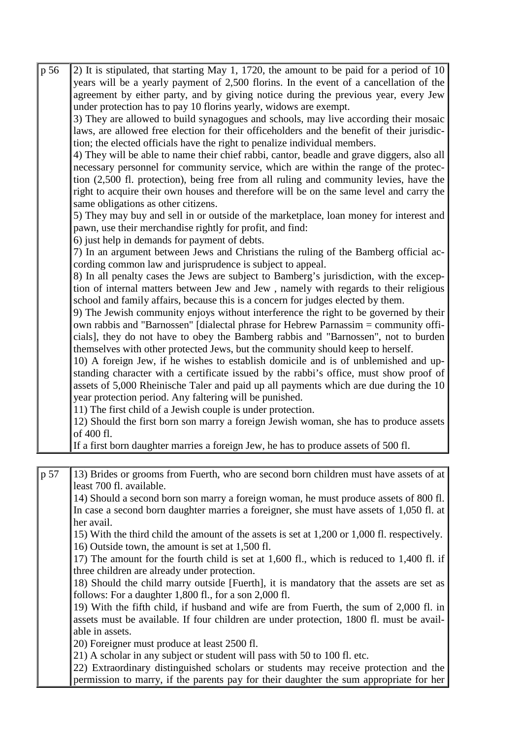| | |
|---|---|
| p 56 | 2) It is stipulated, that starting May 1, 1720, the amount to be paid for a period of 10 years will be a yearly payment of 2,500 florins. In the event of a cancellation of the agreement by either party, and by giving notice during the previous year, every Jew under protection has to pay 10 florins yearly, widows are exempt.<br>3) They are allowed to build synagogues and schools, may live according their mosaic laws, are allowed free election for their officeholders and the benefit of their jurisdiction; the elected officials have the right to penalize individual members.<br>4) They will be able to name their chief rabbi, cantor, beadle and grave diggers, also all necessary personnel for community service, which are within the range of the protection (2,500 fl. protection), being free from all ruling and community levies, have the right to acquire their own houses and therefore will be on the same level and carry the same obligations as other citizens.<br>5) They may buy and sell in or outside of the marketplace, loan money for interest and pawn, use their merchandise rightly for profit, and find:<br>6) just help in demands for payment of debts.<br>7) In an argument between Jews and Christians the ruling of the Bamberg official according common law and jurisprudence is subject to appeal.<br>8) In all penalty cases the Jews are subject to Bamberg's jurisdiction, with the exception of internal matters between Jew and Jew , namely with regards to their religious school and family affairs, because this is a concern for judges elected by them.<br>9) The Jewish community enjoys without interference the right to be governed by their own rabbis and "Barnossen" [dialectal phrase for Hebrew Parnassim = community officials], they do not have to obey the Bamberg rabbis and "Barnossen", not to burden themselves with other protected Jews, but the community should keep to herself.<br>10) A foreign Jew, if he wishes to establish domicile and is of unblemished and upstanding character with a certificate issued by the rabbi's office, must show proof of assets of 5,000 Rheinische Taler and paid up all payments which are due during the 10 year protection period. Any faltering will be punished.<br>11) The first child of a Jewish couple is under protection.<br>12) Should the first born son marry a foreign Jewish woman, she has to produce assets of 400 fl.<br>If a first born daughter marries a foreign Jew, he has to produce assets of 500 fl. |

| | |
|---|---|
| p 57 | 13) Brides or grooms from Fuerth, who are second born children must have assets of at least 700 fl. available.<br>14) Should a second born son marry a foreign woman, he must produce assets of 800 fl. In case a second born daughter marries a foreigner, she must have assets of 1,050 fl. at her avail.<br>15) With the third child the amount of the assets is set at 1,200 or 1,000 fl. respectively.<br>16) Outside town, the amount is set at 1,500 fl.<br>17) The amount for the fourth child is set at 1,600 fl., which is reduced to 1,400 fl. if three children are already under protection.<br>18) Should the child marry outside [Fuerth], it is mandatory that the assets are set as follows: For a daughter 1,800 fl., for a son 2,000 fl.<br>19) With the fifth child, if husband and wife are from Fuerth, the sum of 2,000 fl. in assets must be available. If four children are under protection, 1800 fl. must be available in assets.<br>20) Foreigner must produce at least 2500 fl.<br>21) A scholar in any subject or student will pass with 50 to 100 fl. etc.<br>22) Extraordinary distinguished scholars or students may receive protection and the permission to marry, if the parents pay for their daughter the sum appropriate for her |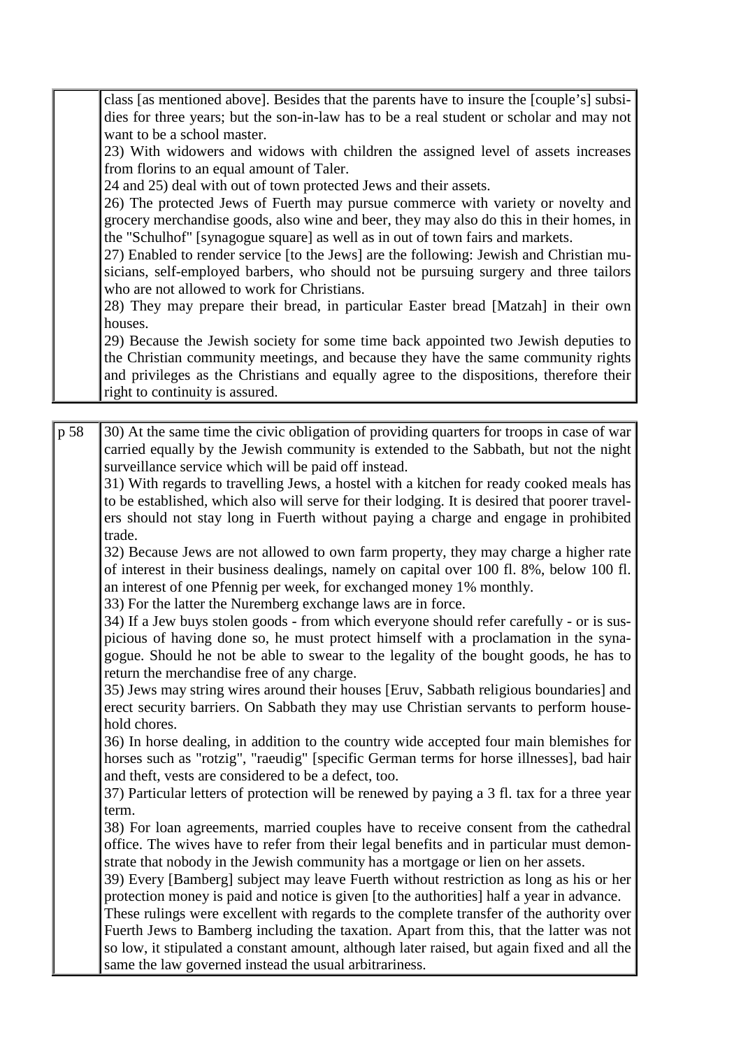class [as mentioned above]. Besides that the parents have to insure the [couple's] subsidies for three years; but the son-in-law has to be a real student or scholar and may not want to be a school master.

23) With widowers and widows with children the assigned level of assets increases from florins to an equal amount of Taler.

24 and 25) deal with out of town protected Jews and their assets.

26) The protected Jews of Fuerth may pursue commerce with variety or novelty and grocery merchandise goods, also wine and beer, they may also do this in their homes, in the "Schulhof" [synagogue square] as well as in out of town fairs and markets.

27) Enabled to render service [to the Jews] are the following: Jewish and Christian musicians, self-employed barbers, who should not be pursuing surgery and three tailors who are not allowed to work for Christians.

28) They may prepare their bread, in particular Easter bread [Matzah] in their own houses.

29) Because the Jewish society for some time back appointed two Jewish deputies to the Christian community meetings, and because they have the same community rights and privileges as the Christians and equally agree to the dispositions, therefore their right to continuity is assured.

p 58

30) At the same time the civic obligation of providing quarters for troops in case of war carried equally by the Jewish community is extended to the Sabbath, but not the night surveillance service which will be paid off instead.

31) With regards to travelling Jews, a hostel with a kitchen for ready cooked meals has to be established, which also will serve for their lodging. It is desired that poorer travelers should not stay long in Fuerth without paying a charge and engage in prohibited trade.

32) Because Jews are not allowed to own farm property, they may charge a higher rate of interest in their business dealings, namely on capital over 100 fl. 8%, below 100 fl. an interest of one Pfennig per week, for exchanged money 1% monthly.

33) For the latter the Nuremberg exchange laws are in force.

34) If a Jew buys stolen goods - from which everyone should refer carefully - or is suspicious of having done so, he must protect himself with a proclamation in the synagogue. Should he not be able to swear to the legality of the bought goods, he has to return the merchandise free of any charge.

35) Jews may string wires around their houses [Eruv, Sabbath religious boundaries] and erect security barriers. On Sabbath they may use Christian servants to perform household chores.

36) In horse dealing, in addition to the country wide accepted four main blemishes for horses such as "rotzig", "raeudig" [specific German terms for horse illnesses], bad hair and theft, vests are considered to be a defect, too.

37) Particular letters of protection will be renewed by paying a 3 fl. tax for a three year term.

38) For loan agreements, married couples have to receive consent from the cathedral office. The wives have to refer from their legal benefits and in particular must demonstrate that nobody in the Jewish community has a mortgage or lien on her assets.

39) Every [Bamberg] subject may leave Fuerth without restriction as long as his or her protection money is paid and notice is given [to the authorities] half a year in advance.

These rulings were excellent with regards to the complete transfer of the authority over Fuerth Jews to Bamberg including the taxation. Apart from this, that the latter was not so low, it stipulated a constant amount, although later raised, but again fixed and all the same the law governed instead the usual arbitrariness.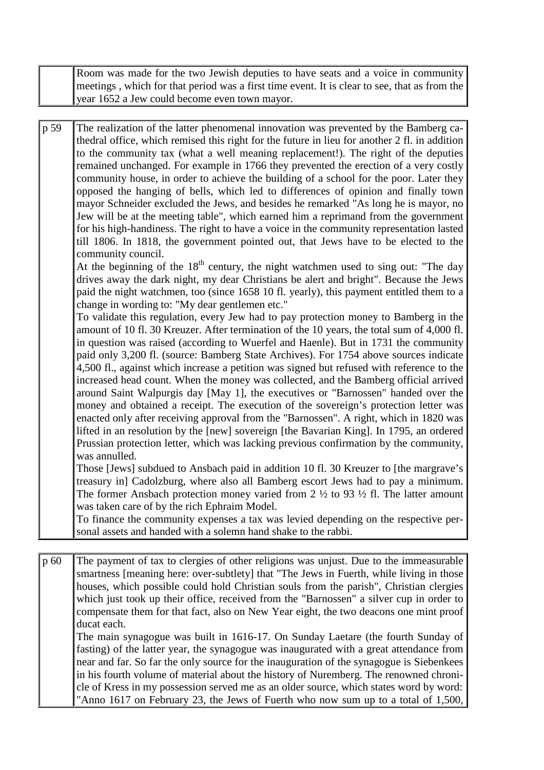| | |
|---|---|
| | Room was made for the two Jewish deputies to have seats and a voice in community meetings , which for that period was a first time event. It is clear to see, that as from the year 1652 a Jew could become even town mayor. |

| | |
|---|---|
| p 59 | The realization of the latter phenomenal innovation was prevented by the Bamberg cathedral office, which remised this right for the future in lieu for another 2 fl. in addition to the community tax (what a well meaning replacement!). The right of the deputies remained unchanged. For example in 1766 they prevented the erection of a very costly community house, in order to achieve the building of a school for the poor. Later they opposed the hanging of bells, which led to differences of opinion and finally town mayor Schneider excluded the Jews, and besides he remarked "As long he is mayor, no Jew will be at the meeting table", which earned him a reprimand from the government for his high-handiness. The right to have a voice in the community representation lasted till 1806. In 1818, the government pointed out, that Jews have to be elected to the community council.<br>At the beginning of the 18th century, the night watchmen used to sing out: "The day drives away the dark night, my dear Christians be alert and bright". Because the Jews paid the night watchmen, too (since 1658 10 fl. yearly), this payment entitled them to a change in wording to: "My dear gentlemen etc."<br>To validate this regulation, every Jew had to pay protection money to Bamberg in the amount of 10 fl. 30 Kreuzer. After termination of the 10 years, the total sum of 4,000 fl. in question was raised (according to Wuerfel and Haenle). But in 1731 the community paid only 3,200 fl. (source: Bamberg State Archives). For 1754 above sources indicate 4,500 fl., against which increase a petition was signed but refused with reference to the increased head count. When the money was collected, and the Bamberg official arrived around Saint Walpurgis day [May 1], the executives or "Barnossen" handed over the money and obtained a receipt. The execution of the sovereign's protection letter was enacted only after receiving approval from the "Barnossen". A right, which in 1820 was lifted in an resolution by the [new] sovereign [the Bavarian King]. In 1795, an ordered Prussian protection letter, which was lacking previous confirmation by the community, was annulled.<br>Those [Jews] subdued to Ansbach paid in addition 10 fl. 30 Kreuzer to [the margrave's treasury in] Cadolzburg, where also all Bamberg escort Jews had to pay a minimum. The former Ansbach protection money varied from 2 ½ to 93 ½ fl. The latter amount was taken care of by the rich Ephraim Model.<br>To finance the community expenses a tax was levied depending on the respective personal assets and handed with a solemn hand shake to the rabbi. |

| | |
|---|---|
| p 60 | The payment of tax to clergies of other religions was unjust. Due to the immeasurable smartness [meaning here: over-subtlety] that "The Jews in Fuerth, while living in those houses, which possible could hold Christian souls from the parish", Christian clergies which just took up their office, received from the "Barnossen" a silver cup in order to compensate them for that fact, also on New Year eight, the two deacons one mint proof ducat each.<br>The main synagogue was built in 1616-17. On Sunday Laetare (the fourth Sunday of fasting) of the latter year, the synagogue was inaugurated with a great attendance from near and far. So far the only source for the inauguration of the synagogue is Siebenkees in his fourth volume of material about the history of Nuremberg. The renowned chronicle of Kress in my possession served me as an older source, which states word by word: "Anno 1617 on February 23, the Jews of Fuerth who now sum up to a total of 1,500, |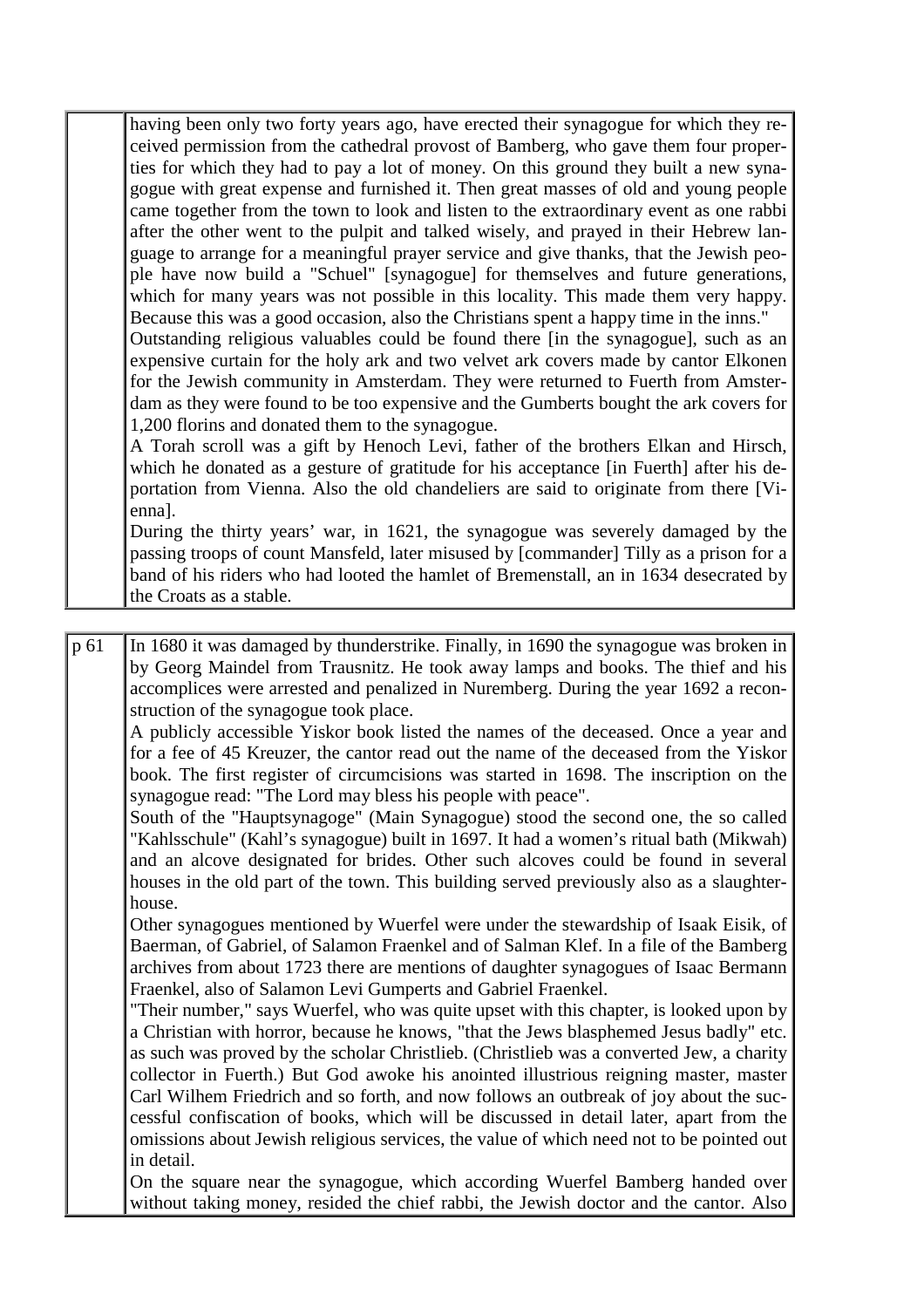having been only two forty years ago, have erected their synagogue for which they received permission from the cathedral provost of Bamberg, who gave them four properties for which they had to pay a lot of money. On this ground they built a new synagogue with great expense and furnished it. Then great masses of old and young people came together from the town to look and listen to the extraordinary event as one rabbi after the other went to the pulpit and talked wisely, and prayed in their Hebrew language to arrange for a meaningful prayer service and give thanks, that the Jewish people have now build a "Schuel" [synagogue] for themselves and future generations, which for many years was not possible in this locality. This made them very happy. Because this was a good occasion, also the Christians spent a happy time in the inns."

Outstanding religious valuables could be found there [in the synagogue], such as an expensive curtain for the holy ark and two velvet ark covers made by cantor Elkonen for the Jewish community in Amsterdam. They were returned to Fuerth from Amsterdam as they were found to be too expensive and the Gumberts bought the ark covers for 1,200 florins and donated them to the synagogue.

A Torah scroll was a gift by Henoch Levi, father of the brothers Elkan and Hirsch, which he donated as a gesture of gratitude for his acceptance [in Fuerth] after his deportation from Vienna. Also the old chandeliers are said to originate from there [Vienna].

During the thirty years' war, in 1621, the synagogue was severely damaged by the passing troops of count Mansfeld, later misused by [commander] Tilly as a prison for a band of his riders who had looted the hamlet of Bremenstall, an in 1634 desecrated by the Croats as a stable.

p 61

In 1680 it was damaged by thunderstrike. Finally, in 1690 the synagogue was broken in by Georg Maindel from Trausnitz. He took away lamps and books. The thief and his accomplices were arrested and penalized in Nuremberg. During the year 1692 a reconstruction of the synagogue took place.

A publicly accessible Yiskor book listed the names of the deceased. Once a year and for a fee of 45 Kreuzer, the cantor read out the name of the deceased from the Yiskor book. The first register of circumcisions was started in 1698. The inscription on the synagogue read: "The Lord may bless his people with peace".

South of the "Hauptsynagoge" (Main Synagogue) stood the second one, the so called "Kahlsschule" (Kahl's synagogue) built in 1697. It had a women's ritual bath (Mikwah) and an alcove designated for brides. Other such alcoves could be found in several houses in the old part of the town. This building served previously also as a slaughterhouse.

Other synagogues mentioned by Wuerfel were under the stewardship of Isaak Eisik, of Baerman, of Gabriel, of Salamon Fraenkel and of Salman Klef. In a file of the Bamberg archives from about 1723 there are mentions of daughter synagogues of Isaac Bermann Fraenkel, also of Salamon Levi Gumperts and Gabriel Fraenkel.

"Their number," says Wuerfel, who was quite upset with this chapter, is looked upon by a Christian with horror, because he knows, "that the Jews blasphemed Jesus badly" etc. as such was proved by the scholar Christlieb. (Christlieb was a converted Jew, a charity collector in Fuerth.) But God awoke his anointed illustrious reigning master, master Carl Wilhem Friedrich and so forth, and now follows an outbreak of joy about the successful confiscation of books, which will be discussed in detail later, apart from the omissions about Jewish religious services, the value of which need not to be pointed out in detail.

On the square near the synagogue, which according Wuerfel Bamberg handed over without taking money, resided the chief rabbi, the Jewish doctor and the cantor. Also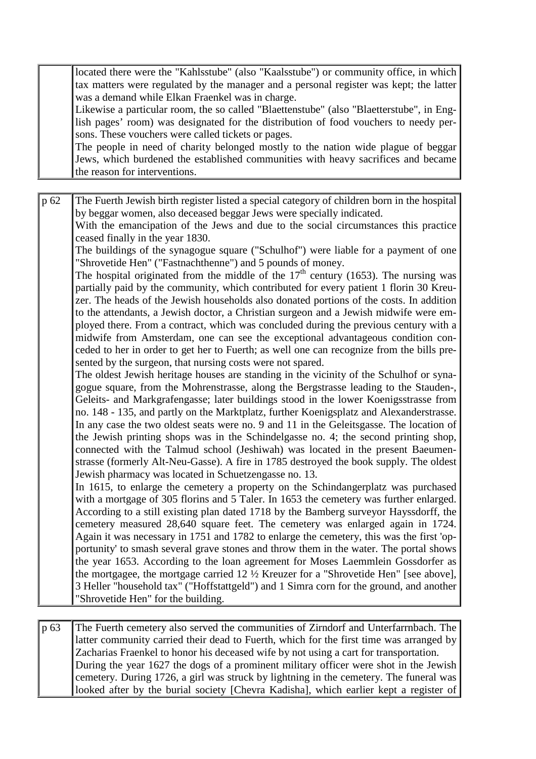| | |
|---|---|
| | located there were the "Kahlsstube" (also "Kaalsstube") or community office, in which tax matters were regulated by the manager and a personal register was kept; the latter was a demand while Elkan Fraenkel was in charge. Likewise a particular room, the so called "Blaettenstube" (also "Blaetterstube", in English pages' room) was designated for the distribution of food vouchers to needy persons. These vouchers were called tickets or pages. The people in need of charity belonged mostly to the nation wide plague of beggar Jews, which burdened the established communities with heavy sacrifices and became the reason for interventions. |

| | |
|---|---|
| p 62 | The Fuerth Jewish birth register listed a special category of children born in the hospital by beggar women, also deceased beggar Jews were specially indicated. With the emancipation of the Jews and due to the social circumstances this practice ceased finally in the year 1830. The buildings of the synagogue square ("Schulhof") were liable for a payment of one "Shrovetide Hen" ("Fastnachthenne") and 5 pounds of money. The hospital originated from the middle of the 17th century (1653). The nursing was partially paid by the community, which contributed for every patient 1 florin 30 Kreuzer. The heads of the Jewish households also donated portions of the costs. In addition to the attendants, a Jewish doctor, a Christian surgeon and a Jewish midwife were employed there. From a contract, which was concluded during the previous century with a midwife from Amsterdam, one can see the exceptional advantageous condition conceded to her in order to get her to Fuerth; as well one can recognize from the bills presented by the surgeon, that nursing costs were not spared. The oldest Jewish heritage houses are standing in the vicinity of the Schulhof or synagogue square, from the Mohrenstrasse, along the Bergstrasse leading to the Stauden-, Geleits- and Markgrafengasse; later buildings stood in the lower Koenigsstrasse from no. 148 - 135, and partly on the Marktplatz, further Koenigsplatz and Alexanderstrasse. In any case the two oldest seats were no. 9 and 11 in the Geleitsgasse. The location of the Jewish printing shops was in the Schindelgasse no. 4; the second printing shop, connected with the Talmud school (Jeshiwah) was located in the present Baeumenstrasse (formerly Alt-Neu-Gasse). A fire in 1785 destroyed the book supply. The oldest Jewish pharmacy was located in Schuetzengasse no. 13. In 1615, to enlarge the cemetery a property on the Schindangerplatz was purchased with a mortgage of 305 florins and 5 Taler. In 1653 the cemetery was further enlarged. According to a still existing plan dated 1718 by the Bamberg surveyor Hayssdorff, the cemetery measured 28,640 square feet. The cemetery was enlarged again in 1724. Again it was necessary in 1751 and 1782 to enlarge the cemetery, this was the first 'opportunity' to smash several grave stones and throw them in the water. The portal shows the year 1653. According to the loan agreement for Moses Laemmlein Gossdorfer as the mortgagee, the mortgage carried 12 ½ Kreuzer for a "Shrovetide Hen" [see above], 3 Heller "household tax" ("Hoffstattgeld") and 1 Simra corn for the ground, and another "Shrovetide Hen" for the building. |

| | |
|---|---|
| p 63 | The Fuerth cemetery also served the communities of Zirndorf and Unterfarrnbach. The latter community carried their dead to Fuerth, which for the first time was arranged by Zacharias Fraenkel to honor his deceased wife by not using a cart for transportation. During the year 1627 the dogs of a prominent military officer were shot in the Jewish cemetery. During 1726, a girl was struck by lightning in the cemetery. The funeral was looked after by the burial society [Chevra Kadisha], which earlier kept a register of |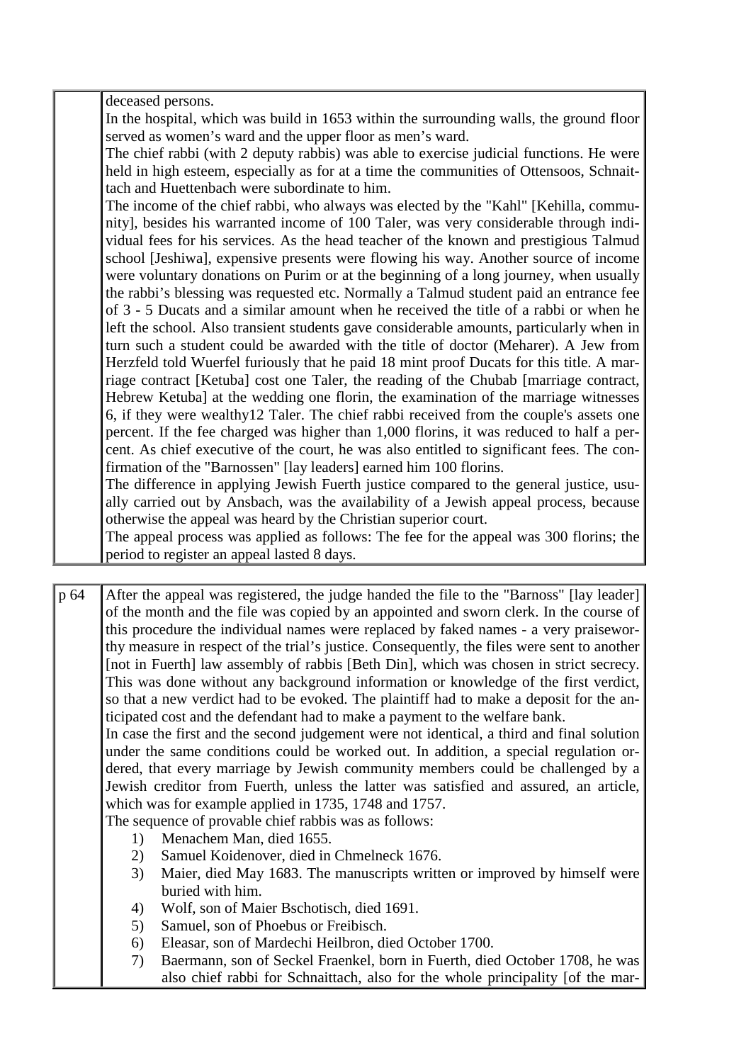|  |  |
|---|---|
|  | deceased persons.<br>In the hospital, which was build in 1653 within the surrounding walls, the ground floor served as women's ward and the upper floor as men's ward.<br>The chief rabbi (with 2 deputy rabbis) was able to exercise judicial functions. He were held in high esteem, especially as for at a time the communities of Ottensoos, Schnaittach and Huettenbach were subordinate to him.<br>The income of the chief rabbi, who always was elected by the "Kahl" [Kehilla, community], besides his warranted income of 100 Taler, was very considerable through individual fees for his services. As the head teacher of the known and prestigious Talmud school [Jeshiwa], expensive presents were flowing his way. Another source of income were voluntary donations on Purim or at the beginning of a long journey, when usually the rabbi's blessing was requested etc. Normally a Talmud student paid an entrance fee of 3 - 5 Ducats and a similar amount when he received the title of a rabbi or when he left the school. Also transient students gave considerable amounts, particularly when in turn such a student could be awarded with the title of doctor (Meharer). A Jew from Herzfeld told Wuerfel furiously that he paid 18 mint proof Ducats for this title. A marriage contract [Ketuba] cost one Taler, the reading of the Chubab [marriage contract, Hebrew Ketuba] at the wedding one florin, the examination of the marriage witnesses 6, if they were wealthy12 Taler. The chief rabbi received from the couple's assets one percent. If the fee charged was higher than 1,000 florins, it was reduced to half a percent. As chief executive of the court, he was also entitled to significant fees. The confirmation of the "Barnossen" [lay leaders] earned him 100 florins.<br>The difference in applying Jewish Fuerth justice compared to the general justice, usually carried out by Ansbach, was the availability of a Jewish appeal process, because otherwise the appeal was heard by the Christian superior court.<br>The appeal process was applied as follows: The fee for the appeal was 300 florins; the period to register an appeal lasted 8 days. |

|  |  |
|---|---|
| p 64 | After the appeal was registered, the judge handed the file to the "Barnoss" [lay leader] of the month and the file was copied by an appointed and sworn clerk. In the course of this procedure the individual names were replaced by faked names - a very praiseworthy measure in respect of the trial's justice. Consequently, the files were sent to another [not in Fuerth] law assembly of rabbis [Beth Din], which was chosen in strict secrecy. This was done without any background information or knowledge of the first verdict, so that a new verdict had to be evoked. The plaintiff had to make a deposit for the anticipated cost and the defendant had to make a payment to the welfare bank.<br>In case the first and the second judgement were not identical, a third and final solution under the same conditions could be worked out. In addition, a special regulation ordered, that every marriage by Jewish community members could be challenged by a Jewish creditor from Fuerth, unless the latter was satisfied and assured, an article, which was for example applied in 1735, 1748 and 1757.<br>The sequence of provable chief rabbis was as follows:<br>1) Menachem Man, died 1655.<br>2) Samuel Koidenover, died in Chmelneck 1676.<br>3) Maier, died May 1683. The manuscripts written or improved by himself were buried with him.<br>4) Wolf, son of Maier Bschotisch, died 1691.<br>5) Samuel, son of Phoebus or Freibisch.<br>6) Eleasar, son of Mardechi Heilbron, died October 1700.<br>7) Baermann, son of Seckel Fraenkel, born in Fuerth, died October 1708, he was also chief rabbi for Schnaittach, also for the whole principality [of the mar- |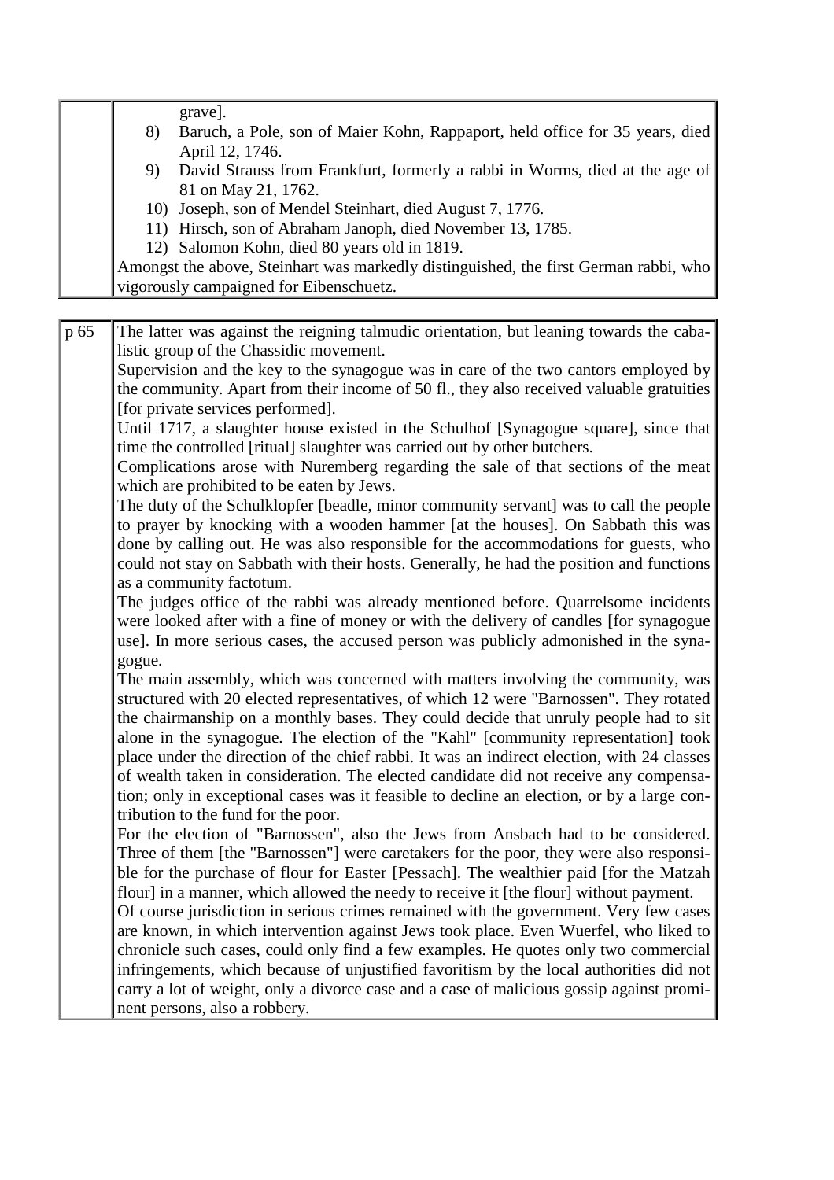| | grave]. |
|---|---|
| | 8) Baruch, a Pole, son of Maier Kohn, Rappaport, held office for 35 years, died April 12, 1746.<br>9) David Strauss from Frankfurt, formerly a rabbi in Worms, died at the age of 81 on May 21, 1762.<br>10) Joseph, son of Mendel Steinhart, died August 7, 1776.<br>11) Hirsch, son of Abraham Janoph, died November 13, 1785.<br>12) Salomon Kohn, died 80 years old in 1819.<br>Amongst the above, Steinhart was markedly distinguished, the first German rabbi, who vigorously campaigned for Eibenschuetz. |

| p 65 | The latter was against the reigning talmudic orientation, but leaning towards the cabalistic group of the Chassidic movement.<br>Supervision and the key to the synagogue was in care of the two cantors employed by the community. Apart from their income of 50 fl., they also received valuable gratuities [for private services performed].<br>Until 1717, a slaughter house existed in the Schulhof [Synagogue square], since that time the controlled [ritual] slaughter was carried out by other butchers.<br>Complications arose with Nuremberg regarding the sale of that sections of the meat which are prohibited to be eaten by Jews.<br>The duty of the Schulklopfer [beadle, minor community servant] was to call the people to prayer by knocking with a wooden hammer [at the houses]. On Sabbath this was done by calling out. He was also responsible for the accommodations for guests, who could not stay on Sabbath with their hosts. Generally, he had the position and functions as a community factotum.<br>The judges office of the rabbi was already mentioned before. Quarrelsome incidents were looked after with a fine of money or with the delivery of candles [for synagogue use]. In more serious cases, the accused person was publicly admonished in the synagogue.<br>The main assembly, which was concerned with matters involving the community, was structured with 20 elected representatives, of which 12 were "Barnossen". They rotated the chairmanship on a monthly bases. They could decide that unruly people had to sit alone in the synagogue. The election of the "Kahl" [community representation] took place under the direction of the chief rabbi. It was an indirect election, with 24 classes of wealth taken in consideration. The elected candidate did not receive any compensation; only in exceptional cases was it feasible to decline an election, or by a large contribution to the fund for the poor.<br>For the election of "Barnossen", also the Jews from Ansbach had to be considered. Three of them [the "Barnossen"] were caretakers for the poor, they were also responsible for the purchase of flour for Easter [Pessach]. The wealthier paid [for the Matzah flour] in a manner, which allowed the needy to receive it [the flour] without payment.<br>Of course jurisdiction in serious crimes remained with the government. Very few cases are known, in which intervention against Jews took place. Even Wuerfel, who liked to chronicle such cases, could only find a few examples. He quotes only two commercial infringements, which because of unjustified favoritism by the local authorities did not carry a lot of weight, only a divorce case and a case of malicious gossip against prominent persons, also a robbery. |
|---|---|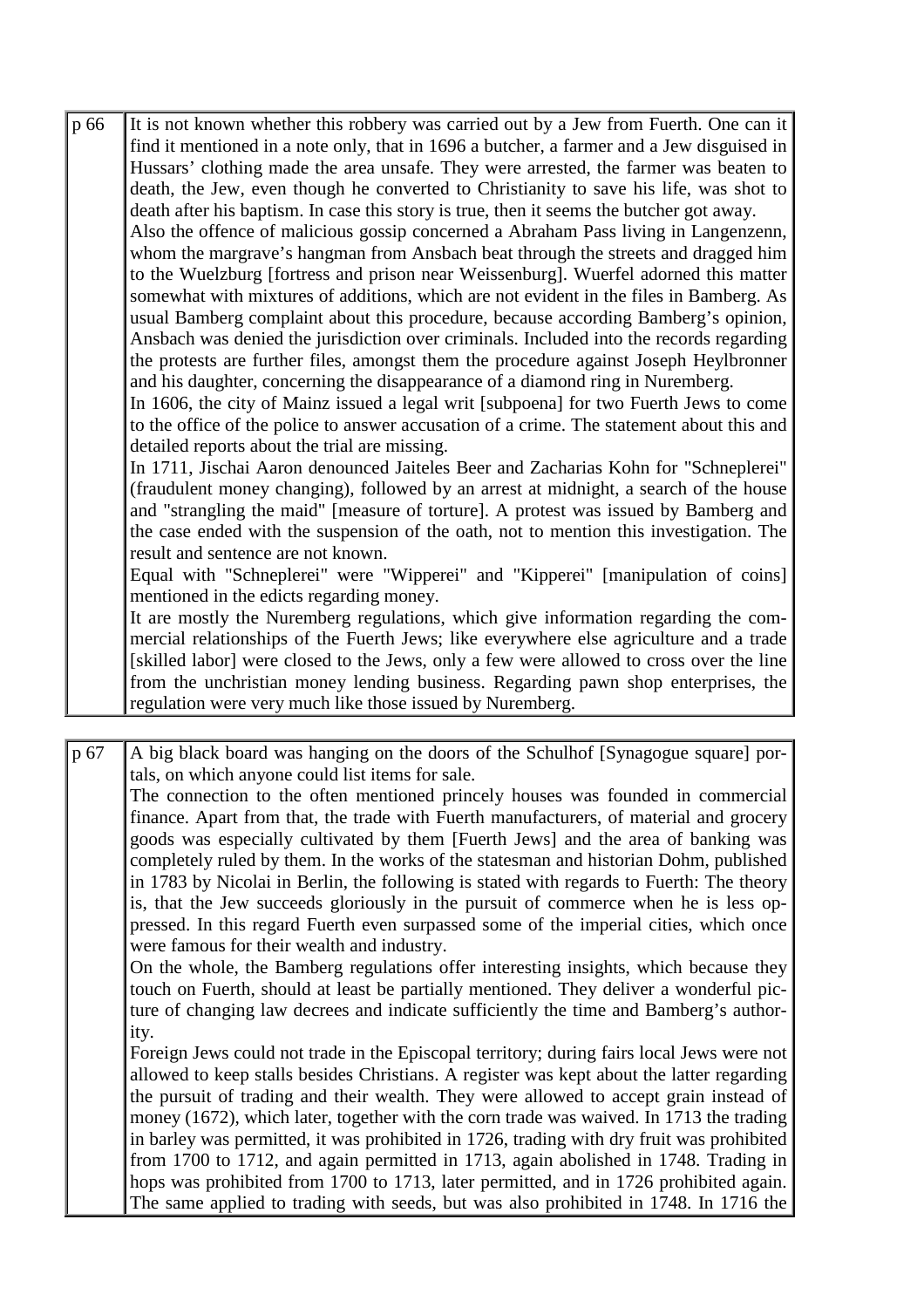| | |
|---|---|
| p 66 | It is not known whether this robbery was carried out by a Jew from Fuerth. One can it find it mentioned in a note only, that in 1696 a butcher, a farmer and a Jew disguised in Hussars' clothing made the area unsafe. They were arrested, the farmer was beaten to death, the Jew, even though he converted to Christianity to save his life, was shot to death after his baptism. In case this story is true, then it seems the butcher got away.<br>Also the offence of malicious gossip concerned a Abraham Pass living in Langenzenn, whom the margrave's hangman from Ansbach beat through the streets and dragged him to the Wuelzburg [fortress and prison near Weissenburg]. Wuerfel adorned this matter somewhat with mixtures of additions, which are not evident in the files in Bamberg. As usual Bamberg complaint about this procedure, because according Bamberg's opinion, Ansbach was denied the jurisdiction over criminals. Included into the records regarding the protests are further files, amongst them the procedure against Joseph Heylbronner and his daughter, concerning the disappearance of a diamond ring in Nuremberg.<br>In 1606, the city of Mainz issued a legal writ [subpoena] for two Fuerth Jews to come to the office of the police to answer accusation of a crime. The statement about this and detailed reports about the trial are missing.<br>In 1711, Jischai Aaron denounced Jaiteles Beer and Zacharias Kohn for "Schneplerei" (fraudulent money changing), followed by an arrest at midnight, a search of the house and "strangling the maid" [measure of torture]. A protest was issued by Bamberg and the case ended with the suspension of the oath, not to mention this investigation. The result and sentence are not known.<br>Equal with "Schneplerei" were "Wipperei" and "Kipperei" [manipulation of coins] mentioned in the edicts regarding money.<br>It are mostly the Nuremberg regulations, which give information regarding the commercial relationships of the Fuerth Jews; like everywhere else agriculture and a trade [skilled labor] were closed to the Jews, only a few were allowed to cross over the line from the unchristian money lending business. Regarding pawn shop enterprises, the regulation were very much like those issued by Nuremberg. |

| | |
|---|---|
| p 67 | A big black board was hanging on the doors of the Schulhof [Synagogue square] portals, on which anyone could list items for sale.<br>The connection to the often mentioned princely houses was founded in commercial finance. Apart from that, the trade with Fuerth manufacturers, of material and grocery goods was especially cultivated by them [Fuerth Jews] and the area of banking was completely ruled by them. In the works of the statesman and historian Dohm, published in 1783 by Nicolai in Berlin, the following is stated with regards to Fuerth: The theory is, that the Jew succeeds gloriously in the pursuit of commerce when he is less oppressed. In this regard Fuerth even surpassed some of the imperial cities, which once were famous for their wealth and industry.<br>On the whole, the Bamberg regulations offer interesting insights, which because they touch on Fuerth, should at least be partially mentioned. They deliver a wonderful picture of changing law decrees and indicate sufficiently the time and Bamberg's authority.<br>Foreign Jews could not trade in the Episcopal territory; during fairs local Jews were not allowed to keep stalls besides Christians. A register was kept about the latter regarding the pursuit of trading and their wealth. They were allowed to accept grain instead of money (1672), which later, together with the corn trade was waived. In 1713 the trading in barley was permitted, it was prohibited in 1726, trading with dry fruit was prohibited from 1700 to 1712, and again permitted in 1713, again abolished in 1748. Trading in hops was prohibited from 1700 to 1713, later permitted, and in 1726 prohibited again. The same applied to trading with seeds, but was also prohibited in 1748. In 1716 the |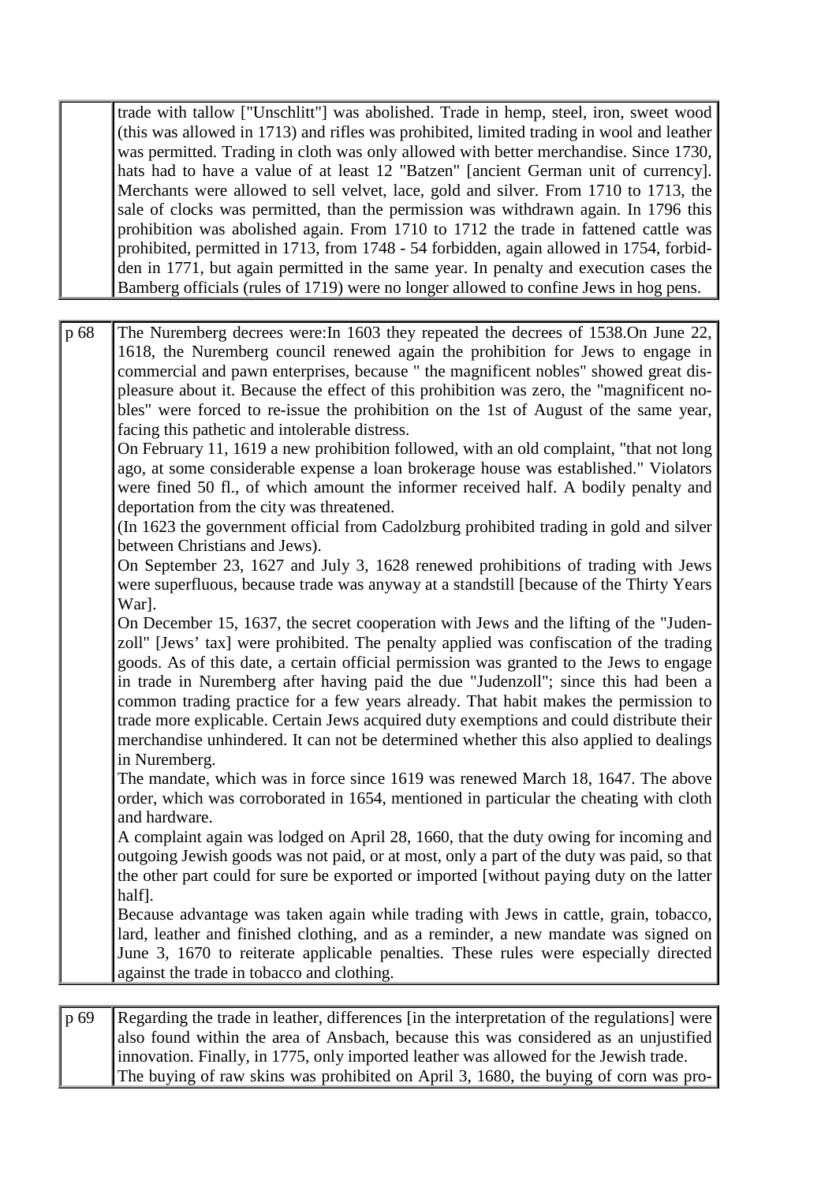| | |
|---|---|
| | trade with tallow ["Unschlitt"] was abolished. Trade in hemp, steel, iron, sweet wood (this was allowed in 1713) and rifles was prohibited, limited trading in wool and leather was permitted. Trading in cloth was only allowed with better merchandise. Since 1730, hats had to have a value of at least 12 "Batzen" [ancient German unit of currency]. Merchants were allowed to sell velvet, lace, gold and silver. From 1710 to 1713, the sale of clocks was permitted, than the permission was withdrawn again. In 1796 this prohibition was abolished again. From 1710 to 1712 the trade in fattened cattle was prohibited, permitted in 1713, from 1748 - 54 forbidden, again allowed in 1754, forbidden in 1771, but again permitted in the same year. In penalty and execution cases the Bamberg officials (rules of 1719) were no longer allowed to confine Jews in hog pens. |

| | |
|---|---|
| p 68 | The Nuremberg decrees were:In 1603 they repeated the decrees of 1538.On June 22, 1618, the Nuremberg council renewed again the prohibition for Jews to engage in commercial and pawn enterprises, because " the magnificent nobles" showed great displeasure about it. Because the effect of this prohibition was zero, the "magnificent nobles" were forced to re-issue the prohibition on the 1st of August of the same year, facing this pathetic and intolerable distress.<br>On February 11, 1619 a new prohibition followed, with an old complaint, "that not long ago, at some considerable expense a loan brokerage house was established." Violators were fined 50 fl., of which amount the informer received half. A bodily penalty and deportation from the city was threatened.<br>(In 1623 the government official from Cadolzburg prohibited trading in gold and silver between Christians and Jews).<br>On September 23, 1627 and July 3, 1628 renewed prohibitions of trading with Jews were superfluous, because trade was anyway at a standstill [because of the Thirty Years War].<br>On December 15, 1637, the secret cooperation with Jews and the lifting of the "Judenzoll" [Jews' tax] were prohibited. The penalty applied was confiscation of the trading goods. As of this date, a certain official permission was granted to the Jews to engage in trade in Nuremberg after having paid the due "Judenzoll"; since this had been a common trading practice for a few years already. That habit makes the permission to trade more explicable. Certain Jews acquired duty exemptions and could distribute their merchandise unhindered. It can not be determined whether this also applied to dealings in Nuremberg.<br>The mandate, which was in force since 1619 was renewed March 18, 1647. The above order, which was corroborated in 1654, mentioned in particular the cheating with cloth and hardware.<br>A complaint again was lodged on April 28, 1660, that the duty owing for incoming and outgoing Jewish goods was not paid, or at most, only a part of the duty was paid, so that the other part could for sure be exported or imported [without paying duty on the latter half].<br>Because advantage was taken again while trading with Jews in cattle, grain, tobacco, lard, leather and finished clothing, and as a reminder, a new mandate was signed on June 3, 1670 to reiterate applicable penalties. These rules were especially directed against the trade in tobacco and clothing. |

| | |
|---|---|
| p 69 | Regarding the trade in leather, differences [in the interpretation of the regulations] were also found within the area of Ansbach, because this was considered as an unjustified innovation. Finally, in 1775, only imported leather was allowed for the Jewish trade.<br>The buying of raw skins was prohibited on April 3, 1680, the buying of corn was pro- |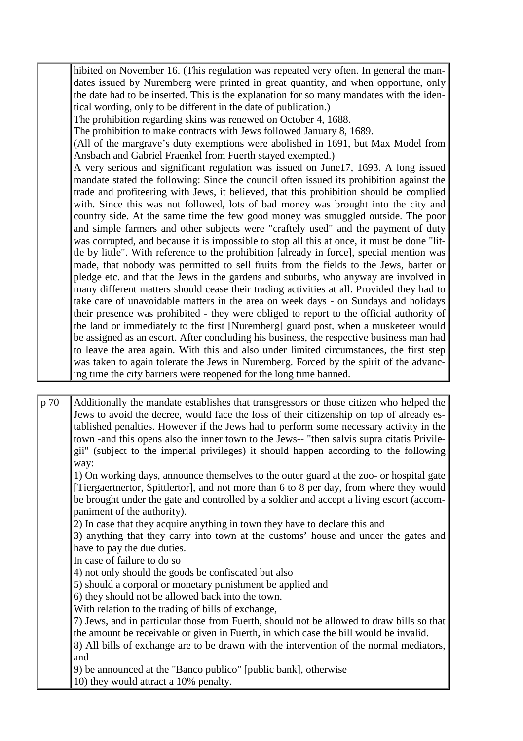| | |
|---|---|
| | hibited on November 16. (This regulation was repeated very often. In general the mandates issued by Nuremberg were printed in great quantity, and when opportune, only the date had to be inserted. This is the explanation for so many mandates with the identical wording, only to be different in the date of publication.)<br>The prohibition regarding skins was renewed on October 4, 1688.<br>The prohibition to make contracts with Jews followed January 8, 1689.<br>(All of the margrave's duty exemptions were abolished in 1691, but Max Model from Ansbach and Gabriel Fraenkel from Fuerth stayed exempted.)<br>A very serious and significant regulation was issued on June17, 1693. A long issued mandate stated the following: Since the council often issued its prohibition against the trade and profiteering with Jews, it believed, that this prohibition should be complied with. Since this was not followed, lots of bad money was brought into the city and country side. At the same time the few good money was smuggled outside. The poor and simple farmers and other subjects were "craftely used" and the payment of duty was corrupted, and because it is impossible to stop all this at once, it must be done "little by little". With reference to the prohibition [already in force], special mention was made, that nobody was permitted to sell fruits from the fields to the Jews, barter or pledge etc. and that the Jews in the gardens and suburbs, who anyway are involved in many different matters should cease their trading activities at all. Provided they had to take care of unavoidable matters in the area on week days - on Sundays and holidays their presence was prohibited - they were obliged to report to the official authority of the land or immediately to the first [Nuremberg] guard post, when a musketeer would be assigned as an escort. After concluding his business, the respective business man had to leave the area again. With this and also under limited circumstances, the first step was taken to again tolerate the Jews in Nuremberg. Forced by the spirit of the advancing time the city barriers were reopened for the long time banned. |

| | |
|---|---|
| p 70 | Additionally the mandate establishes that transgressors or those citizen who helped the Jews to avoid the decree, would face the loss of their citizenship on top of already established penalties. However if the Jews had to perform some necessary activity in the town -and this opens also the inner town to the Jews-- "then salvis supra citatis Privilegii" (subject to the imperial privileges) it should happen according to the following way:<br>1) On working days, announce themselves to the outer guard at the zoo- or hospital gate [Tiergaertnertor, Spittlertor], and not more than 6 to 8 per day, from where they would be brought under the gate and controlled by a soldier and accept a living escort (accompaniment of the authority).<br>2) In case that they acquire anything in town they have to declare this and<br>3) anything that they carry into town at the customs' house and under the gates and have to pay the due duties.<br>In case of failure to do so<br>4) not only should the goods be confiscated but also<br>5) should a corporal or monetary punishment be applied and<br>6) they should not be allowed back into the town.<br>With relation to the trading of bills of exchange,<br>7) Jews, and in particular those from Fuerth, should not be allowed to draw bills so that the amount be receivable or given in Fuerth, in which case the bill would be invalid.<br>8) All bills of exchange are to be drawn with the intervention of the normal mediators, and<br>9) be announced at the "Banco publico" [public bank], otherwise<br>10) they would attract a 10% penalty. |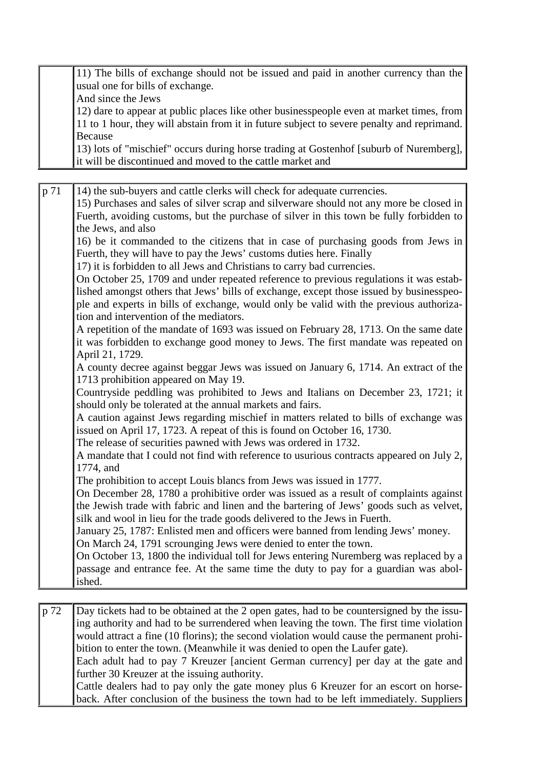| | |
|---|---|
| | 11) The bills of exchange should not be issued and paid in another currency than the usual one for bills of exchange.<br>And since the Jews<br>12) dare to appear at public places like other businesspeople even at market times, from 11 to 1 hour, they will abstain from it in future subject to severe penalty and reprimand.<br>Because<br>13) lots of "mischief" occurs during horse trading at Gostenhof [suburb of Nuremberg], it will be discontinued and moved to the cattle market and |

| | |
|---|---|
| p 71 | 14) the sub-buyers and cattle clerks will check for adequate currencies.<br>15) Purchases and sales of silver scrap and silverware should not any more be closed in Fuerth, avoiding customs, but the purchase of silver in this town be fully forbidden to the Jews, and also<br>16) be it commanded to the citizens that in case of purchasing goods from Jews in Fuerth, they will have to pay the Jews' customs duties here. Finally<br>17) it is forbidden to all Jews and Christians to carry bad currencies.<br>On October 25, 1709 and under repeated reference to previous regulations it was established amongst others that Jews' bills of exchange, except those issued by businesspeople and experts in bills of exchange, would only be valid with the previous authorization and intervention of the mediators.<br>A repetition of the mandate of 1693 was issued on February 28, 1713. On the same date it was forbidden to exchange good money to Jews. The first mandate was repeated on April 21, 1729.<br>A county decree against beggar Jews was issued on January 6, 1714. An extract of the 1713 prohibition appeared on May 19.<br>Countryside peddling was prohibited to Jews and Italians on December 23, 1721; it should only be tolerated at the annual markets and fairs.<br>A caution against Jews regarding mischief in matters related to bills of exchange was issued on April 17, 1723. A repeat of this is found on October 16, 1730.<br>The release of securities pawned with Jews was ordered in 1732.<br>A mandate that I could not find with reference to usurious contracts appeared on July 2, 1774, and<br>The prohibition to accept Louis blancs from Jews was issued in 1777.<br>On December 28, 1780 a prohibitive order was issued as a result of complaints against the Jewish trade with fabric and linen and the bartering of Jews' goods such as velvet, silk and wool in lieu for the trade goods delivered to the Jews in Fuerth.<br>January 25, 1787: Enlisted men and officers were banned from lending Jews' money.<br>On March 24, 1791 scrounging Jews were denied to enter the town.<br>On October 13, 1800 the individual toll for Jews entering Nuremberg was replaced by a passage and entrance fee. At the same time the duty to pay for a guardian was abolished. |

| | |
|---|---|
| p 72 | Day tickets had to be obtained at the 2 open gates, had to be countersigned by the issuing authority and had to be surrendered when leaving the town. The first time violation would attract a fine (10 florins); the second violation would cause the permanent prohibition to enter the town. (Meanwhile it was denied to open the Laufer gate).<br>Each adult had to pay 7 Kreuzer [ancient German currency] per day at the gate and further 30 Kreuzer at the issuing authority.<br>Cattle dealers had to pay only the gate money plus 6 Kreuzer for an escort on horseback. After conclusion of the business the town had to be left immediately. Suppliers |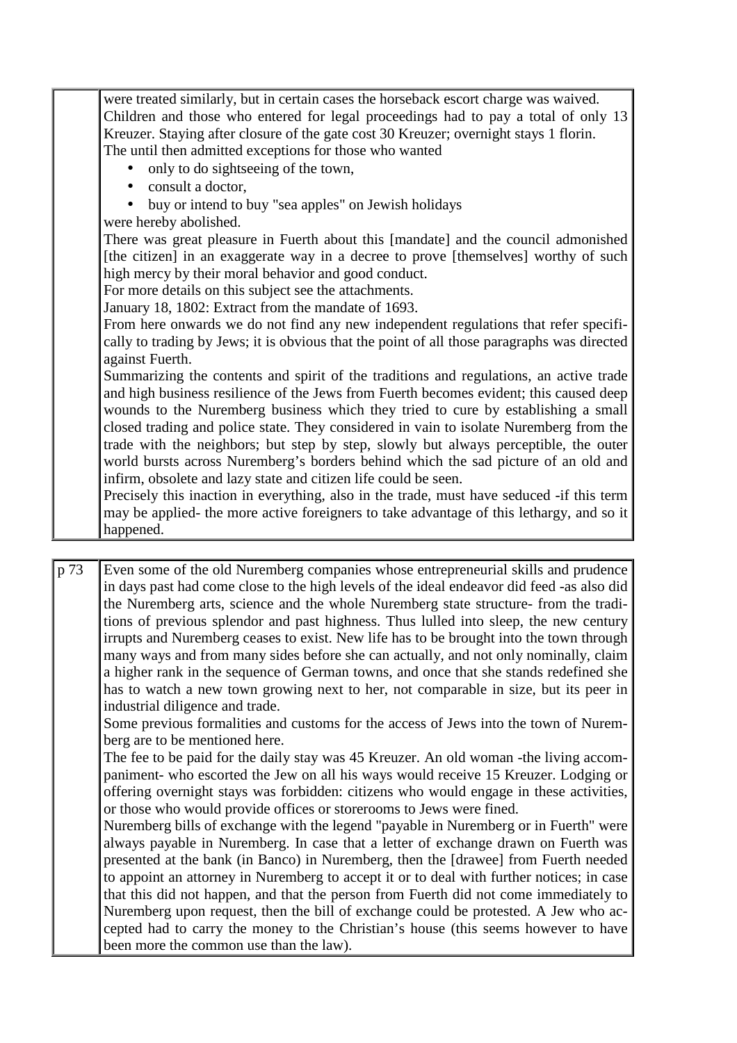| | |
|---|---|
| | were treated similarly, but in certain cases the horseback escort charge was waived. Children and those who entered for legal proceedings had to pay a total of only 13 Kreuzer. Staying after closure of the gate cost 30 Kreuzer; overnight stays 1 florin. The until then admitted exceptions for those who wanted <br>• only to do sightseeing of the town, <br>• consult a doctor, <br>• buy or intend to buy "sea apples" on Jewish holidays <br>were hereby abolished. <br>There was great pleasure in Fuerth about this [mandate] and the council admonished [the citizen] in an exaggerate way in a decree to prove [themselves] worthy of such high mercy by their moral behavior and good conduct. <br>For more details on this subject see the attachments. <br>January 18, 1802: Extract from the mandate of 1693. <br>From here onwards we do not find any new independent regulations that refer specifically to trading by Jews; it is obvious that the point of all those paragraphs was directed against Fuerth. <br>Summarizing the contents and spirit of the traditions and regulations, an active trade and high business resilience of the Jews from Fuerth becomes evident; this caused deep wounds to the Nuremberg business which they tried to cure by establishing a small closed trading and police state. They considered in vain to isolate Nuremberg from the trade with the neighbors; but step by step, slowly but always perceptible, the outer world bursts across Nuremberg's borders behind which the sad picture of an old and infirm, obsolete and lazy state and citizen life could be seen. <br>Precisely this inaction in everything, also in the trade, must have seduced -if this term may be applied- the more active foreigners to take advantage of this lethargy, and so it happened. |

| | |
|---|---|
| p 73 | Even some of the old Nuremberg companies whose entrepreneurial skills and prudence in days past had come close to the high levels of the ideal endeavor did feed -as also did the Nuremberg arts, science and the whole Nuremberg state structure- from the traditions of previous splendor and past highness. Thus lulled into sleep, the new century irrupts and Nuremberg ceases to exist. New life has to be brought into the town through many ways and from many sides before she can actually, and not only nominally, claim a higher rank in the sequence of German towns, and once that she stands redefined she has to watch a new town growing next to her, not comparable in size, but its peer in industrial diligence and trade. <br>Some previous formalities and customs for the access of Jews into the town of Nuremberg are to be mentioned here. <br>The fee to be paid for the daily stay was 45 Kreuzer. An old woman -the living accompaniment- who escorted the Jew on all his ways would receive 15 Kreuzer. Lodging or offering overnight stays was forbidden: citizens who would engage in these activities, or those who would provide offices or storerooms to Jews were fined. <br>Nuremberg bills of exchange with the legend "payable in Nuremberg or in Fuerth" were always payable in Nuremberg. In case that a letter of exchange drawn on Fuerth was presented at the bank (in Banco) in Nuremberg, then the [drawee] from Fuerth needed to appoint an attorney in Nuremberg to accept it or to deal with further notices; in case that this did not happen, and that the person from Fuerth did not come immediately to Nuremberg upon request, then the bill of exchange could be protested. A Jew who accepted had to carry the money to the Christian's house (this seems however to have been more the common use than the law). |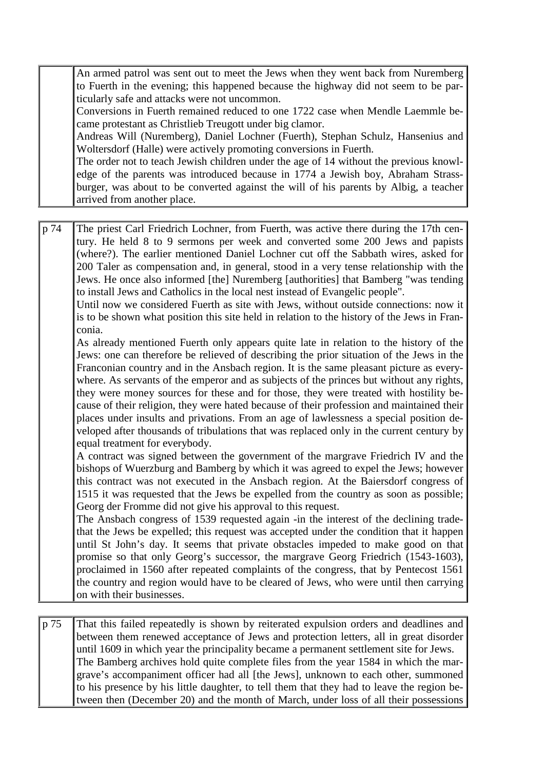|  |  |
|---|---|
|  | An armed patrol was sent out to meet the Jews when they went back from Nuremberg to Fuerth in the evening; this happened because the highway did not seem to be particularly safe and attacks were not uncommon.<br>Conversions in Fuerth remained reduced to one 1722 case when Mendle Laemmle became protestant as Christlieb Treugott under big clamor.<br>Andreas Will (Nuremberg), Daniel Lochner (Fuerth), Stephan Schulz, Hansenius and Woltersdorf (Halle) were actively promoting conversions in Fuerth.<br>The order not to teach Jewish children under the age of 14 without the previous knowledge of the parents was introduced because in 1774 a Jewish boy, Abraham Strassburger, was about to be converted against the will of his parents by Albig, a teacher arrived from another place. |
| p 74 | The priest Carl Friedrich Lochner, from Fuerth, was active there during the 17th century. He held 8 to 9 sermons per week and converted some 200 Jews and papists (where?). The earlier mentioned Daniel Lochner cut off the Sabbath wires, asked for 200 Taler as compensation and, in general, stood in a very tense relationship with the Jews. He once also informed [the] Nuremberg [authorities] that Bamberg "was tending to install Jews and Catholics in the local nest instead of Evangelic people".<br>Until now we considered Fuerth as site with Jews, without outside connections: now it is to be shown what position this site held in relation to the history of the Jews in Franconia.<br>As already mentioned Fuerth only appears quite late in relation to the history of the Jews: one can therefore be relieved of describing the prior situation of the Jews in the Franconian country and in the Ansbach region. It is the same pleasant picture as everywhere. As servants of the emperor and as subjects of the princes but without any rights, they were money sources for these and for those, they were treated with hostility because of their religion, they were hated because of their profession and maintained their places under insults and privations. From an age of lawlessness a special position developed after thousands of tribulations that was replaced only in the current century by equal treatment for everybody.<br>A contract was signed between the government of the margrave Friedrich IV and the bishops of Wuerzburg and Bamberg by which it was agreed to expel the Jews; however this contract was not executed in the Ansbach region. At the Baiersdorf congress of 1515 it was requested that the Jews be expelled from the country as soon as possible; Georg der Fromme did not give his approval to this request.<br>The Ansbach congress of 1539 requested again -in the interest of the declining trade- that the Jews be expelled; this request was accepted under the condition that it happen until St John's day. It seems that private obstacles impeded to make good on that promise so that only Georg's successor, the margrave Georg Friedrich (1543-1603), proclaimed in 1560 after repeated complaints of the congress, that by Pentecost 1561 the country and region would have to be cleared of Jews, who were until then carrying on with their businesses. |
| p 75 | That this failed repeatedly is shown by reiterated expulsion orders and deadlines and between them renewed acceptance of Jews and protection letters, all in great disorder until 1609 in which year the principality became a permanent settlement site for Jews.<br>The Bamberg archives hold quite complete files from the year 1584 in which the margrave's accompaniment officer had all [the Jews], unknown to each other, summoned to his presence by his little daughter, to tell them that they had to leave the region between then (December 20) and the month of March, under loss of all their possessions |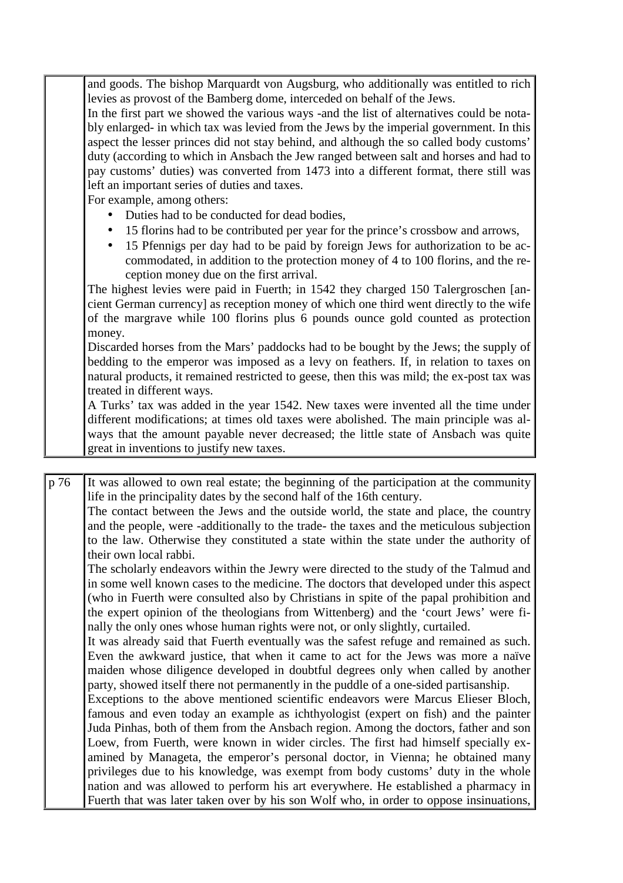| | |
|---|---|
| | and goods. The bishop Marquardt von Augsburg, who additionally was entitled to rich levies as provost of the Bamberg dome, interceded on behalf of the Jews.<br>In the first part we showed the various ways -and the list of alternatives could be notably enlarged- in which tax was levied from the Jews by the imperial government. In this aspect the lesser princes did not stay behind, and although the so called body customs' duty (according to which in Ansbach the Jew ranged between salt and horses and had to pay customs' duties) was converted from 1473 into a different format, there still was left an important series of duties and taxes.<br>For example, among others:<br>• Duties had to be conducted for dead bodies,<br>• 15 florins had to be contributed per year for the prince's crossbow and arrows,<br>• 15 Pfennigs per day had to be paid by foreign Jews for authorization to be accommodated, in addition to the protection money of 4 to 100 florins, and the reception money due on the first arrival.<br>The highest levies were paid in Fuerth; in 1542 they charged 150 Talergroschen [ancient German currency] as reception money of which one third went directly to the wife of the margrave while 100 florins plus 6 pounds ounce gold counted as protection money.<br>Discarded horses from the Mars' paddocks had to be bought by the Jews; the supply of bedding to the emperor was imposed as a levy on feathers. If, in relation to taxes on natural products, it remained restricted to geese, then this was mild; the ex-post tax was treated in different ways.<br>A Turks' tax was added in the year 1542. New taxes were invented all the time under different modifications; at times old taxes were abolished. The main principle was always that the amount payable never decreased; the little state of Ansbach was quite great in inventions to justify new taxes. |

| | |
|---|---|
| p 76 | It was allowed to own real estate; the beginning of the participation at the community life in the principality dates by the second half of the 16th century.<br>The contact between the Jews and the outside world, the state and place, the country and the people, were -additionally to the trade- the taxes and the meticulous subjection to the law. Otherwise they constituted a state within the state under the authority of their own local rabbi.<br>The scholarly endeavors within the Jewry were directed to the study of the Talmud and in some well known cases to the medicine. The doctors that developed under this aspect (who in Fuerth were consulted also by Christians in spite of the papal prohibition and the expert opinion of the theologians from Wittenberg) and the 'court Jews' were finally the only ones whose human rights were not, or only slightly, curtailed.<br>It was already said that Fuerth eventually was the safest refuge and remained as such. Even the awkward justice, that when it came to act for the Jews was more a naïve maiden whose diligence developed in doubtful degrees only when called by another party, showed itself there not permanently in the puddle of a one-sided partisanship.<br>Exceptions to the above mentioned scientific endeavors were Marcus Elieser Bloch, famous and even today an example as ichthyologist (expert on fish) and the painter Juda Pinhas, both of them from the Ansbach region. Among the doctors, father and son Loew, from Fuerth, were known in wider circles. The first had himself specially examined by Manageta, the emperor's personal doctor, in Vienna; he obtained many privileges due to his knowledge, was exempt from body customs' duty in the whole nation and was allowed to perform his art everywhere. He established a pharmacy in Fuerth that was later taken over by his son Wolf who, in order to oppose insinuations, |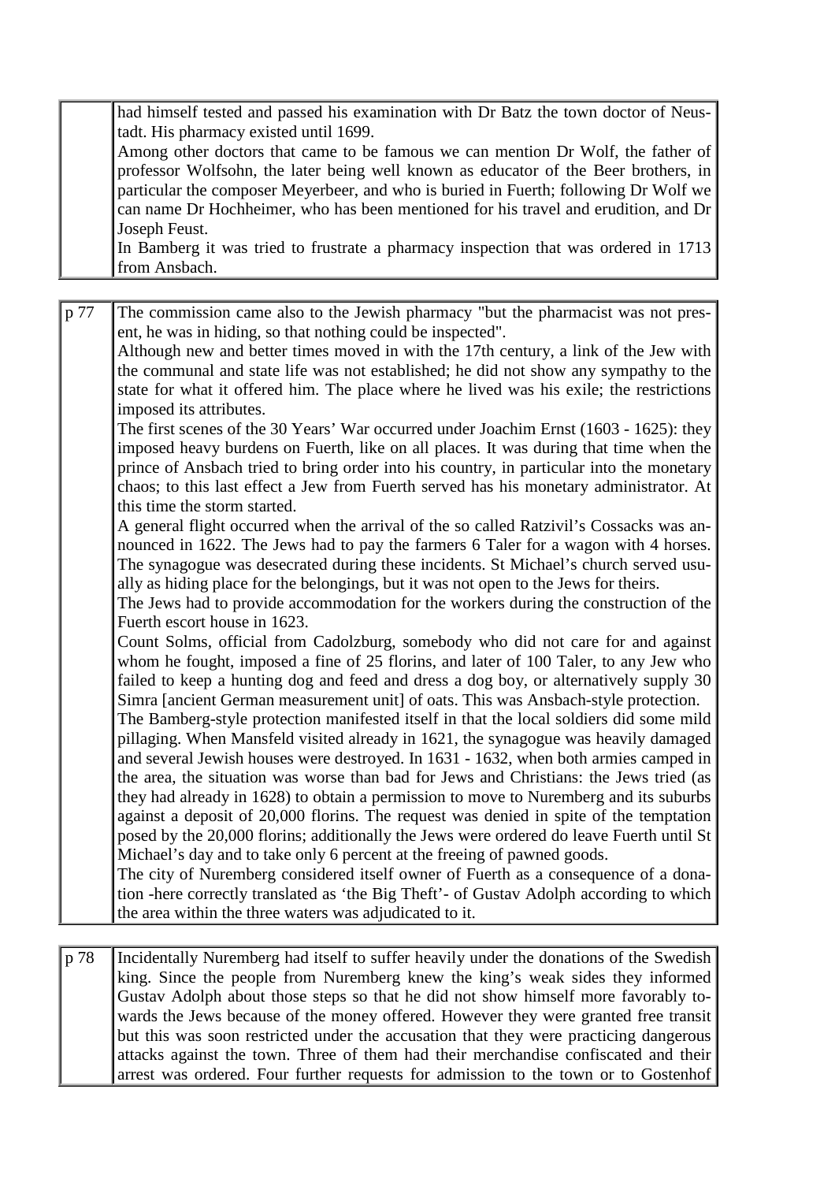| | |
|---|---|
| | had himself tested and passed his examination with Dr Batz the town doctor of Neustadt. His pharmacy existed until 1699.<br>Among other doctors that came to be famous we can mention Dr Wolf, the father of professor Wolfsohn, the later being well known as educator of the Beer brothers, in particular the composer Meyerbeer, and who is buried in Fuerth; following Dr Wolf we can name Dr Hochheimer, who has been mentioned for his travel and erudition, and Dr Joseph Feust.<br>In Bamberg it was tried to frustrate a pharmacy inspection that was ordered in 1713 from Ansbach. |
| p 77 | The commission came also to the Jewish pharmacy "but the pharmacist was not present, he was in hiding, so that nothing could be inspected".<br>Although new and better times moved in with the 17th century, a link of the Jew with the communal and state life was not established; he did not show any sympathy to the state for what it offered him. The place where he lived was his exile; the restrictions imposed its attributes.<br>The first scenes of the 30 Years' War occurred under Joachim Ernst (1603 - 1625): they imposed heavy burdens on Fuerth, like on all places. It was during that time when the prince of Ansbach tried to bring order into his country, in particular into the monetary chaos; to this last effect a Jew from Fuerth served has his monetary administrator. At this time the storm started.<br>A general flight occurred when the arrival of the so called Ratzivil's Cossacks was announced in 1622. The Jews had to pay the farmers 6 Taler for a wagon with 4 horses. The synagogue was desecrated during these incidents. St Michael's church served usually as hiding place for the belongings, but it was not open to the Jews for theirs.<br>The Jews had to provide accommodation for the workers during the construction of the Fuerth escort house in 1623.<br>Count Solms, official from Cadolzburg, somebody who did not care for and against whom he fought, imposed a fine of 25 florins, and later of 100 Taler, to any Jew who failed to keep a hunting dog and feed and dress a dog boy, or alternatively supply 30 Simra [ancient German measurement unit] of oats. This was Ansbach-style protection.<br>The Bamberg-style protection manifested itself in that the local soldiers did some mild pillaging. When Mansfeld visited already in 1621, the synagogue was heavily damaged and several Jewish houses were destroyed. In 1631 - 1632, when both armies camped in the area, the situation was worse than bad for Jews and Christians: the Jews tried (as they had already in 1628) to obtain a permission to move to Nuremberg and its suburbs against a deposit of 20,000 florins. The request was denied in spite of the temptation posed by the 20,000 florins; additionally the Jews were ordered do leave Fuerth until St Michael's day and to take only 6 percent at the freeing of pawned goods.<br>The city of Nuremberg considered itself owner of Fuerth as a consequence of a donation -here correctly translated as 'the Big Theft'- of Gustav Adolph according to which the area within the three waters was adjudicated to it. |
| p 78 | Incidentally Nuremberg had itself to suffer heavily under the donations of the Swedish king. Since the people from Nuremberg knew the king's weak sides they informed Gustav Adolph about those steps so that he did not show himself more favorably towards the Jews because of the money offered. However they were granted free transit but this was soon restricted under the accusation that they were practicing dangerous attacks against the town. Three of them had their merchandise confiscated and their arrest was ordered. Four further requests for admission to the town or to Gostenhof |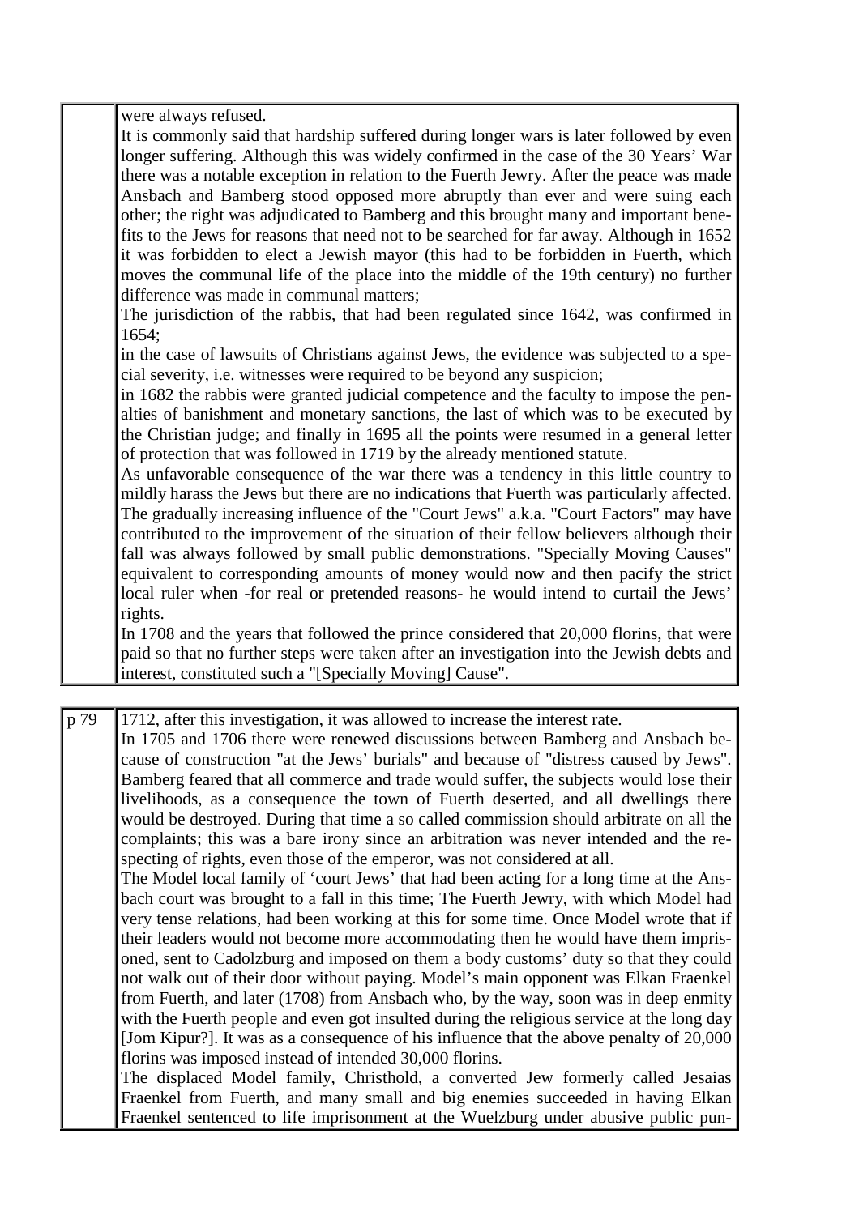were always refused.

It is commonly said that hardship suffered during longer wars is later followed by even longer suffering. Although this was widely confirmed in the case of the 30 Years' War there was a notable exception in relation to the Fuerth Jewry. After the peace was made Ansbach and Bamberg stood opposed more abruptly than ever and were suing each other; the right was adjudicated to Bamberg and this brought many and important benefits to the Jews for reasons that need not to be searched for far away. Although in 1652 it was forbidden to elect a Jewish mayor (this had to be forbidden in Fuerth, which moves the communal life of the place into the middle of the 19th century) no further difference was made in communal matters;

The jurisdiction of the rabbis, that had been regulated since 1642, was confirmed in 1654;

in the case of lawsuits of Christians against Jews, the evidence was subjected to a special severity, i.e. witnesses were required to be beyond any suspicion;

in 1682 the rabbis were granted judicial competence and the faculty to impose the penalties of banishment and monetary sanctions, the last of which was to be executed by the Christian judge; and finally in 1695 all the points were resumed in a general letter of protection that was followed in 1719 by the already mentioned statute.

As unfavorable consequence of the war there was a tendency in this little country to mildly harass the Jews but there are no indications that Fuerth was particularly affected. The gradually increasing influence of the "Court Jews" a.k.a. "Court Factors" may have contributed to the improvement of the situation of their fellow believers although their fall was always followed by small public demonstrations. "Specially Moving Causes" equivalent to corresponding amounts of money would now and then pacify the strict local ruler when -for real or pretended reasons- he would intend to curtail the Jews' rights.

In 1708 and the years that followed the prince considered that 20,000 florins, that were paid so that no further steps were taken after an investigation into the Jewish debts and interest, constituted such a "[Specially Moving] Cause".

p 79

1712, after this investigation, it was allowed to increase the interest rate.

In 1705 and 1706 there were renewed discussions between Bamberg and Ansbach because of construction "at the Jews' burials" and because of "distress caused by Jews". Bamberg feared that all commerce and trade would suffer, the subjects would lose their livelihoods, as a consequence the town of Fuerth deserted, and all dwellings there would be destroyed. During that time a so called commission should arbitrate on all the complaints; this was a bare irony since an arbitration was never intended and the respecting of rights, even those of the emperor, was not considered at all.

The Model local family of 'court Jews' that had been acting for a long time at the Ansbach court was brought to a fall in this time; The Fuerth Jewry, with which Model had very tense relations, had been working at this for some time. Once Model wrote that if their leaders would not become more accommodating then he would have them imprisoned, sent to Cadolzburg and imposed on them a body customs' duty so that they could not walk out of their door without paying. Model's main opponent was Elkan Fraenkel from Fuerth, and later (1708) from Ansbach who, by the way, soon was in deep enmity with the Fuerth people and even got insulted during the religious service at the long day [Jom Kipur?]. It was as a consequence of his influence that the above penalty of 20,000 florins was imposed instead of intended 30,000 florins.

The displaced Model family, Christhold, a converted Jew formerly called Jesaias Fraenkel from Fuerth, and many small and big enemies succeeded in having Elkan Fraenkel sentenced to life imprisonment at the Wuelzburg under abusive public pun-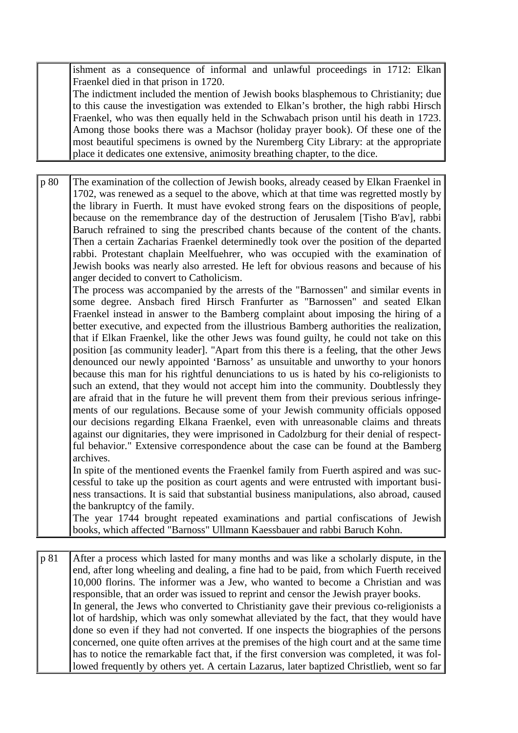| | |
|---|---|
| | ishment as a consequence of informal and unlawful proceedings in 1712: Elkan Fraenkel died in that prison in 1720.<br>The indictment included the mention of Jewish books blasphemous to Christianity; due to this cause the investigation was extended to Elkan's brother, the high rabbi Hirsch Fraenkel, who was then equally held in the Schwabach prison until his death in 1723. Among those books there was a Machsor (holiday prayer book). Of these one of the most beautiful specimens is owned by the Nuremberg City Library: at the appropriate place it dedicates one extensive, animosity breathing chapter, to the dice. |

| | |
|---|---|
| p 80 | The examination of the collection of Jewish books, already ceased by Elkan Fraenkel in 1702, was renewed as a sequel to the above, which at that time was regretted mostly by the library in Fuerth. It must have evoked strong fears on the dispositions of people, because on the remembrance day of the destruction of Jerusalem [Tisho B'av], rabbi Baruch refrained to sing the prescribed chants because of the content of the chants. Then a certain Zacharias Fraenkel determinedly took over the position of the departed rabbi. Protestant chaplain Meelfuehrer, who was occupied with the examination of Jewish books was nearly also arrested. He left for obvious reasons and because of his anger decided to convert to Catholicism.<br>The process was accompanied by the arrests of the "Barnossen" and similar events in some degree. Ansbach fired Hirsch Franfurter as "Barnossen" and seated Elkan Fraenkel instead in answer to the Bamberg complaint about imposing the hiring of a better executive, and expected from the illustrious Bamberg authorities the realization, that if Elkan Fraenkel, like the other Jews was found guilty, he could not take on this position [as community leader]. "Apart from this there is a feeling, that the other Jews denounced our newly appointed 'Barnoss' as unsuitable and unworthy to your honors because this man for his rightful denunciations to us is hated by his co-religionists to such an extend, that they would not accept him into the community. Doubtlessly they are afraid that in the future he will prevent them from their previous serious infringements of our regulations. Because some of your Jewish community officials opposed our decisions regarding Elkana Fraenkel, even with unreasonable claims and threats against our dignitaries, they were imprisoned in Cadolzburg for their denial of respectful behavior." Extensive correspondence about the case can be found at the Bamberg archives.<br>In spite of the mentioned events the Fraenkel family from Fuerth aspired and was successful to take up the position as court agents and were entrusted with important business transactions. It is said that substantial business manipulations, also abroad, caused the bankruptcy of the family.<br>The year 1744 brought repeated examinations and partial confiscations of Jewish books, which affected "Barnoss" Ullmann Kaessbauer and rabbi Baruch Kohn. |

| | |
|---|---|
| p 81 | After a process which lasted for many months and was like a scholarly dispute, in the end, after long wheeling and dealing, a fine had to be paid, from which Fuerth received 10,000 florins. The informer was a Jew, who wanted to become a Christian and was responsible, that an order was issued to reprint and censor the Jewish prayer books.<br>In general, the Jews who converted to Christianity gave their previous co-religionists a lot of hardship, which was only somewhat alleviated by the fact, that they would have done so even if they had not converted. If one inspects the biographies of the persons concerned, one quite often arrives at the premises of the high court and at the same time has to notice the remarkable fact that, if the first conversion was completed, it was followed frequently by others yet. A certain Lazarus, later baptized Christlieb, went so far |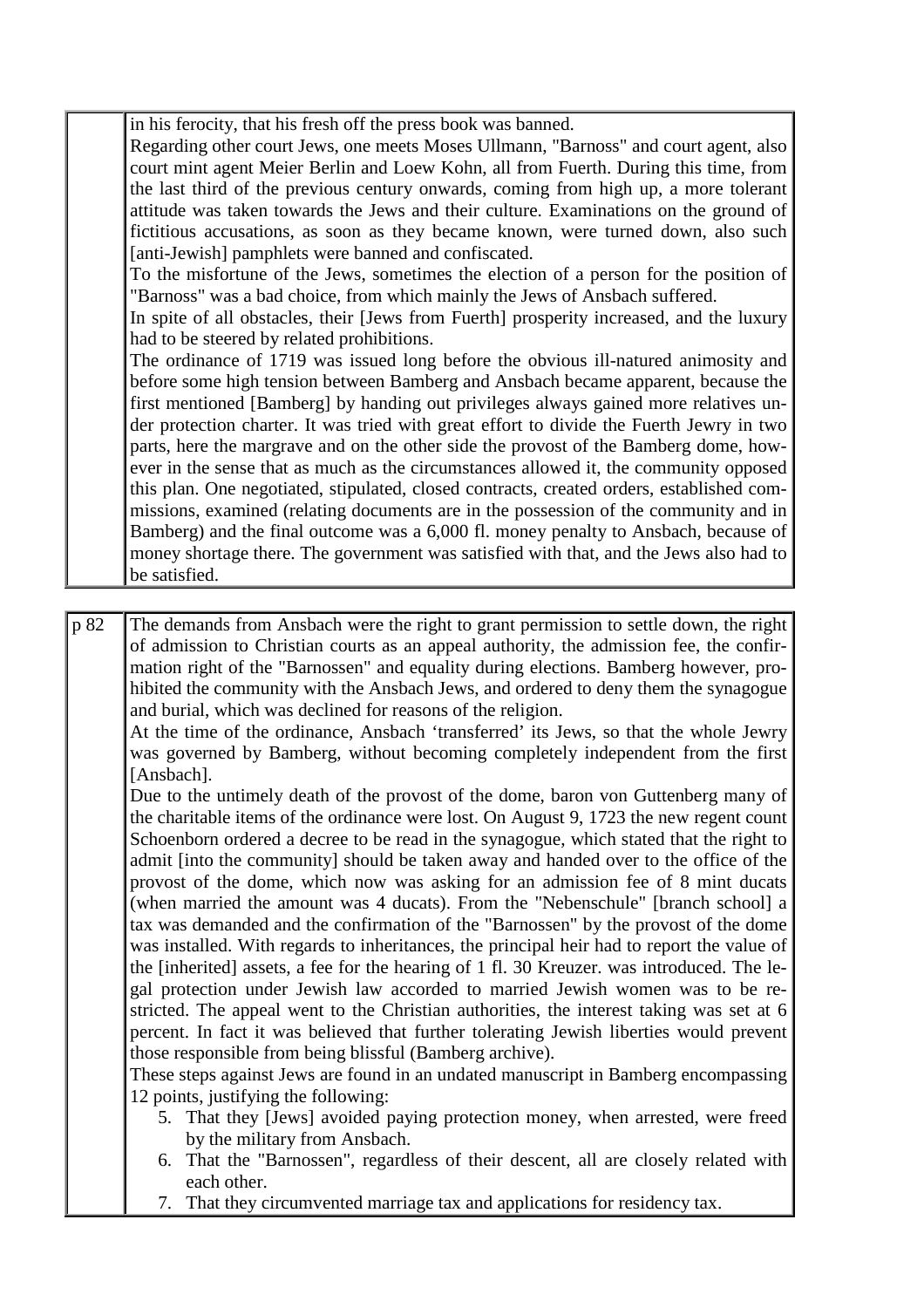in his ferocity, that his fresh off the press book was banned.

Regarding other court Jews, one meets Moses Ullmann, "Barnoss" and court agent, also court mint agent Meier Berlin and Loew Kohn, all from Fuerth. During this time, from the last third of the previous century onwards, coming from high up, a more tolerant attitude was taken towards the Jews and their culture. Examinations on the ground of fictitious accusations, as soon as they became known, were turned down, also such [anti-Jewish] pamphlets were banned and confiscated.

To the misfortune of the Jews, sometimes the election of a person for the position of "Barnoss" was a bad choice, from which mainly the Jews of Ansbach suffered.

In spite of all obstacles, their [Jews from Fuerth] prosperity increased, and the luxury had to be steered by related prohibitions.

The ordinance of 1719 was issued long before the obvious ill-natured animosity and before some high tension between Bamberg and Ansbach became apparent, because the first mentioned [Bamberg] by handing out privileges always gained more relatives under protection charter. It was tried with great effort to divide the Fuerth Jewry in two parts, here the margrave and on the other side the provost of the Bamberg dome, however in the sense that as much as the circumstances allowed it, the community opposed this plan. One negotiated, stipulated, closed contracts, created orders, established commissions, examined (relating documents are in the possession of the community and in Bamberg) and the final outcome was a 6,000 fl. money penalty to Ansbach, because of money shortage there. The government was satisfied with that, and the Jews also had to be satisfied.

p 82

The demands from Ansbach were the right to grant permission to settle down, the right of admission to Christian courts as an appeal authority, the admission fee, the confirmation right of the "Barnossen" and equality during elections. Bamberg however, prohibited the community with the Ansbach Jews, and ordered to deny them the synagogue and burial, which was declined for reasons of the religion.

At the time of the ordinance, Ansbach 'transferred' its Jews, so that the whole Jewry was governed by Bamberg, without becoming completely independent from the first [Ansbach].

Due to the untimely death of the provost of the dome, baron von Guttenberg many of the charitable items of the ordinance were lost. On August 9, 1723 the new regent count Schoenborn ordered a decree to be read in the synagogue, which stated that the right to admit [into the community] should be taken away and handed over to the office of the provost of the dome, which now was asking for an admission fee of 8 mint ducats (when married the amount was 4 ducats). From the "Nebenschule" [branch school] a tax was demanded and the confirmation of the "Barnossen" by the provost of the dome was installed. With regards to inheritances, the principal heir had to report the value of the [inherited] assets, a fee for the hearing of 1 fl. 30 Kreuzer. was introduced. The legal protection under Jewish law accorded to married Jewish women was to be restricted. The appeal went to the Christian authorities, the interest taking was set at 6 percent. In fact it was believed that further tolerating Jewish liberties would prevent those responsible from being blissful (Bamberg archive).

These steps against Jews are found in an undated manuscript in Bamberg encompassing 12 points, justifying the following:

5. That they [Jews] avoided paying protection money, when arrested, were freed by the military from Ansbach.
6. That the "Barnossen", regardless of their descent, all are closely related with each other.
7. That they circumvented marriage tax and applications for residency tax.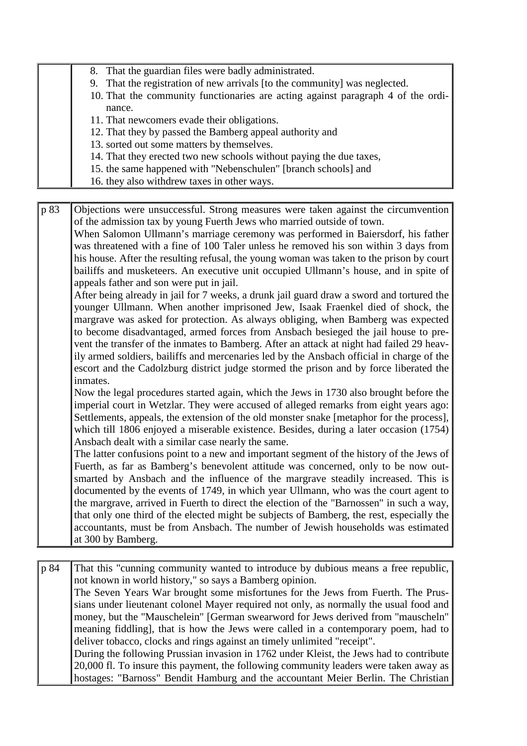| | |
|---|---|
| | 8. That the guardian files were badly administrated. 9. That the registration of new arrivals [to the community] was neglected. 10. That the community functionaries are acting against paragraph 4 of the ordinance. 11. That newcomers evade their obligations. 12. That they by passed the Bamberg appeal authority and 13. sorted out some matters by themselves. 14. That they erected two new schools without paying the due taxes, 15. the same happened with "Nebenschulen" [branch schools] and 16. they also withdrew taxes in other ways. |

| | |
|---|---|
| p 83 | Objections were unsuccessful. Strong measures were taken against the circumvention of the admission tax by young Fuerth Jews who married outside of town. When Salomon Ullmann's marriage ceremony was performed in Baiersdorf, his father was threatened with a fine of 100 Taler unless he removed his son within 3 days from his house. After the resulting refusal, the young woman was taken to the prison by court bailiffs and musketeers. An executive unit occupied Ullmann's house, and in spite of appeals father and son were put in jail. After being already in jail for 7 weeks, a drunk jail guard draw a sword and tortured the younger Ullmann. When another imprisoned Jew, Isaak Fraenkel died of shock, the margrave was asked for protection. As always obliging, when Bamberg was expected to become disadvantaged, armed forces from Ansbach besieged the jail house to prevent the transfer of the inmates to Bamberg. After an attack at night had failed 29 heavily armed soldiers, bailiffs and mercenaries led by the Ansbach official in charge of the escort and the Cadolzburg district judge stormed the prison and by force liberated the inmates. Now the legal procedures started again, which the Jews in 1730 also brought before the imperial court in Wetzlar. They were accused of alleged remarks from eight years ago: Settlements, appeals, the extension of the old monster snake [metaphor for the process], which till 1806 enjoyed a miserable existence. Besides, during a later occasion (1754) Ansbach dealt with a similar case nearly the same. The latter confusions point to a new and important segment of the history of the Jews of Fuerth, as far as Bamberg's benevolent attitude was concerned, only to be now outsmarted by Ansbach and the influence of the margrave steadily increased. This is documented by the events of 1749, in which year Ullmann, who was the court agent to the margrave, arrived in Fuerth to direct the election of the "Barnossen" in such a way, that only one third of the elected might be subjects of Bamberg, the rest, especially the accountants, must be from Ansbach. The number of Jewish households was estimated at 300 by Bamberg. |

| | |
|---|---|
| p 84 | That this "cunning community wanted to introduce by dubious means a free republic, not known in world history," so says a Bamberg opinion. The Seven Years War brought some misfortunes for the Jews from Fuerth. The Prussians under lieutenant colonel Mayer required not only, as normally the usual food and money, but the "Mauschelein" [German swearword for Jews derived from "mauscheln" meaning fiddling], that is how the Jews were called in a contemporary poem, had to deliver tobacco, clocks and rings against an timely unlimited "receipt". During the following Prussian invasion in 1762 under Kleist, the Jews had to contribute 20,000 fl. To insure this payment, the following community leaders were taken away as hostages: "Barnoss" Bendit Hamburg and the accountant Meier Berlin. The Christian |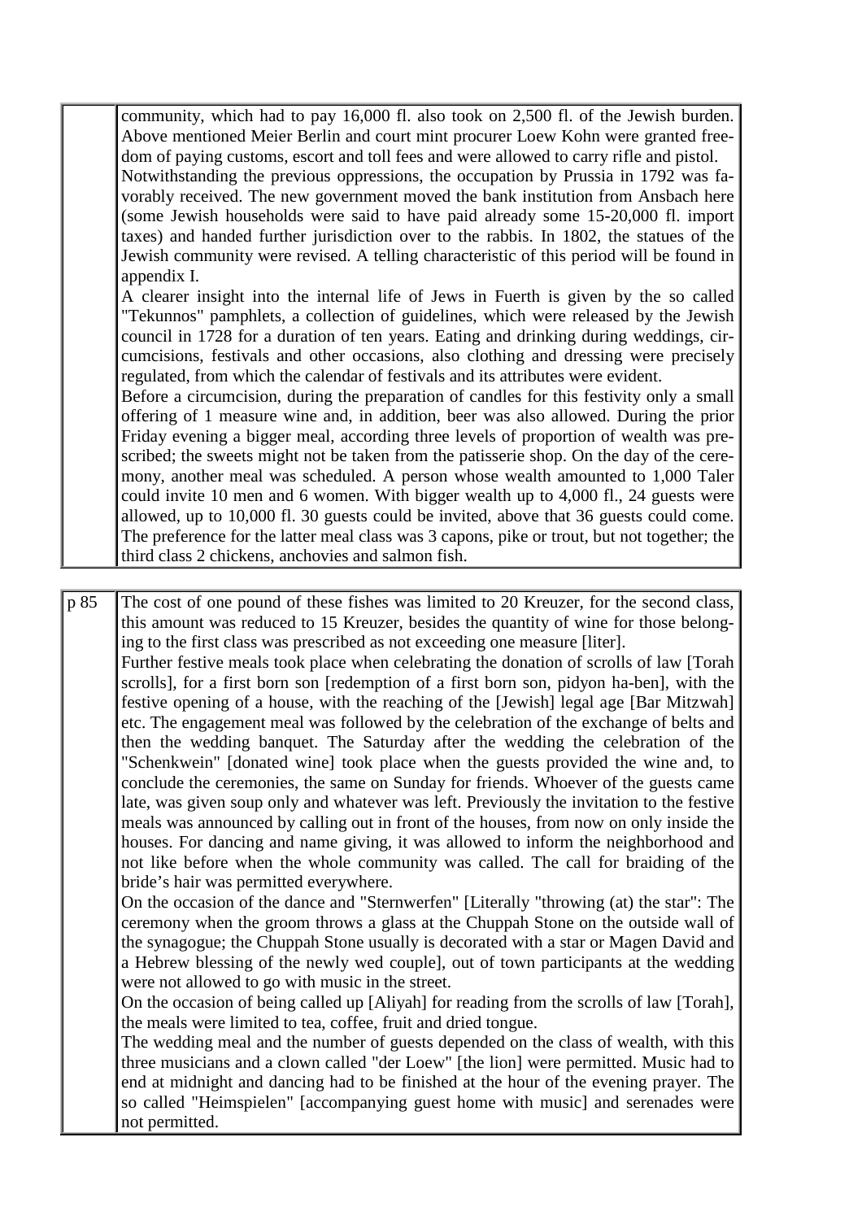community, which had to pay 16,000 fl. also took on 2,500 fl. of the Jewish burden. Above mentioned Meier Berlin and court mint procurer Loew Kohn were granted freedom of paying customs, escort and toll fees and were allowed to carry rifle and pistol.

Notwithstanding the previous oppressions, the occupation by Prussia in 1792 was favorably received. The new government moved the bank institution from Ansbach here (some Jewish households were said to have paid already some 15-20,000 fl. import taxes) and handed further jurisdiction over to the rabbis. In 1802, the statues of the Jewish community were revised. A telling characteristic of this period will be found in appendix I.

A clearer insight into the internal life of Jews in Fuerth is given by the so called "Tekunnos" pamphlets, a collection of guidelines, which were released by the Jewish council in 1728 for a duration of ten years. Eating and drinking during weddings, circumcisions, festivals and other occasions, also clothing and dressing were precisely regulated, from which the calendar of festivals and its attributes were evident.

Before a circumcision, during the preparation of candles for this festivity only a small offering of 1 measure wine and, in addition, three beer was also allowed. During the prior Friday evening a bigger meal, according three levels of proportion of wealth was prescribed; the sweets might not be taken from the patisserie shop. On the day of the ceremony, another meal was scheduled. A person whose wealth amounted to 1,000 Taler could invite 10 men and 6 women. With bigger wealth up to 4,000 fl., 24 guests were allowed, up to 10,000 fl. 30 guests could be invited, above that 36 guests could come. The preference for the latter meal class was 3 capons, pike or trout, but not together; the third class 2 chickens, anchovies and salmon fish.

p 85

The cost of one pound of these fishes was limited to 20 Kreuzer, for the second class, this amount was reduced to 15 Kreuzer, besides the quantity of wine for those belonging to the first class was prescribed as not exceeding one measure [liter].

Further festive meals took place when celebrating the donation of scrolls of law [Torah scrolls], for a first born son [redemption of a first born son, pidyon ha-ben], with the festive opening of a house, with the reaching of the [Jewish] legal age [Bar Mitzwah] etc. The engagement meal was followed by the celebration of the exchange of belts and then the wedding banquet. The Saturday after the wedding the celebration of the "Schenkwein" [donated wine] took place when the guests provided the wine and, to conclude the ceremonies, the same on Sunday for friends. Whoever of the guests came late, was given soup only and whatever was left. Previously the invitation to the festive meals was announced by calling out in front of the houses, from now on only inside the houses. For dancing and name giving, it was allowed to inform the neighborhood and not like before when the whole community was called. The call for braiding of the bride's hair was permitted everywhere.

On the occasion of the dance and "Sternwerfen" [Literally "throwing (at) the star": The ceremony when the groom throws a glass at the Chuppah Stone on the outside wall of the synagogue; the Chuppah Stone usually is decorated with a star or Magen David and a Hebrew blessing of the newly wed couple], out of town participants at the wedding were not allowed to go with music in the street.

On the occasion of being called up [Aliyah] for reading from the scrolls of law [Torah], the meals were limited to tea, coffee, fruit and dried tongue.

The wedding meal and the number of guests depended on the class of wealth, with this three musicians and a clown called "der Loew" [the lion] were permitted. Music had to end at midnight and dancing had to be finished at the hour of the evening prayer. The so called "Heimspielen" [accompanying guest home with music] and serenades were not permitted.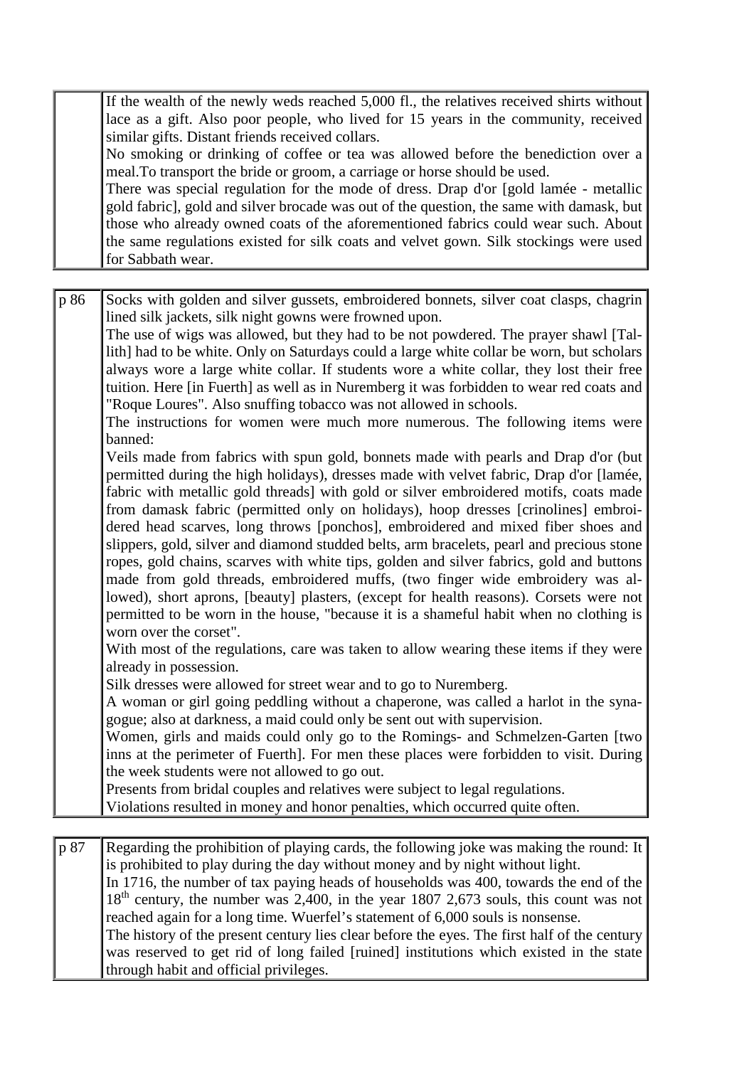| | |
|---|---|
| | If the wealth of the newly weds reached 5,000 fl., the relatives received shirts without lace as a gift. Also poor people, who lived for 15 years in the community, received similar gifts. Distant friends received collars.<br>No smoking or drinking of coffee or tea was allowed before the benediction over a meal.To transport the bride or groom, a carriage or horse should be used.<br>There was special regulation for the mode of dress. Drap d'or [gold lamée - metallic gold fabric], gold and silver brocade was out of the question, the same with damask, but those who already owned coats of the aforementioned fabrics could wear such. About the same regulations existed for silk coats and velvet gown. Silk stockings were used for Sabbath wear. |
| p 86 | Socks with golden and silver gussets, embroidered bonnets, silver coat clasps, chagrin lined silk jackets, silk night gowns were frowned upon.<br>The use of wigs was allowed, but they had to be not powdered. The prayer shawl [Tallith] had to be white. Only on Saturdays could a large white collar be worn, but scholars always wore a large white collar. If students wore a white collar, they lost their free tuition. Here [in Fuerth] as well as in Nuremberg it was forbidden to wear red coats and "Roque Loures". Also snuffing tobacco was not allowed in schools.<br>The instructions for women were much more numerous. The following items were banned:<br>Veils made from fabrics with spun gold, bonnets made with pearls and Drap d'or (but permitted during the high holidays), dresses made with velvet fabric, Drap d'or [lamée, fabric with metallic gold threads] with gold or silver embroidered motifs, coats made from damask fabric (permitted only on holidays), hoop dresses [crinolines] embroidered head scarves, long throws [ponchos], embroidered and mixed fiber shoes and slippers, gold, silver and diamond studded belts, arm bracelets, pearl and precious stone ropes, gold chains, scarves with white tips, golden and silver fabrics, gold and buttons made from gold threads, embroidered muffs, (two finger wide embroidery was allowed), short aprons, [beauty] plasters, (except for health reasons). Corsets were not permitted to be worn in the house, "because it is a shameful habit when no clothing is worn over the corset".<br>With most of the regulations, care was taken to allow wearing these items if they were already in possession.<br>Silk dresses were allowed for street wear and to go to Nuremberg.<br>A woman or girl going peddling without a chaperone, was called a harlot in the synagogue; also at darkness, a maid could only be sent out with supervision.<br>Women, girls and maids could only go to the Romings- and Schmelzen-Garten [two inns at the perimeter of Fuerth]. For men these places were forbidden to visit. During the week students were not allowed to go out.<br>Presents from bridal couples and relatives were subject to legal regulations.<br>Violations resulted in money and honor penalties, which occurred quite often. |
| p 87 | Regarding the prohibition of playing cards, the following joke was making the round: It is prohibited to play during the day without money and by night without light.<br>In 1716, the number of tax paying heads of households was 400, towards the end of the 18th century, the number was 2,400, in the year 1807 2,673 souls, this count was not reached again for a long time. Wuerfel's statement of 6,000 souls is nonsense.<br>The history of the present century lies clear before the eyes. The first half of the century was reserved to get rid of long failed [ruined] institutions which existed in the state through habit and official privileges. |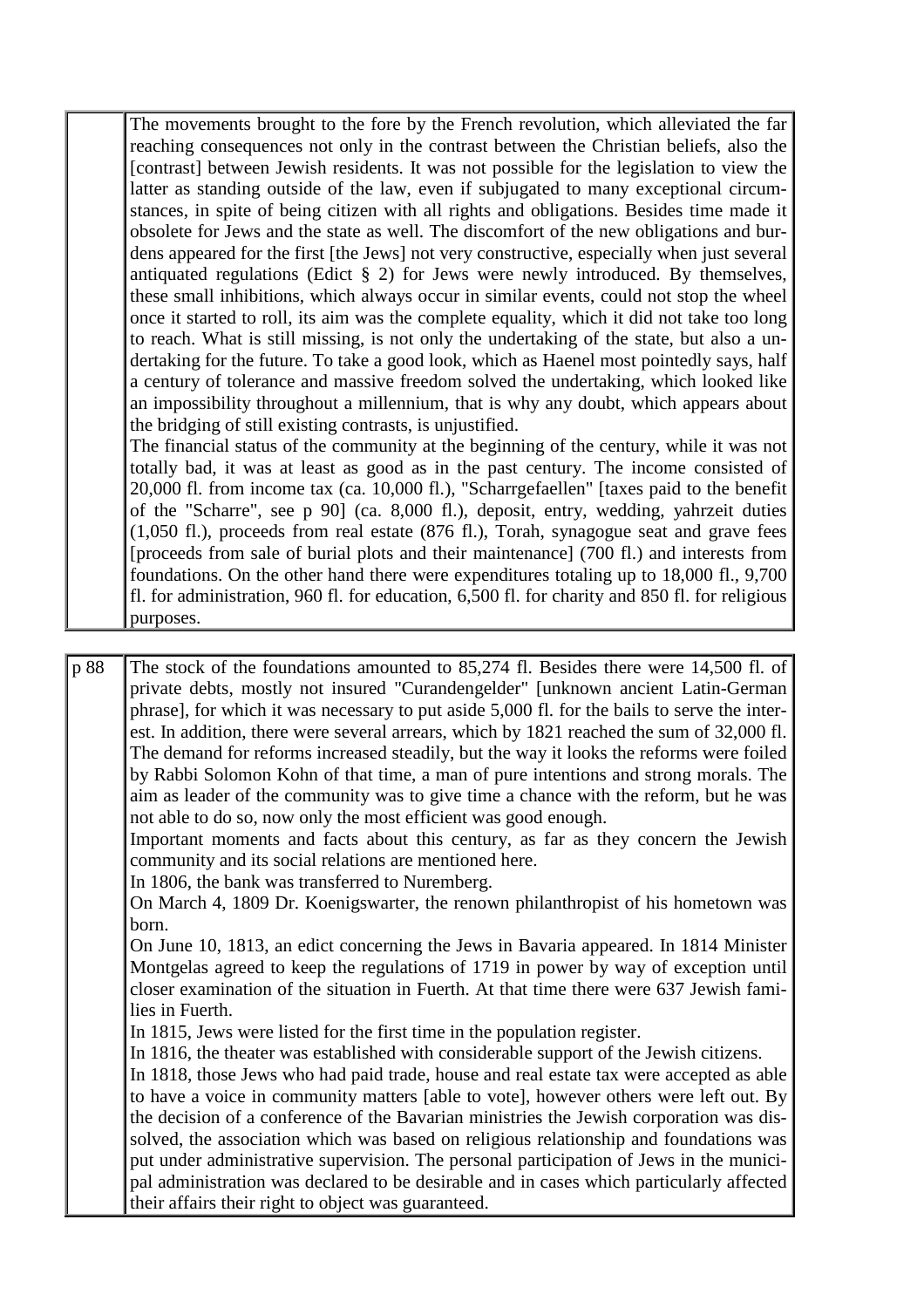The movements brought to the fore by the French revolution, which alleviated the far reaching consequences not only in the contrast between the Christian beliefs, also the [contrast] between Jewish residents. It was not possible for the legislation to view the latter as standing outside of the law, even if subjugated to many exceptional circumstances, in spite of being citizen with all rights and obligations. Besides time made it obsolete for Jews and the state as well. The discomfort of the new obligations and burdens appeared for the first [the Jews] not very constructive, especially when just several antiquated regulations (Edict § 2) for Jews were newly introduced. By themselves, these small inhibitions, which always occur in similar events, could not stop the wheel once it started to roll, its aim was the complete equality, which it did not take too long to reach. What is still missing, is not only the undertaking of the state, but also a undertaking for the future. To take a good look, which as Haenel most pointedly says, half a century of tolerance and massive freedom solved the undertaking, which looked like an impossibility throughout a millennium, that is why any doubt, which appears about the bridging of still existing contrasts, is unjustified.

The financial status of the community at the beginning of the century, while it was not totally bad, it was at least as good as in the past century. The income consisted of 20,000 fl. from income tax (ca. 10,000 fl.), "Scharrgefaellen" [taxes paid to the benefit of the "Scharre", see p 90] (ca. 8,000 fl.), deposit, entry, wedding, yahrzeit duties (1,050 fl.), proceeds from real estate (876 fl.), Torah, synagogue seat and grave fees [proceeds from sale of burial plots and their maintenance] (700 fl.) and interests from foundations. On the other hand there were expenditures totaling up to 18,000 fl., 9,700 fl. for administration, 960 fl. for education, 6,500 fl. for charity and 850 fl. for religious purposes.

p 88

The stock of the foundations amounted to 85,274 fl. Besides there were 14,500 fl. of private debts, mostly not insured "Curandengelder" [unknown ancient Latin-German phrase], for which it was necessary to put aside 5,000 fl. for the bails to serve the interest. In addition, there were several arrears, which by 1821 reached the sum of 32,000 fl.

The demand for reforms increased steadily, but the way it looks the reforms were foiled by Rabbi Solomon Kohn of that time, a man of pure intentions and strong morals. The aim as leader of the community was to give time a chance with the reform, but he was not able to do so, now only the most efficient was good enough.

Important moments and facts about this century, as far as they concern the Jewish community and its social relations are mentioned here.

In 1806, the bank was transferred to Nuremberg.

On March 4, 1809 Dr. Koenigswarter, the renown philanthropist of his hometown was born.

On June 10, 1813, an edict concerning the Jews in Bavaria appeared. In 1814 Minister Montgelas agreed to keep the regulations of 1719 in power by way of exception until closer examination of the situation in Fuerth. At that time there were 637 Jewish families in Fuerth.

In 1815, Jews were listed for the first time in the population register.

In 1816, the theater was established with considerable support of the Jewish citizens.

In 1818, those Jews who had paid trade, house and real estate tax were accepted as able to have a voice in community matters [able to vote], however others were left out. By the decision of a conference of the Bavarian ministries the Jewish corporation was dissolved, the association which was based on religious relationship and foundations was put under administrative supervision. The personal participation of Jews in the municipal administration was declared to be desirable and in cases which particularly affected their affairs their right to object was guaranteed.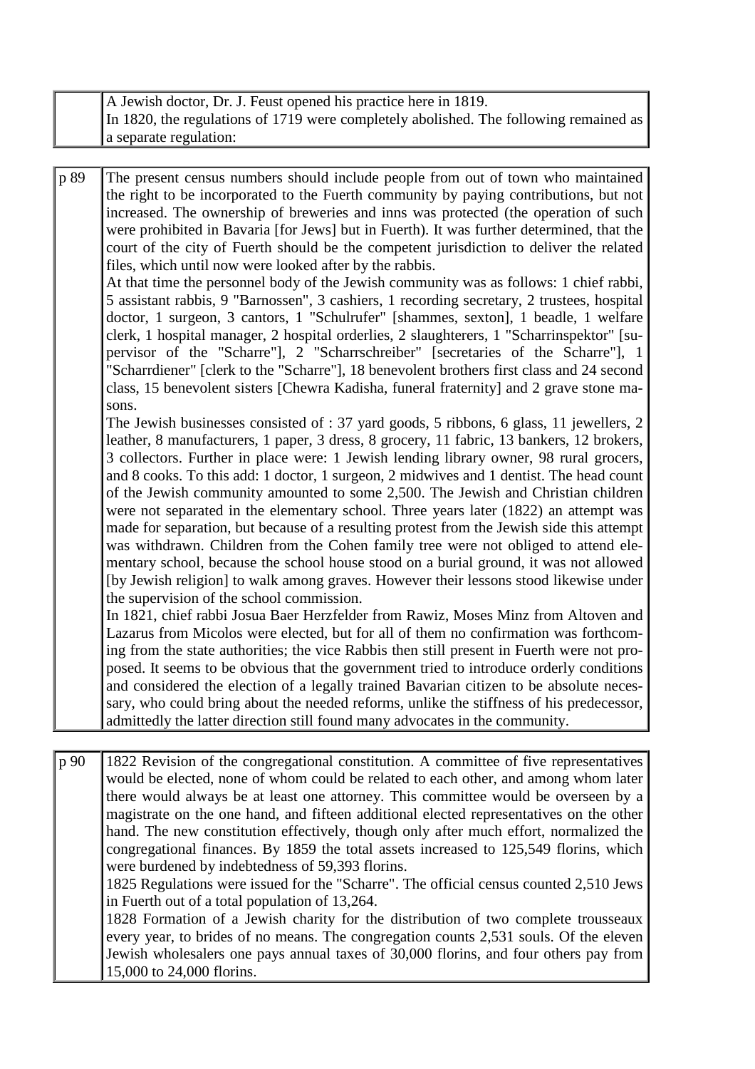| | |
|---|---|
| | A Jewish doctor, Dr. J. Feust opened his practice here in 1819. In 1820, the regulations of 1719 were completely abolished. The following remained as a separate regulation: |

| | |
|---|---|
| p 89 | The present census numbers should include people from out of town who maintained the right to be incorporated to the Fuerth community by paying contributions, but not increased. The ownership of breweries and inns was protected (the operation of such were prohibited in Bavaria [for Jews] but in Fuerth). It was further determined, that the court of the city of Fuerth should be the competent jurisdiction to deliver the related files, which until now were looked after by the rabbis. At that time the personnel body of the Jewish community was as follows: 1 chief rabbi, 5 assistant rabbis, 9 "Barnossen", 3 cashiers, 1 recording secretary, 2 trustees, hospital doctor, 1 surgeon, 3 cantors, 1 "Schulrufer" [shammes, sexton], 1 beadle, 1 welfare clerk, 1 hospital manager, 2 hospital orderlies, 2 slaughterers, 1 "Scharrinspektor" [supervisor of the "Scharre"], 2 "Scharrschreiber" [secretaries of the Scharre"], 1 "Scharrdiener" [clerk to the "Scharre"], 18 benevolent brothers first class and 24 second class, 15 benevolent sisters [Chewra Kadisha, funeral fraternity] and 2 grave stone masons. The Jewish businesses consisted of : 37 yard goods, 5 ribbons, 6 glass, 11 jewellers, 2 leather, 8 manufacturers, 1 paper, 3 dress, 8 grocery, 11 fabric, 13 bankers, 12 brokers, 3 collectors. Further in place were: 1 Jewish lending library owner, 98 rural grocers, and 8 cooks. To this add: 1 doctor, 1 surgeon, 2 midwives and 1 dentist. The head count of the Jewish community amounted to some 2,500. The Jewish and Christian children were not separated in the elementary school. Three years later (1822) an attempt was made for separation, but because of a resulting protest from the Jewish side this attempt was withdrawn. Children from the Cohen family tree were not obliged to attend elementary school, because the school house stood on a burial ground, it was not allowed [by Jewish religion] to walk among graves. However their lessons stood likewise under the supervision of the school commission. In 1821, chief rabbi Josua Baer Herzfelder from Rawiz, Moses Minz from Altoven and Lazarus from Micolos were elected, but for all of them no confirmation was forthcoming from the state authorities; the vice Rabbis then still present in Fuerth were not proposed. It seems to be obvious that the government tried to introduce orderly conditions and considered the election of a legally trained Bavarian citizen to be absolute necessary, who could bring about the needed reforms, unlike the stiffness of his predecessor, admittedly the latter direction still found many advocates in the community. |

| | |
|---|---|
| p 90 | 1822 Revision of the congregational constitution. A committee of five representatives would be elected, none of whom could be related to each other, and among whom later there would always be at least one attorney. This committee would be overseen by a magistrate on the one hand, and fifteen additional elected representatives on the other hand. The new constitution effectively, though only after much effort, normalized the congregational finances. By 1859 the total assets increased to 125,549 florins, which were burdened by indebtedness of 59,393 florins. 1825 Regulations were issued for the "Scharre". The official census counted 2,510 Jews in Fuerth out of a total population of 13,264. 1828 Formation of a Jewish charity for the distribution of two complete trousseaux every year, to brides of no means. The congregation counts 2,531 souls. Of the eleven Jewish wholesalers one pays annual taxes of 30,000 florins, and four others pay from 15,000 to 24,000 florins. |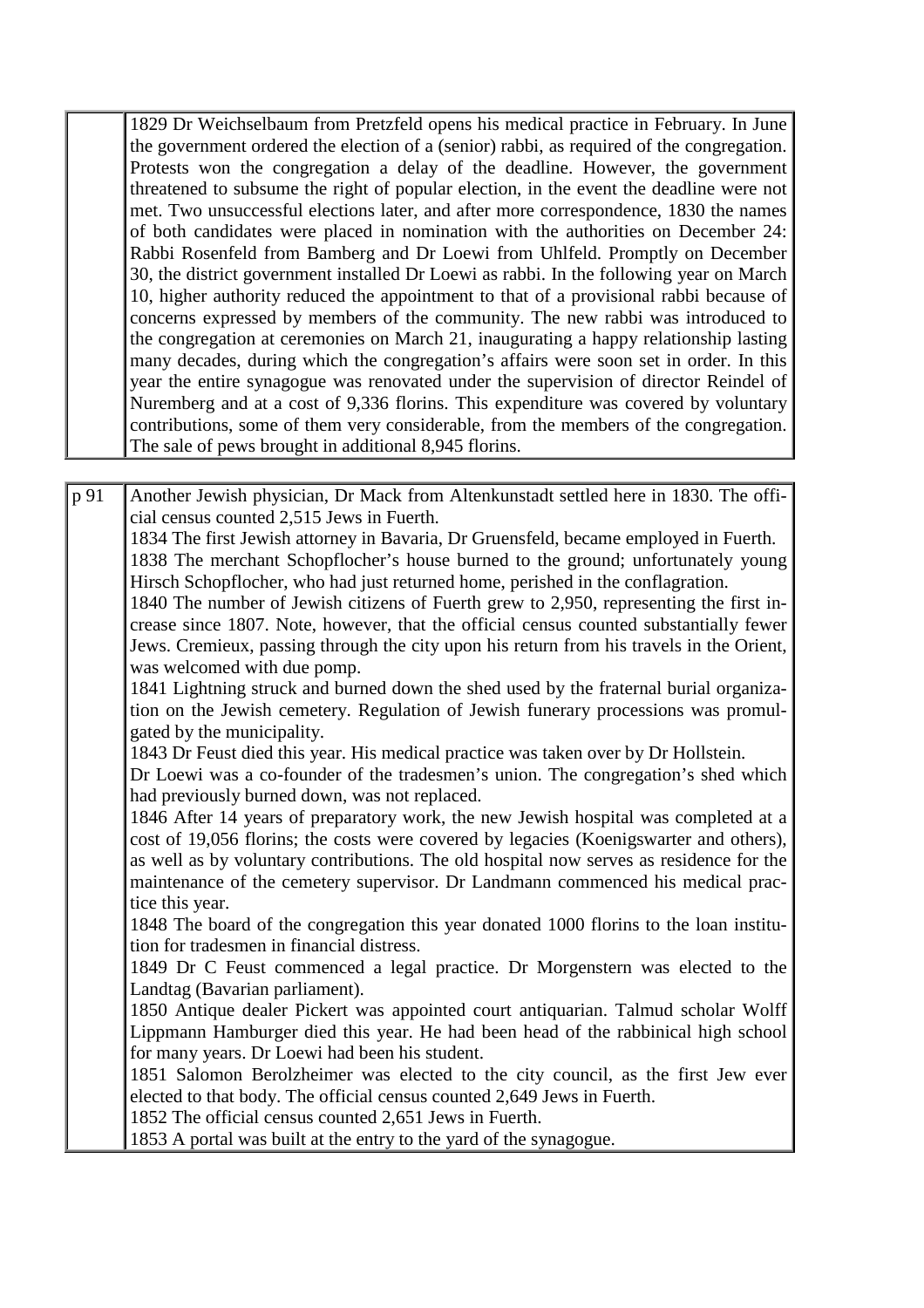| | |
|---|---|
| | 1829 Dr Weichselbaum from Pretzfeld opens his medical practice in February. In June the government ordered the election of a (senior) rabbi, as required of the congregation. Protests won the congregation a delay of the deadline. However, the government threatened to subsume the right of popular election, in the event the deadline were not met. Two unsuccessful elections later, and after more correspondence, 1830 the names of both candidates were placed in nomination with the authorities on December 24: Rabbi Rosenfeld from Bamberg and Dr Loewi from Uhlfeld. Promptly on December 30, the district government installed Dr Loewi as rabbi. In the following year on March 10, higher authority reduced the appointment to that of a provisional rabbi because of concerns expressed by members of the community. The new rabbi was introduced to the congregation at ceremonies on March 21, inaugurating a happy relationship lasting many decades, during which the congregation's affairs were soon set in order. In this year the entire synagogue was renovated under the supervision of director Reindel of Nuremberg and at a cost of 9,336 florins. This expenditure was covered by voluntary contributions, some of them very considerable, from the members of the congregation. The sale of pews brought in additional 8,945 florins. |

| | |
|---|---|
| p 91 | Another Jewish physician, Dr Mack from Altenkunstadt settled here in 1830. The official census counted 2,515 Jews in Fuerth.<br>1834 The first Jewish attorney in Bavaria, Dr Gruensfeld, became employed in Fuerth.<br>1838 The merchant Schopflocher's house burned to the ground; unfortunately young Hirsch Schopflocher, who had just returned home, perished in the conflagration.<br>1840 The number of Jewish citizens of Fuerth grew to 2,950, representing the first increase since 1807. Note, however, that the official census counted substantially fewer Jews. Cremieux, passing through the city upon his return from his travels in the Orient, was welcomed with due pomp.<br>1841 Lightning struck and burned down the shed used by the fraternal burial organization on the Jewish cemetery. Regulation of Jewish funerary processions was promulgated by the municipality.<br>1843 Dr Feust died this year. His medical practice was taken over by Dr Hollstein.<br>Dr Loewi was a co-founder of the tradesmen's union. The congregation's shed which had previously burned down, was not replaced.<br>1846 After 14 years of preparatory work, the new Jewish hospital was completed at a cost of 19,056 florins; the costs were covered by legacies (Koenigswarter and others), as well as by voluntary contributions. The old hospital now serves as residence for the maintenance of the cemetery supervisor. Dr Landmann commenced his medical practice this year.<br>1848 The board of the congregation this year donated 1000 florins to the loan institution for tradesmen in financial distress.<br>1849 Dr C Feust commenced a legal practice. Dr Morgenstern was elected to the Landtag (Bavarian parliament).<br>1850 Antique dealer Pickert was appointed court antiquarian. Talmud scholar Wolff Lippmann Hamburger died this year. He had been head of the rabbinical high school for many years. Dr Loewi had been his student.<br>1851 Salomon Berolzheimer was elected to the city council, as the first Jew ever elected to that body. The official census counted 2,649 Jews in Fuerth.<br>1852 The official census counted 2,651 Jews in Fuerth.<br>1853 A portal was built at the entry to the yard of the synagogue. |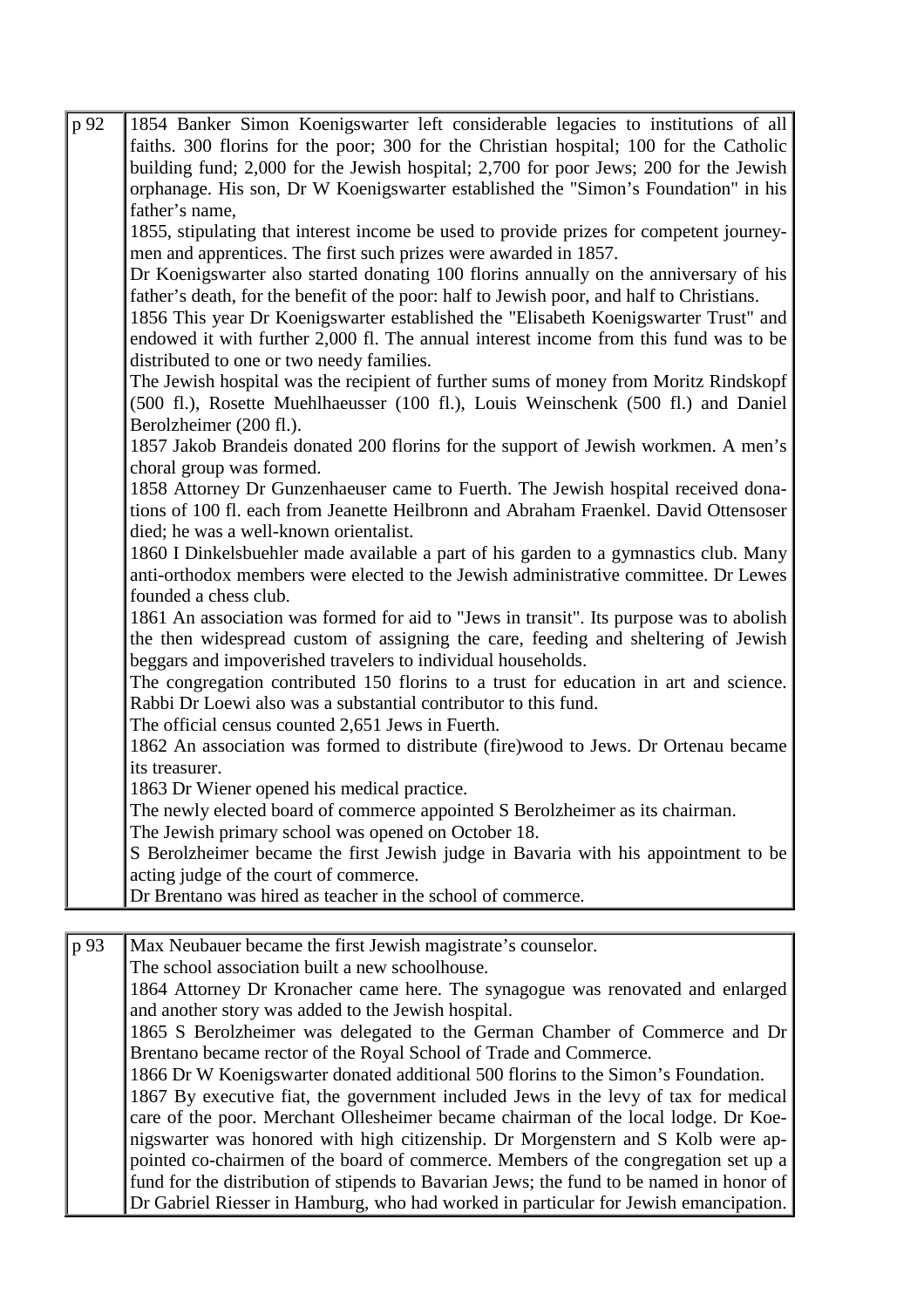| | |
|---|---|
| p 92 | 1854 Banker Simon Koenigswarter left considerable legacies to institutions of all faiths. 300 florins for the poor; 300 for the Christian hospital; 100 for the Catholic building fund; 2,000 for the Jewish hospital; 2,700 for poor Jews; 200 for the Jewish orphanage. His son, Dr W Koenigswarter established the "Simon's Foundation" in his father's name,<br>1855, stipulating that interest income be used to provide prizes for competent journeymen and apprentices. The first such prizes were awarded in 1857.<br>Dr Koenigswarter also started donating 100 florins annually on the anniversary of his father's death, for the benefit of the poor: half to Jewish poor, and half to Christians.<br>1856 This year Dr Koenigswarter established the "Elisabeth Koenigswarter Trust" and endowed it with further 2,000 fl. The annual interest income from this fund was to be distributed to one or two needy families.<br>The Jewish hospital was the recipient of further sums of money from Moritz Rindskopf (500 fl.), Rosette Muehlhaeusser (100 fl.), Louis Weinschenk (500 fl.) and Daniel Berolzheimer (200 fl.).<br>1857 Jakob Brandeis donated 200 florins for the support of Jewish workmen. A men's choral group was formed.<br>1858 Attorney Dr Gunzenhaeuser came to Fuerth. The Jewish hospital received donations of 100 fl. each from Jeanette Heilbronn and Abraham Fraenkel. David Ottensoser died; he was a well-known orientalist.<br>1860 I Dinkelsbuehler made available a part of his garden to a gymnastics club. Many anti-orthodox members were elected to the Jewish administrative committee. Dr Lewes founded a chess club.<br>1861 An association was formed for aid to "Jews in transit". Its purpose was to abolish the then widespread custom of assigning the care, feeding and sheltering of Jewish beggars and impoverished travelers to individual households.<br>The congregation contributed 150 florins to a trust for education in art and science. Rabbi Dr Loewi also was a substantial contributor to this fund.<br>The official census counted 2,651 Jews in Fuerth.<br>1862 An association was formed to distribute (fire)wood to Jews. Dr Ortenau became its treasurer.<br>1863 Dr Wiener opened his medical practice.<br>The newly elected board of commerce appointed S Berolzheimer as its chairman.<br>The Jewish primary school was opened on October 18.<br>S Berolzheimer became the first Jewish judge in Bavaria with his appointment to be acting judge of the court of commerce.<br>Dr Brentano was hired as teacher in the school of commerce. |
| p 93 | Max Neubauer became the first Jewish magistrate's counselor.<br>The school association built a new schoolhouse.<br>1864 Attorney Dr Kronacher came here. The synagogue was renovated and enlarged and another story was added to the Jewish hospital.<br>1865 S Berolzheimer was delegated to the German Chamber of Commerce and Dr Brentano became rector of the Royal School of Trade and Commerce.<br>1866 Dr W Koenigswarter donated additional 500 florins to the Simon's Foundation.<br>1867 By executive fiat, the government included Jews in the levy of tax for medical care of the poor. Merchant Ollesheimer became chairman of the local lodge. Dr Koenigswarter was honored with high citizenship. Dr Morgenstern and S Kolb were appointed co-chairmen of the board of commerce. Members of the congregation set up a fund for the distribution of stipends to Bavarian Jews; the fund to be named in honor of Dr Gabriel Riesser in Hamburg, who had worked in particular for Jewish emancipation. |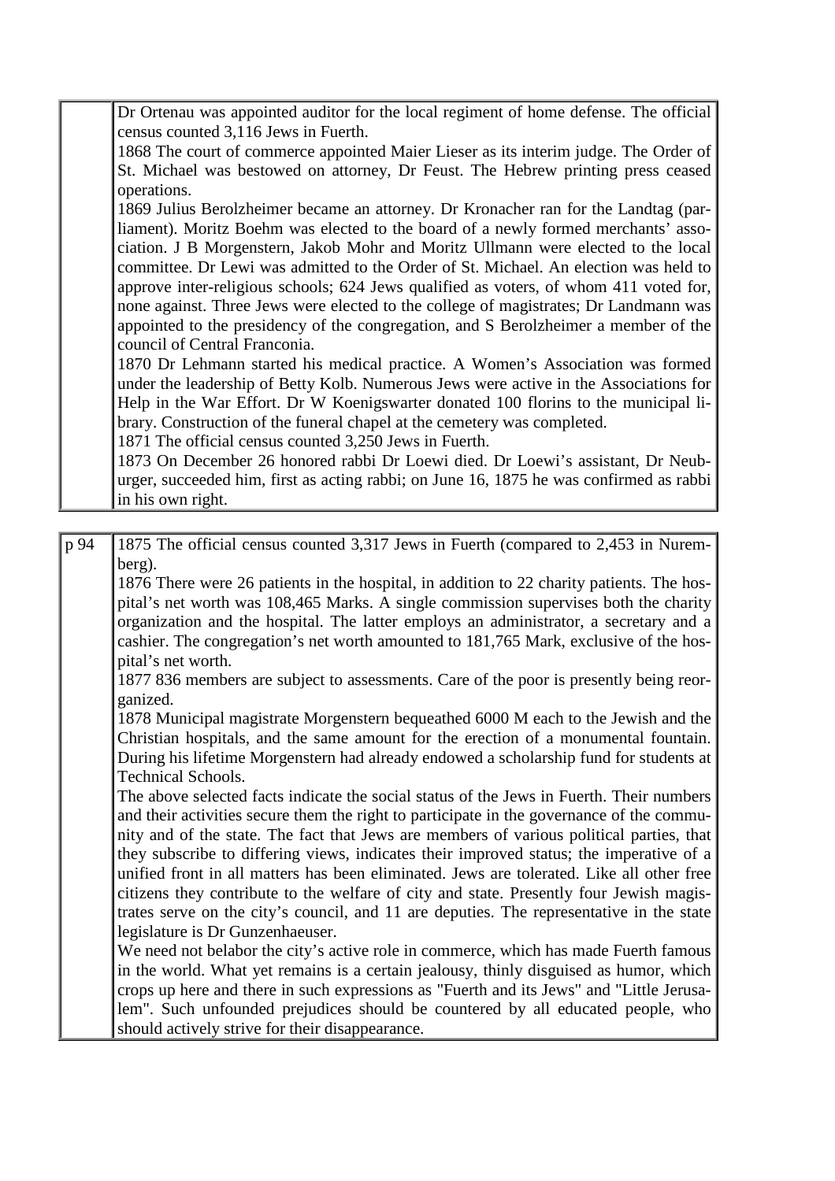| | |
|---|---|
| | Dr Ortenau was appointed auditor for the local regiment of home defense. The official census counted 3,116 Jews in Fuerth.<br>1868 The court of commerce appointed Maier Lieser as its interim judge. The Order of St. Michael was bestowed on attorney, Dr Feust. The Hebrew printing press ceased operations.<br>1869 Julius Berolzheimer became an attorney. Dr Kronacher ran for the Landtag (parliament). Moritz Boehm was elected to the board of a newly formed merchants' association. J B Morgenstern, Jakob Mohr and Moritz Ullmann were elected to the local committee. Dr Lewi was admitted to the Order of St. Michael. An election was held to approve inter-religious schools; 624 Jews qualified as voters, of whom 411 voted for, none against. Three Jews were elected to the college of magistrates; Dr Landmann was appointed to the presidency of the congregation, and S Berolzheimer a member of the council of Central Franconia.<br>1870 Dr Lehmann started his medical practice. A Women's Association was formed under the leadership of Betty Kolb. Numerous Jews were active in the Associations for Help in the War Effort. Dr W Koenigswarter donated 100 florins to the municipal library. Construction of the funeral chapel at the cemetery was completed.<br>1871 The official census counted 3,250 Jews in Fuerth.<br>1873 On December 26 honored rabbi Dr Loewi died. Dr Loewi's assistant, Dr Neuburger, succeeded him, first as acting rabbi; on June 16, 1875 he was confirmed as rabbi in his own right. |

| | |
|---|---|
| p 94 | 1875 The official census counted 3,317 Jews in Fuerth (compared to 2,453 in Nuremberg).<br>1876 There were 26 patients in the hospital, in addition to 22 charity patients. The hospital's net worth was 108,465 Marks. A single commission supervises both the charity organization and the hospital. The latter employs an administrator, a secretary and a cashier. The congregation's net worth amounted to 181,765 Mark, exclusive of the hospital's net worth.<br>1877 836 members are subject to assessments. Care of the poor is presently being reorganized.<br>1878 Municipal magistrate Morgenstern bequeathed 6000 M each to the Jewish and the Christian hospitals, and the same amount for the erection of a monumental fountain. During his lifetime Morgenstern had already endowed a scholarship fund for students at Technical Schools.<br>The above selected facts indicate the social status of the Jews in Fuerth. Their numbers and their activities secure them the right to participate in the governance of the community and of the state. The fact that Jews are members of various political parties, that they subscribe to differing views, indicates their improved status; the imperative of a unified front in all matters has been eliminated. Jews are tolerated. Like all other free citizens they contribute to the welfare of city and state. Presently four Jewish magistrates serve on the city's council, and 11 are deputies. The representative in the state legislature is Dr Gunzenhaeuser.<br>We need not belabor the city's active role in commerce, which has made Fuerth famous in the world. What yet remains is a certain jealousy, thinly disguised as humor, which crops up here and there in such expressions as "Fuerth and its Jews" and "Little Jerusalem". Such unfounded prejudices should be countered by all educated people, who should actively strive for their disappearance. |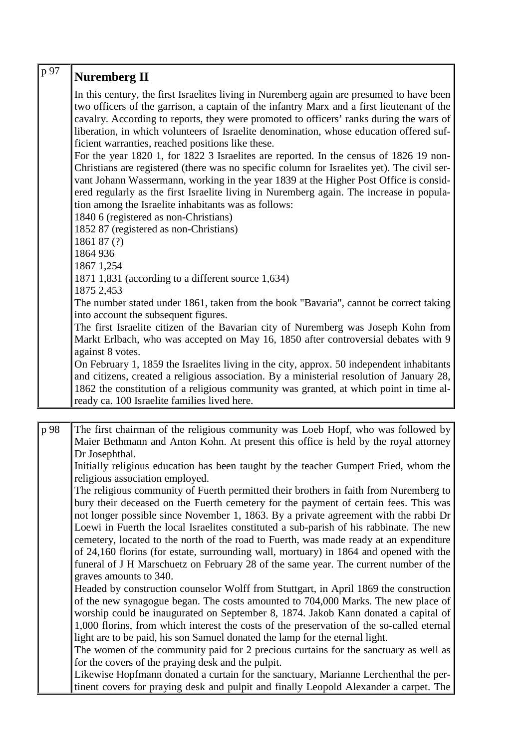p 97

## Nuremberg II

In this century, the first Israelites living in Nuremberg again are presumed to have been two officers of the garrison, a captain of the infantry Marx and a first lieutenant of the cavalry. According to reports, they were promoted to officers' ranks during the wars of liberation, in which volunteers of Israelite denomination, whose education offered sufficient warranties, reached positions like these.

For the year 1820 1, for 1822 3 Israelites are reported. In the census of 1826 19 non-Christians are registered (there was no specific column for Israelites yet). The civil servant Johann Wassermann, working in the year 1839 at the Higher Post Office is considered regularly as the first Israelite living in Nuremberg again. The increase in population among the Israelite inhabitants was as follows:

1840 6 (registered as non-Christians)
1852 87 (registered as non-Christians)
1861 87 (?)
1864 936
1867 1,254
1871 1,831 (according to a different source 1,634)
1875 2,453

The number stated under 1861, taken from the book "Bavaria", cannot be correct taking into account the subsequent figures.

The first Israelite citizen of the Bavarian city of Nuremberg was Joseph Kohn from Markt Erlbach, who was accepted on May 16, 1850 after controversial debates with 9 against 8 votes.

On February 1, 1859 the Israelites living in the city, approx. 50 independent inhabitants and citizens, created a religious association. By a ministerial resolution of January 28, 1862 the constitution of a religious community was granted, at which point in time already ca. 100 Israelite families lived here.

p 98

The first chairman of the religious community was Loeb Hopf, who was followed by Maier Bethmann and Anton Kohn. At present this office is held by the royal attorney Dr Josephthal.

Initially religious education has been taught by the teacher Gumpert Fried, whom the religious association employed.

The religious community of Fuerth permitted their brothers in faith from Nuremberg to bury their deceased on the Fuerth cemetery for the payment of certain fees. This was not longer possible since November 1, 1863. By a private agreement with the rabbi Dr Loewi in Fuerth the local Israelites constituted a sub-parish of his rabbinate. The new cemetery, located to the north of the road to Fuerth, was made ready at an expenditure of 24,160 florins (for estate, surrounding wall, mortuary) in 1864 and opened with the funeral of J H Marschuetz on February 28 of the same year. The current number of the graves amounts to 340.

Headed by construction counselor Wolff from Stuttgart, in April 1869 the construction of the new synagogue began. The costs amounted to 704,000 Marks. The new place of worship could be inaugurated on September 8, 1874. Jakob Kann donated a capital of 1,000 florins, from which interest the costs of the preservation of the so-called eternal light are to be paid, his son Samuel donated the lamp for the eternal light.

The women of the community paid for 2 precious curtains for the sanctuary as well as for the covers of the praying desk and the pulpit.

Likewise Hopfmann donated a curtain for the sanctuary, Marianne Lerchenthal the pertinent covers for praying desk and pulpit and finally Leopold Alexander a carpet. The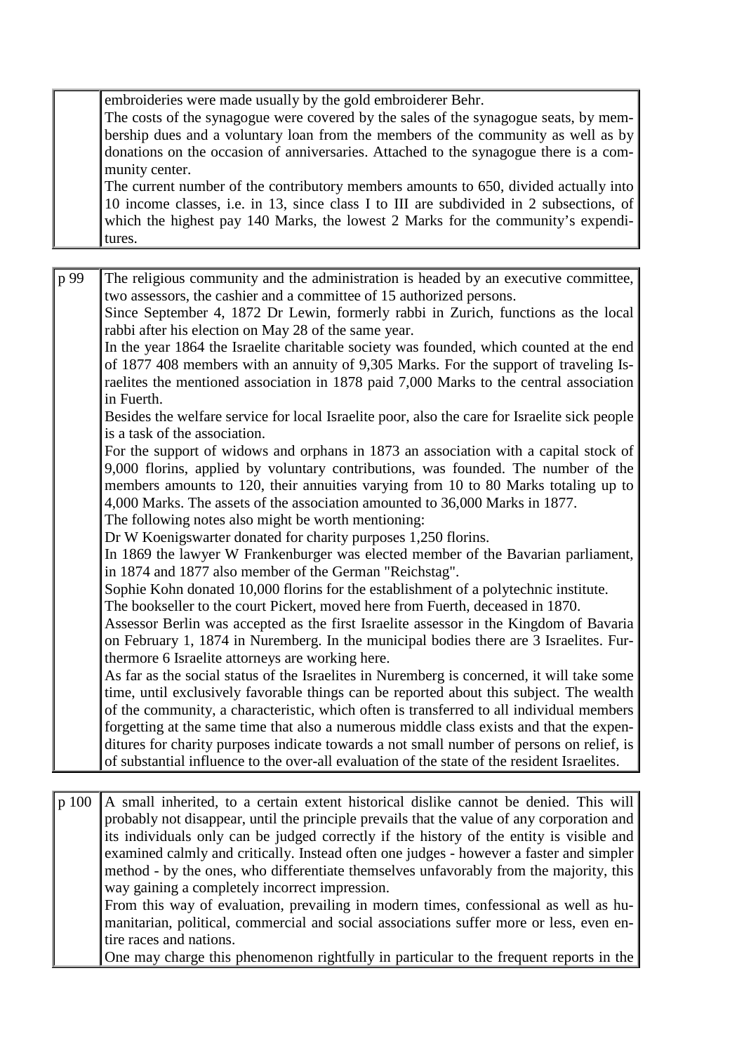| | |
|---|---|
| | embroideries were made usually by the gold embroiderer Behr.<br>The costs of the synagogue were covered by the sales of the synagogue seats, by membership dues and a voluntary loan from the members of the community as well as by donations on the occasion of anniversaries. Attached to the synagogue there is a community center.<br>The current number of the contributory members amounts to 650, divided actually into 10 income classes, i.e. in 13, since class I to III are subdivided in 2 subsections, of which the highest pay 140 Marks, the lowest 2 Marks for the community's expenditures. |

| | |
|---|---|
| p 99 | The religious community and the administration is headed by an executive committee, two assessors, the cashier and a committee of 15 authorized persons.<br>Since September 4, 1872 Dr Lewin, formerly rabbi in Zurich, functions as the local rabbi after his election on May 28 of the same year.<br>In the year 1864 the Israelite charitable society was founded, which counted at the end of 1877 408 members with an annuity of 9,305 Marks. For the support of traveling Israelites the mentioned association in 1878 paid 7,000 Marks to the central association in Fuerth.<br>Besides the welfare service for local Israelite poor, also the care for Israelite sick people is a task of the association.<br>For the support of widows and orphans in 1873 an association with a capital stock of 9,000 florins, applied by voluntary contributions, was founded. The number of the members amounts to 120, their annuities varying from 10 to 80 Marks totaling up to 4,000 Marks. The assets of the association amounted to 36,000 Marks in 1877.<br>The following notes also might be worth mentioning:<br>Dr W Koenigswarter donated for charity purposes 1,250 florins.<br>In 1869 the lawyer W Frankenburger was elected member of the Bavarian parliament, in 1874 and 1877 also member of the German "Reichstag".<br>Sophie Kohn donated 10,000 florins for the establishment of a polytechnic institute.<br>The bookseller to the court Pickert, moved here from Fuerth, deceased in 1870.<br>Assessor Berlin was accepted as the first Israelite assessor in the Kingdom of Bavaria on February 1, 1874 in Nuremberg. In the municipal bodies there are 3 Israelites. Furthermore 6 Israelite attorneys are working here.<br>As far as the social status of the Israelites in Nuremberg is concerned, it will take some time, until exclusively favorable things can be reported about this subject. The wealth of the community, a characteristic, which often is transferred to all individual members forgetting at the same time that also a numerous middle class exists and that the expenditures for charity purposes indicate towards a not small number of persons on relief, is of substantial influence to the over-all evaluation of the state of the resident Israelites. |

| | |
|---|---|
| p 100 | A small inherited, to a certain extent historical dislike cannot be denied. This will probably not disappear, until the principle prevails that the value of any corporation and its individuals only can be judged correctly if the history of the entity is visible and examined calmly and critically. Instead often one judges - however a faster and simpler method - by the ones, who differentiate themselves unfavorably from the majority, this way gaining a completely incorrect impression.<br>From this way of evaluation, prevailing in modern times, confessional as well as humanitarian, political, commercial and social associations suffer more or less, even entire races and nations.<br>One may charge this phenomenon rightfully in particular to the frequent reports in the |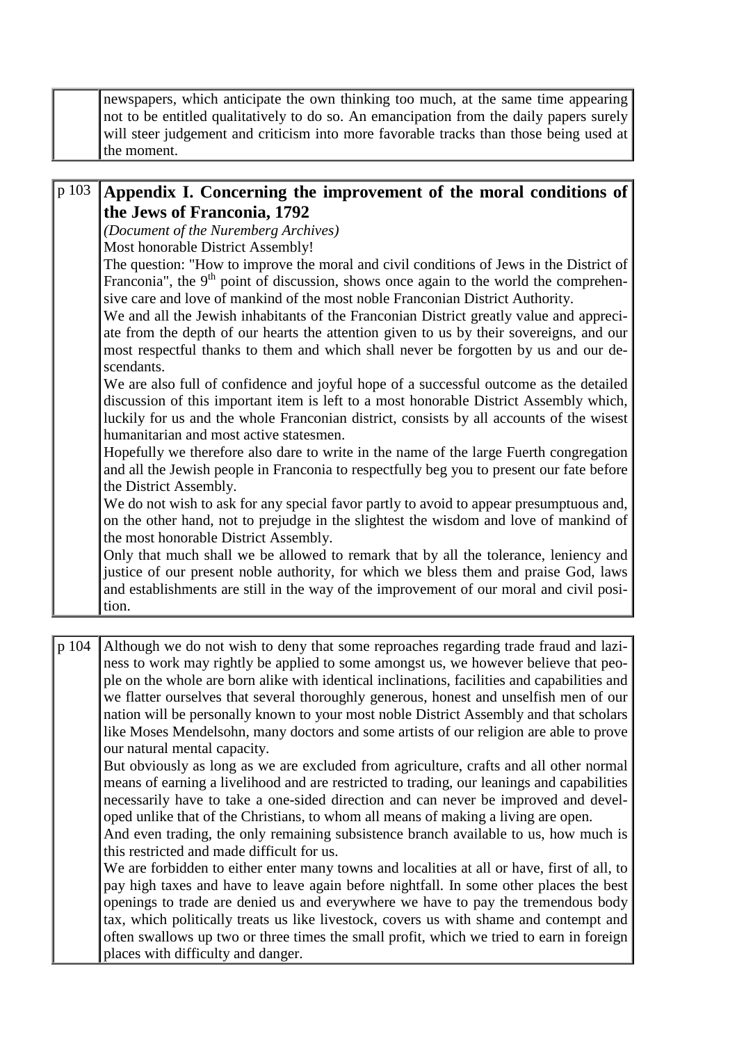newspapers, which anticipate the own thinking too much, at the same time appearing not to be entitled qualitatively to do so. An emancipation from the daily papers surely will steer judgement and criticism into more favorable tracks than those being used at the moment.

p 103

## Appendix I. Concerning the improvement of the moral conditions of the Jews of Franconia, 1792

*(Document of the Nuremberg Archives)*

Most honorable District Assembly!

The question: "How to improve the moral and civil conditions of Jews in the District of Franconia", the 9th point of discussion, shows once again to the world the comprehensive care and love of mankind of the most noble Franconian District Authority.

We and all the Jewish inhabitants of the Franconian District greatly value and appreciate from the depth of our hearts the attention given to us by their sovereigns, and our most respectful thanks to them and which shall never be forgotten by us and our descendants.

We are also full of confidence and joyful hope of a successful outcome as the detailed discussion of this important item is left to a most honorable District Assembly which, luckily for us and the whole Franconian district, consists by all accounts of the wisest humanitarian and most active statesmen.

Hopefully we therefore also dare to write in the name of the large Fuerth congregation and all the Jewish people in Franconia to respectfully beg you to present our fate before the District Assembly.

We do not wish to ask for any special favor partly to avoid to appear presumptuous and, on the other hand, not to prejudge in the slightest the wisdom and love of mankind of the most honorable District Assembly.

Only that much shall we be allowed to remark that by all the tolerance, leniency and justice of our present noble authority, for which we bless them and praise God, laws and establishments are still in the way of the improvement of our moral and civil position.

p 104

Although we do not wish to deny that some reproaches regarding trade fraud and laziness to work may rightly be applied to some amongst us, we however believe that people on the whole are born alike with identical inclinations, facilities and capabilities and we flatter ourselves that several thoroughly generous, honest and unselfish men of our nation will be personally known to your most noble District Assembly and that scholars like Moses Mendelsohn, many doctors and some artists of our religion are able to prove our natural mental capacity.

But obviously as long as we are excluded from agriculture, crafts and all other normal means of earning a livelihood and are restricted to trading, our leanings and capabilities necessarily have to take a one-sided direction and can never be improved and developed unlike that of the Christians, to whom all means of making a living are open.

And even trading, the only remaining subsistence branch available to us, how much is this restricted and made difficult for us.

We are forbidden to either enter many towns and localities at all or have, first of all, to pay high taxes and have to leave again before nightfall. In some other places the best openings to trade are denied us and everywhere we have to pay the tremendous body tax, which politically treats us like livestock, covers us with shame and contempt and often swallows up two or three times the small profit, which we tried to earn in foreign places with difficulty and danger.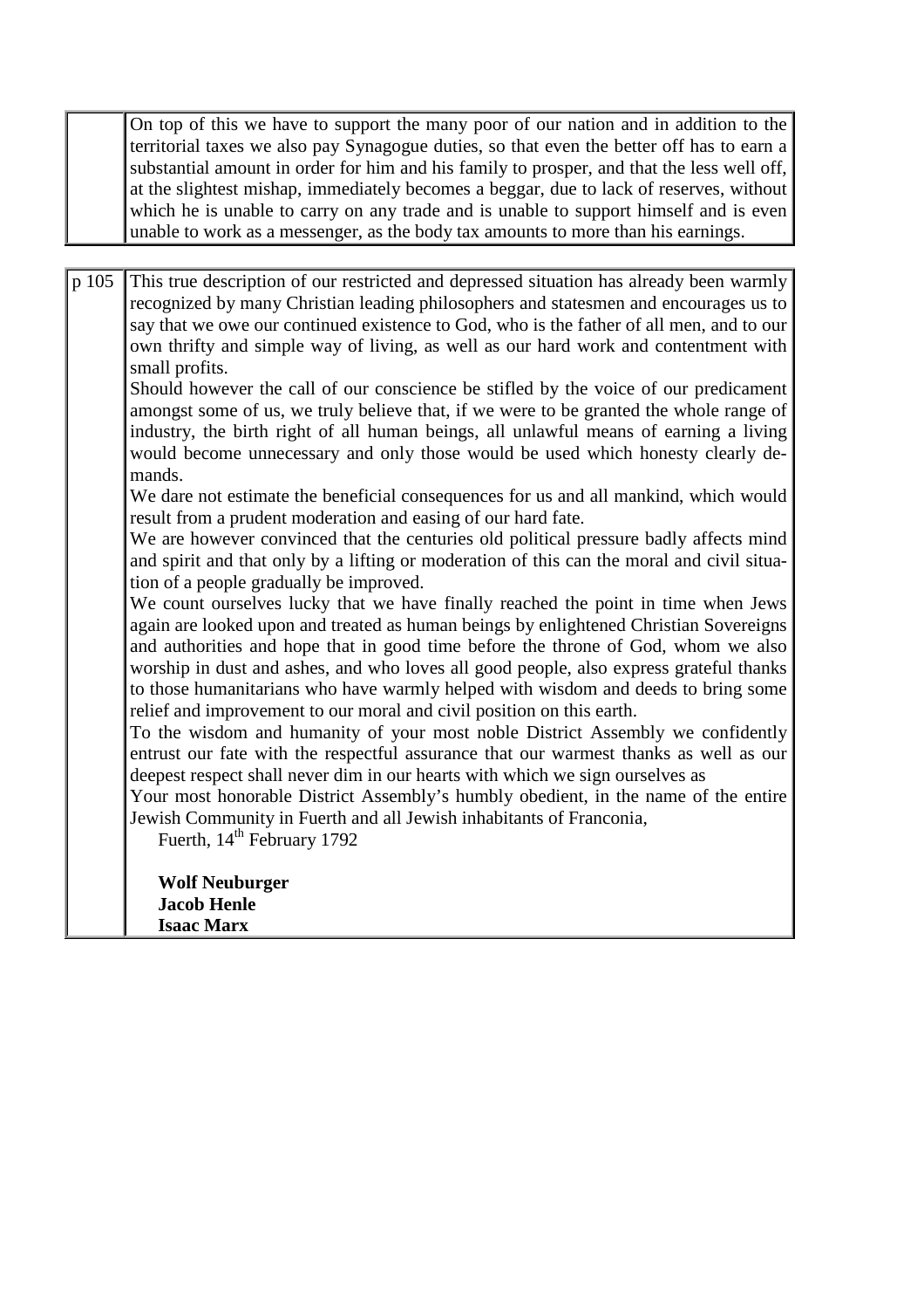| | |
|---|---|
| | On top of this we have to support the many poor of our nation and in addition to the territorial taxes we also pay Synagogue duties, so that even the better off has to earn a substantial amount in order for him and his family to prosper, and that the less well off, at the slightest mishap, immediately becomes a beggar, due to lack of reserves, without which he is unable to carry on any trade and is unable to support himself and is even unable to work as a messenger, as the body tax amounts to more than his earnings. |

| | |
|---|---|
| p 105 | This true description of our restricted and depressed situation has already been warmly recognized by many Christian leading philosophers and statesmen and encourages us to say that we owe our continued existence to God, who is the father of all men, and to our own thrifty and simple way of living, as well as our hard work and contentment with small profits.<br>Should however the call of our conscience be stifled by the voice of our predicament amongst some of us, we truly believe that, if we were to be granted the whole range of industry, the birth right of all human beings, all unlawful means of earning a living would become unnecessary and only those would be used which honesty clearly demands.<br>We dare not estimate the beneficial consequences for us and all mankind, which would result from a prudent moderation and easing of our hard fate.<br>We are however convinced that the centuries old political pressure badly affects mind and spirit and that only by a lifting or moderation of this can the moral and civil situation of a people gradually be improved.<br>We count ourselves lucky that we have finally reached the point in time when Jews again are looked upon and treated as human beings by enlightened Christian Sovereigns and authorities and hope that in good time before the throne of God, whom we also worship in dust and ashes, and who loves all good people, also express grateful thanks to those humanitarians who have warmly helped with wisdom and deeds to bring some relief and improvement to our moral and civil position on this earth.<br>To the wisdom and humanity of your most noble District Assembly we confidently entrust our fate with the respectful assurance that our warmest thanks as well as our deepest respect shall never dim in our hearts with which we sign ourselves as<br>Your most honorable District Assembly's humbly obedient, in the name of the entire Jewish Community in Fuerth and all Jewish inhabitants of Franconia,<br>Fuerth, 14th February 1792<br><br>**Wolf Neuburger**<br>**Jacob Henle**<br>**Isaac Marx** |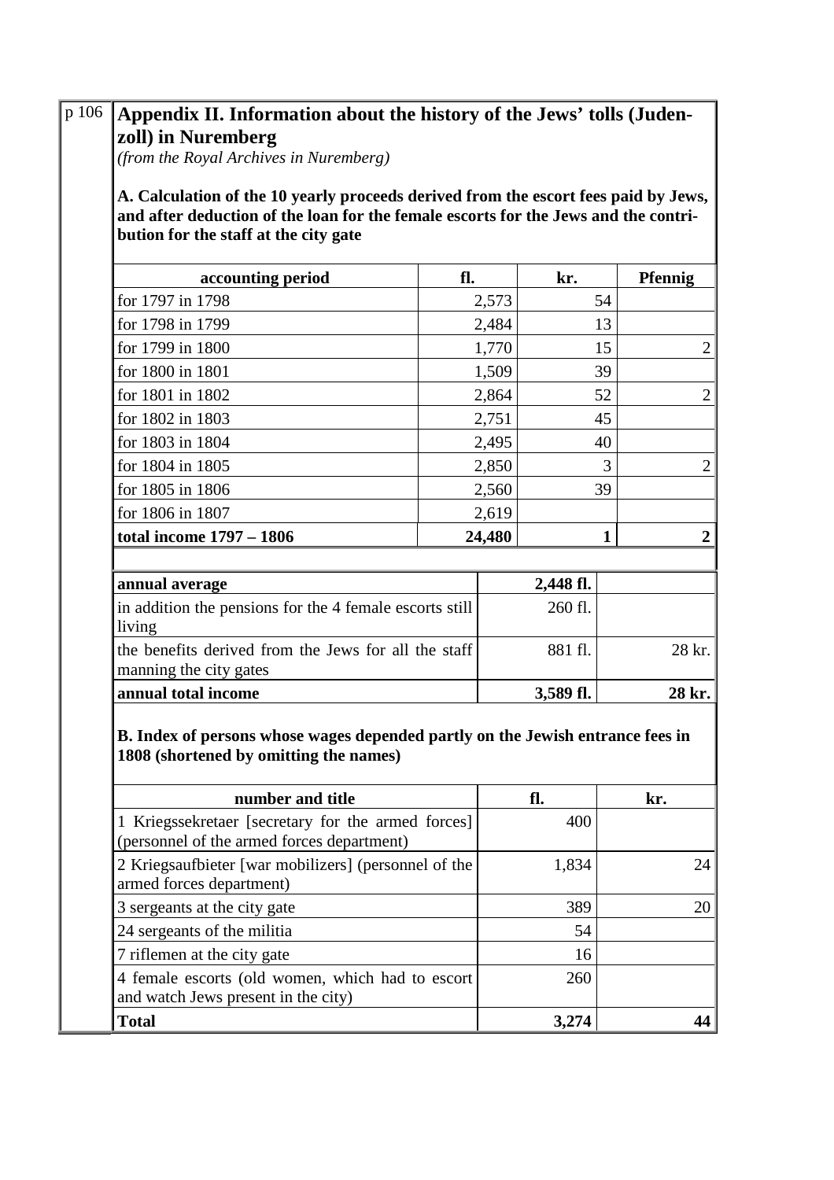p 106

## Appendix II. Information about the history of the Jews' tolls (Judenzoll) in Nuremberg

*(from the Royal Archives in Nuremberg)*

### A. Calculation of the 10 yearly proceeds derived from the escort fees paid by Jews, and after deduction of the loan for the female escorts for the Jews and the contribution for the staff at the city gate

| accounting period | fl. | kr. | Pfennig |
|---|---|---|---|
| for 1797 in 1798 | 2,573 | 54 | |
| for 1798 in 1799 | 2,484 | 13 | |
| for 1799 in 1800 | 1,770 | 15 | 2 |
| for 1800 in 1801 | 1,509 | 39 | |
| for 1801 in 1802 | 2,864 | 52 | 2 |
| for 1802 in 1803 | 2,751 | 45 | |
| for 1803 in 1804 | 2,495 | 40 | |
| for 1804 in 1805 | 2,850 | 3 | 2 |
| for 1805 in 1806 | 2,560 | 39 | |
| for 1806 in 1807 | 2,619 | | |
| **total income 1797 – 1806** | **24,480** | **1** | **2** |

| | | |
|---|---|---|
| **annual average** | **2,448 fl.** | |
| in addition the pensions for the 4 female escorts still living | 260 fl. | |
| the benefits derived from the Jews for all the staff manning the city gates | 881 fl. | 28 kr. |
| **annual total income** | **3,589 fl.** | **28 kr.** |

### B. Index of persons whose wages depended partly on the Jewish entrance fees in 1808 (shortened by omitting the names)

| number and title | fl. | kr. |
|---|---|---|
| 1 Kriegssekretaer [secretary for the armed forces] (personnel of the armed forces department) | 400 | |
| 2 Kriegsaufbieter [war mobilizers] (personnel of the armed forces department) | 1,834 | 24 |
| 3 sergeants at the city gate | 389 | 20 |
| 24 sergeants of the militia | 54 | |
| 7 riflemen at the city gate | 16 | |
| 4 female escorts (old women, which had to escort and watch Jews present in the city) | 260 | |
| **Total** | **3,274** | **44** |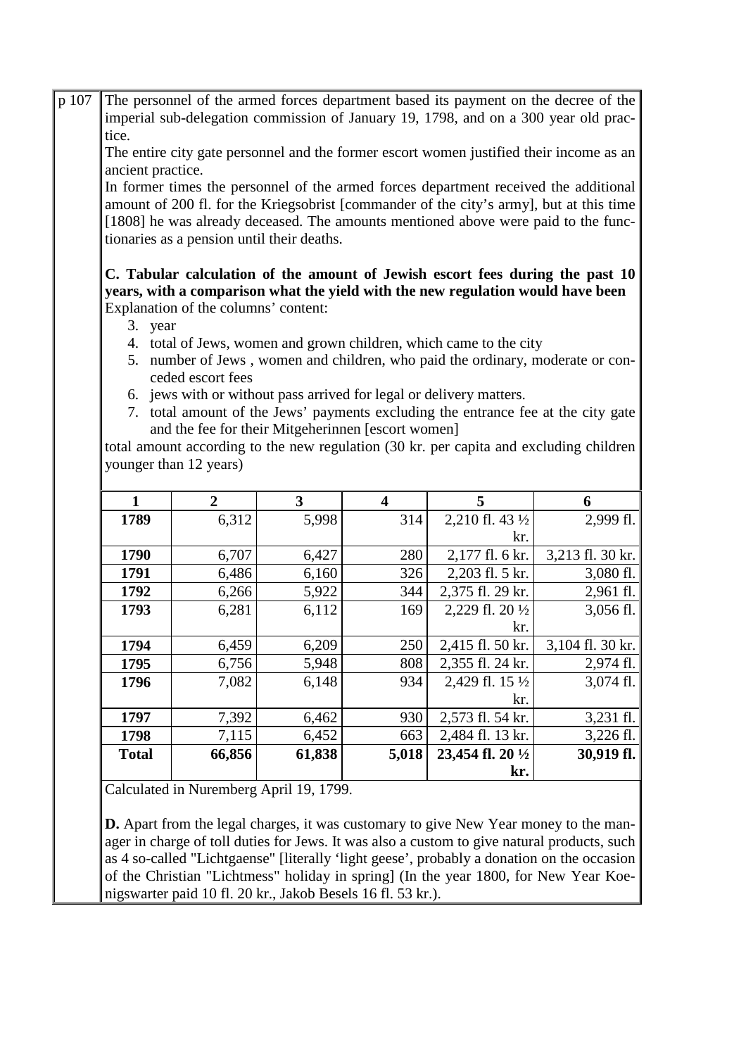p 107

The personnel of the armed forces department based its payment on the decree of the imperial sub-delegation commission of January 19, 1798, and on a 300 year old practice.

The entire city gate personnel and the former escort women justified their income as an ancient practice.

In former times the personnel of the armed forces department received the additional amount of 200 fl. for the Kriegsobrist [commander of the city's army], but at this time [1808] he was already deceased. The amounts mentioned above were paid to the functionaries as a pension until their deaths.

**C. Tabular calculation of the amount of Jewish escort fees during the past 10 years, with a comparison what the yield with the new regulation would have been**

Explanation of the columns' content:

3. year
4. total of Jews, women and grown children, which came to the city
5. number of Jews , women and children, who paid the ordinary, moderate or conceded escort fees
6. jews with or without pass arrived for legal or delivery matters.
7. total amount of the Jews' payments excluding the entrance fee at the city gate and the fee for their Mitgeherinnen [escort women]

total amount according to the new regulation (30 kr. per capita and excluding children younger than 12 years)

| 1 | 2 | 3 | 4 | 5 | 6 |
|---|---|---|---|---|---|
| **1789** | 6,312 | 5,998 | 314 | 2,210 fl. 43 ½ kr. | 2,999 fl. |
| **1790** | 6,707 | 6,427 | 280 | 2,177 fl. 6 kr. | 3,213 fl. 30 kr. |
| **1791** | 6,486 | 6,160 | 326 | 2,203 fl. 5 kr. | 3,080 fl. |
| **1792** | 6,266 | 5,922 | 344 | 2,375 fl. 29 kr. | 2,961 fl. |
| **1793** | 6,281 | 6,112 | 169 | 2,229 fl. 20 ½ kr. | 3,056 fl. |
| **1794** | 6,459 | 6,209 | 250 | 2,415 fl. 50 kr. | 3,104 fl. 30 kr. |
| **1795** | 6,756 | 5,948 | 808 | 2,355 fl. 24 kr. | 2,974 fl. |
| **1796** | 7,082 | 6,148 | 934 | 2,429 fl. 15 ½ kr. | 3,074 fl. |
| **1797** | 7,392 | 6,462 | 930 | 2,573 fl. 54 kr. | 3,231 fl. |
| **1798** | 7,115 | 6,452 | 663 | 2,484 fl. 13 kr. | 3,226 fl. |
| **Total** | **66,856** | **61,838** | **5,018** | **23,454 fl. 20 ½ kr.** | **30,919 fl.** |

Calculated in Nuremberg April 19, 1799.

**D.** Apart from the legal charges, it was customary to give New Year money to the manager in charge of toll duties for Jews. It was also a custom to give natural products, such as 4 so-called "Lichtgaense" [literally 'light geese', probably a donation on the occasion of the Christian "Lichtmess" holiday in spring] (In the year 1800, for New Year Koenigswarter paid 10 fl. 20 kr., Jakob Besels 16 fl. 53 kr.).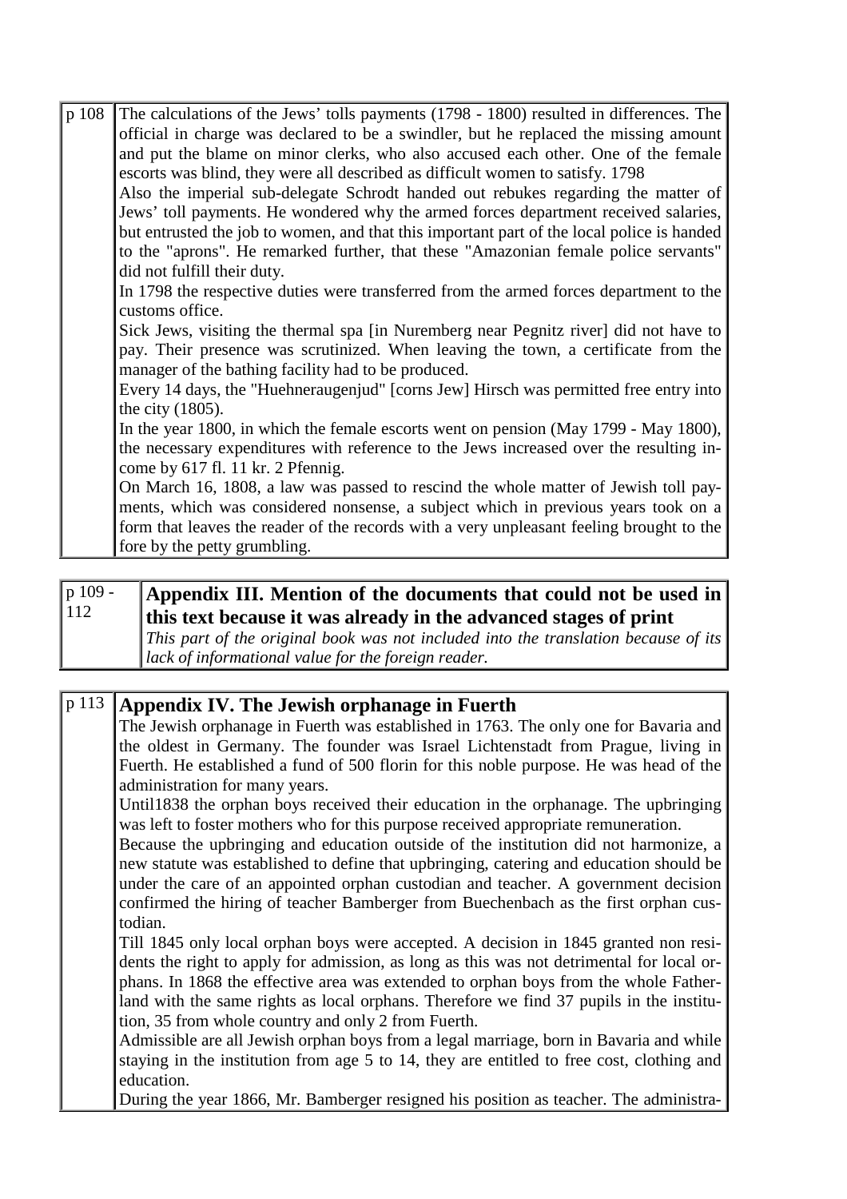p 108

The calculations of the Jews' tolls payments (1798 - 1800) resulted in differences. The official in charge was declared to be a swindler, but he replaced the missing amount and put the blame on minor clerks, who also accused each other. One of the female escorts was blind, they were all described as difficult women to satisfy. 1798

Also the imperial sub-delegate Schrodt handed out rebukes regarding the matter of Jews' toll payments. He wondered why the armed forces department received salaries, but entrusted the job to women, and that this important part of the local police is handed to the "aprons". He remarked further, that these "Amazonian female police servants" did not fulfill their duty.

In 1798 the respective duties were transferred from the armed forces department to the customs office.

Sick Jews, visiting the thermal spa [in Nuremberg near Pegnitz river] did not have to pay. Their presence was scrutinized. When leaving the town, a certificate from the manager of the bathing facility had to be produced.

Every 14 days, the "Huehneraugenjud" [corns Jew] Hirsch was permitted free entry into the city (1805).

In the year 1800, in which the female escorts went on pension (May 1799 - May 1800), the necessary expenditures with reference to the Jews increased over the resulting income by 617 fl. 11 kr. 2 Pfennig.

On March 16, 1808, a law was passed to rescind the whole matter of Jewish toll payments, which was considered nonsense, a subject which in previous years took on a form that leaves the reader of the records with a very unpleasant feeling brought to the fore by the petty grumbling.

p 109 - 112

## Appendix III. Mention of the documents that could not be used in this text because it was already in the advanced stages of print

*This part of the original book was not included into the translation because of its lack of informational value for the foreign reader.*

p 113

## Appendix IV. The Jewish orphanage in Fuerth

The Jewish orphanage in Fuerth was established in 1763. The only one for Bavaria and the oldest in Germany. The founder was Israel Lichtenstadt from Prague, living in Fuerth. He established a fund of 500 florin for this noble purpose. He was head of the administration for many years.

Until1838 the orphan boys received their education in the orphanage. The upbringing was left to foster mothers who for this purpose received appropriate remuneration.

Because the upbringing and education outside of the institution did not harmonize, a new statute was established to define that upbringing, catering and education should be under the care of an appointed orphan custodian and teacher. A government decision confirmed the hiring of teacher Bamberger from Buechenbach as the first orphan custodian.

Till 1845 only local orphan boys were accepted. A decision in 1845 granted non residents the right to apply for admission, as long as this was not detrimental for local orphans. In 1868 the effective area was extended to orphan boys from the whole Fatherland with the same rights as local orphans. Therefore we find 37 pupils in the institution, 35 from whole country and only 2 from Fuerth.

Admissible are all Jewish orphan boys from a legal marriage, born in Bavaria and while staying in the institution from age 5 to 14, they are entitled to free cost, clothing and education.

During the year 1866, Mr. Bamberger resigned his position as teacher. The administra-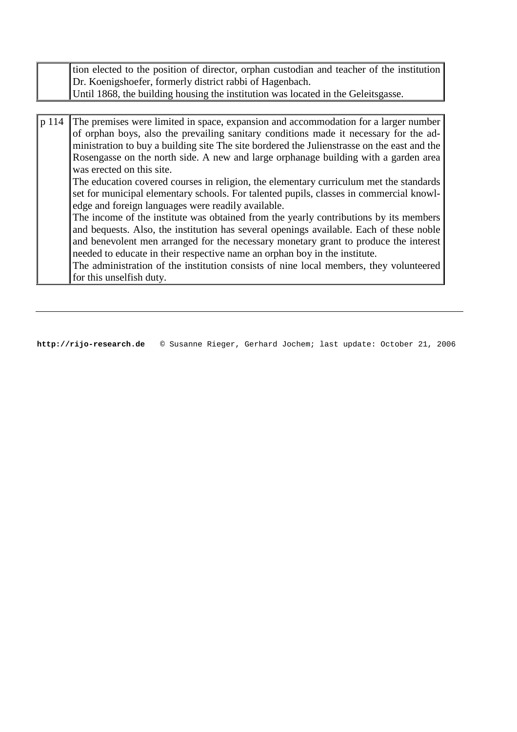| | |
|---|---|
| | tion elected to the position of director, orphan custodian and teacher of the institution Dr. Koenigshoefer, formerly district rabbi of Hagenbach.<br>Until 1868, the building housing the institution was located in the Geleitsgasse. |

| | |
|---|---|
| p 114 | The premises were limited in space, expansion and accommodation for a larger number of orphan boys, also the prevailing sanitary conditions made it necessary for the administration to buy a building site The site bordered the Julienstrasse on the east and the Rosengasse on the north side. A new and large orphanage building with a garden area was erected on this site.<br>The education covered courses in religion, the elementary curriculum met the standards set for municipal elementary schools. For talented pupils, classes in commercial knowledge and foreign languages were readily available.<br>The income of the institute was obtained from the yearly contributions by its members and bequests. Also, the institution has several openings available. Each of these noble and benevolent men arranged for the necessary monetary grant to produce the interest needed to educate in their respective name an orphan boy in the institute.<br>The administration of the institution consists of nine local members, they volunteered for this unselfish duty. |

---

**http://rijo-research.de** © Susanne Rieger, Gerhard Jochem; last update: October 21, 2006